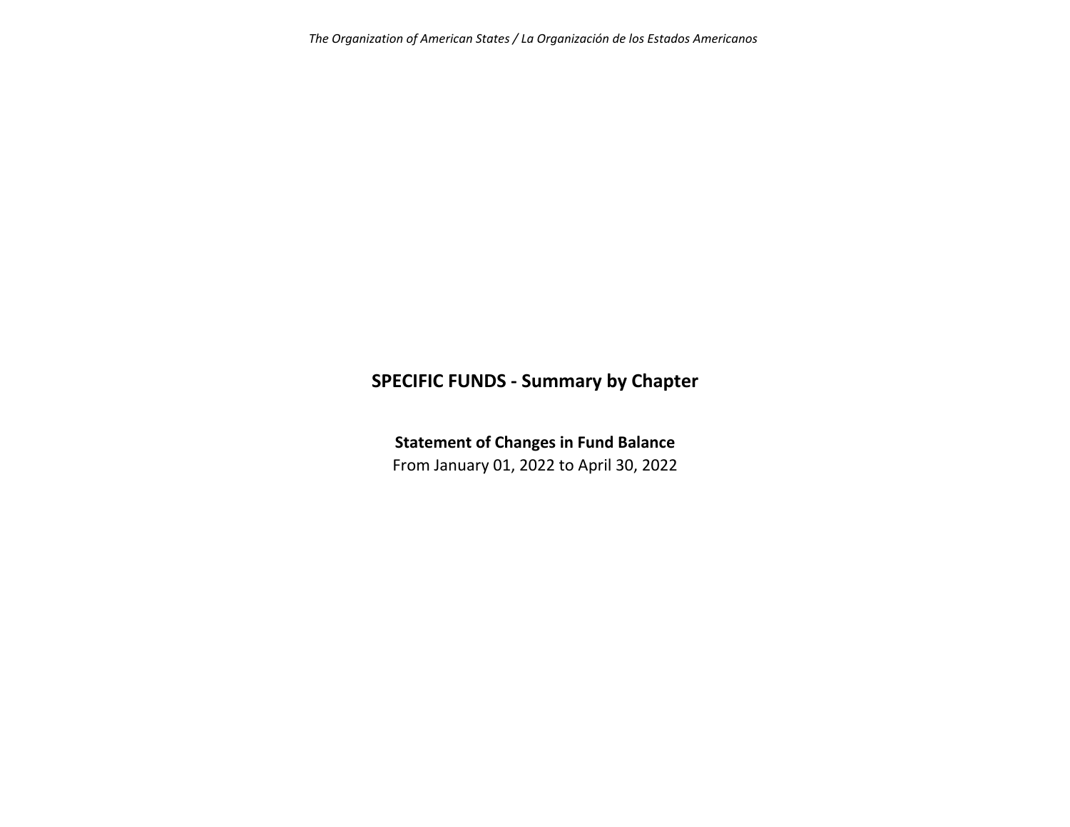# SPECIFIC FUNDS - Summary by Chapter

**Statement of Changes in Fund Balance**

From January 01, 2022 to April 30, 2022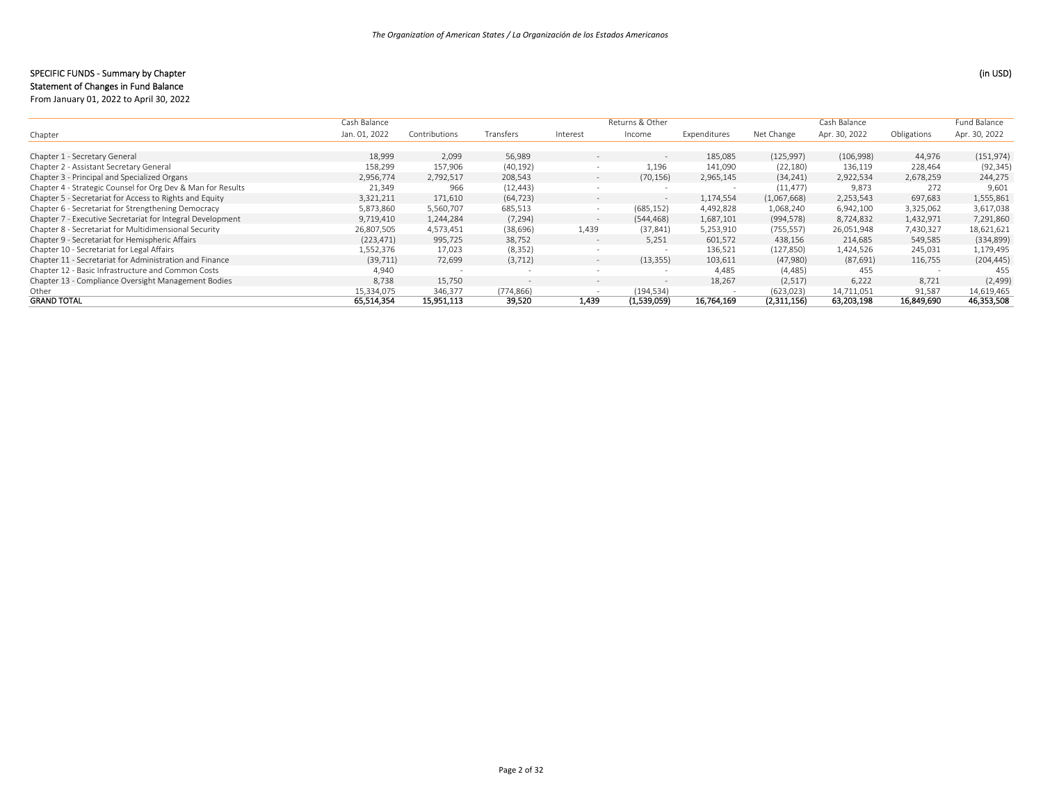**SPECIFIC FUNDS - Summary by Chapter**

**Statement of Changes in Fund Balance**

From January 01, 2022 to April 30, 2022

(in USD)

| Chapter | Cash Balance Jan. 01, 2022 | Contributions | Transfers | Interest | Returns & Other Income | Expenditures | Net Change | Cash Balance Apr. 30, 2022 | Obligations | Fund Balance Apr. 30, 2022 |
|---|---|---|---|---|---|---|---|---|---|---|
| Chapter 1 - Secretary General | 18,999 | 2,099 | 56,989 | - | - | 185,085 | (125,997) | (106,998) | 44,976 | (151,974) |
| Chapter 2 - Assistant Secretary General | 158,299 | 157,906 | (40,192) | - | 1,196 | 141,090 | (22,180) | 136,119 | 228,464 | (92,345) |
| Chapter 3 - Principal and Specialized Organs | 2,956,774 | 2,792,517 | 208,543 | - | (70,156) | 2,965,145 | (34,241) | 2,922,534 | 2,678,259 | 244,275 |
| Chapter 4 - Strategic Counsel for Org Dev & Man for Results | 21,349 | 966 | (12,443) | - | - | - | (11,477) | 9,873 | 272 | 9,601 |
| Chapter 5 - Secretariat for Access to Rights and Equity | 3,321,211 | 171,610 | (64,723) | - | - | 1,174,554 | (1,067,668) | 2,253,543 | 697,683 | 1,555,861 |
| Chapter 6 - Secretariat for Strengthening Democracy | 5,873,860 | 5,560,707 | 685,513 | - | (685,152) | 4,492,828 | 1,068,240 | 6,942,100 | 3,325,062 | 3,617,038 |
| Chapter 7 - Executive Secretariat for Integral Development | 9,719,410 | 1,244,284 | (7,294) | - | (544,468) | 1,687,101 | (994,578) | 8,724,832 | 1,432,971 | 7,291,860 |
| Chapter 8 - Secretariat for Multidimensional Security | 26,807,505 | 4,573,451 | (38,696) | 1,439 | (37,841) | 5,253,910 | (755,557) | 26,051,948 | 7,430,327 | 18,621,621 |
| Chapter 9 - Secretariat for Hemispheric Affairs | (223,471) | 995,725 | 38,752 | - | 5,251 | 601,572 | 438,156 | 214,685 | 549,585 | (334,899) |
| Chapter 10 - Secretariat for Legal Affairs | 1,552,376 | 17,023 | (8,352) | - | - | 136,521 | (127,850) | 1,424,526 | 245,031 | 1,179,495 |
| Chapter 11 - Secretariat for Administration and Finance | (39,711) | 72,699 | (3,712) | - | (13,355) | 103,611 | (47,980) | (87,691) | 116,755 | (204,445) |
| Chapter 12 - Basic Infrastructure and Common Costs | 4,940 | - | - | - | - | 4,485 | (4,485) | 455 | - | 455 |
| Chapter 13 - Compliance Oversight Management Bodies | 8,738 | 15,750 | - | - | - | 18,267 | (2,517) | 6,222 | 8,721 | (2,499) |
| Other | 15,334,075 | 346,377 | (774,866) | - | (194,534) | - | (623,023) | 14,711,051 | 91,587 | 14,619,465 |
| **GRAND TOTAL** | **65,514,354** | **15,951,113** | **39,520** | **1,439** | **(1,539,059)** | **16,764,169** | **(2,311,156)** | **63,203,198** | **16,849,690** | **46,353,508** |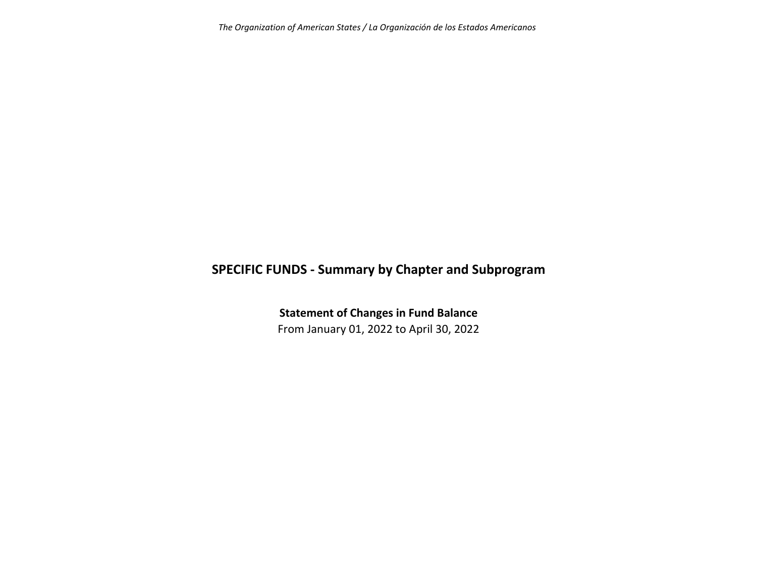# SPECIFIC FUNDS - Summary by Chapter and Subprogram

**Statement of Changes in Fund Balance**

From January 01, 2022 to April 30, 2022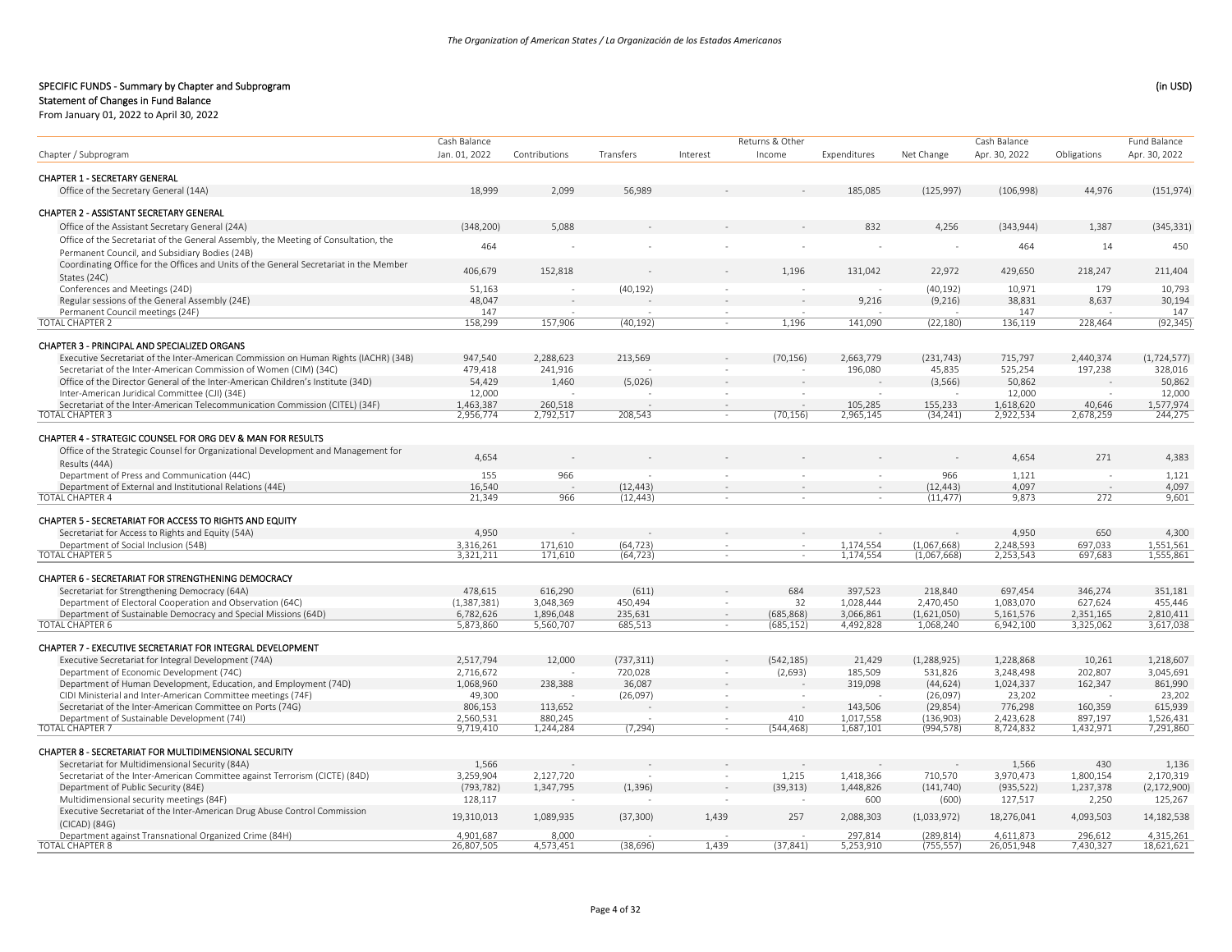## SPECIFIC FUNDS - Summary by Chapter and Subprogram

(in USD)

### Statement of Changes in Fund Balance

From January 01, 2022 to April 30, 2022

| Chapter / Subprogram | Cash Balance Jan. 01, 2022 | Contributions | Transfers | Interest | Returns & Other Income | Expenditures | Net Change | Cash Balance Apr. 30, 2022 | Obligations | Fund Balance Apr. 30, 2022 |
|---|---|---|---|---|---|---|---|---|---|---|
| **CHAPTER 1 - SECRETARY GENERAL** | | | | | | | | | | |
| Office of the Secretary General (14A) | 18,999 | 2,099 | 56,989 | - | - | 185,085 | (125,997) | (106,998) | 44,976 | (151,974) |
| **CHAPTER 2 - ASSISTANT SECRETARY GENERAL** | | | | | | | | | | |
| Office of the Assistant Secretary General (24A) | (348,200) | 5,088 | - | - | - | 832 | 4,256 | (343,944) | 1,387 | (345,331) |
| Office of the Secretariat of the General Assembly, the Meeting of Consultation, the Permanent Council, and Subsidiary Bodies (24B) | 464 | - | - | - | - | - | - | 464 | 14 | 450 |
| Coordinating Office for the Offices and Units of the General Secretariat in the Member States (24C) | 406,679 | 152,818 | - | - | 1,196 | 131,042 | 22,972 | 429,650 | 218,247 | 211,404 |
| Conferences and Meetings (24D) | 51,163 | - | (40,192) | - | - | - | (40,192) | 10,971 | 179 | 10,793 |
| Regular sessions of the General Assembly (24E) | 48,047 | - | - | - | - | 9,216 | (9,216) | 38,831 | 8,637 | 30,194 |
| Permanent Council meetings (24F) | 147 | - | - | - | - | - | - | 147 | - | 147 |
| TOTAL CHAPTER 2 | 158,299 | 157,906 | (40,192) | - | 1,196 | 141,090 | (22,180) | 136,119 | 228,464 | (92,345) |
| **CHAPTER 3 - PRINCIPAL AND SPECIALIZED ORGANS** | | | | | | | | | | |
| Executive Secretariat of the Inter-American Commission on Human Rights (IACHR) (34B) | 947,540 | 2,288,623 | 213,569 | - | (70,156) | 2,663,779 | (231,743) | 715,797 | 2,440,374 | (1,724,577) |
| Secretariat of the Inter-American Commission of Women (CIM) (34C) | 479,418 | 241,916 | - | - | - | 196,080 | 45,835 | 525,254 | 197,238 | 328,016 |
| Office of the Director General of the Inter-American Children's Institute (34D) | 54,429 | 1,460 | (5,026) | - | - | - | (3,566) | 50,862 | - | 50,862 |
| Inter-American Juridical Committee (CJI) (34E) | 12,000 | - | - | - | - | - | - | 12,000 | - | 12,000 |
| Secretariat of the Inter-American Telecommunication Commission (CITEL) (34F) | 1,463,387 | 260,518 | - | - | - | 105,285 | 155,233 | 1,618,620 | 40,646 | 1,577,974 |
| TOTAL CHAPTER 3 | 2,956,774 | 2,792,517 | 208,543 | - | (70,156) | 2,965,145 | (34,241) | 2,922,534 | 2,678,259 | 244,275 |
| **CHAPTER 4 - STRATEGIC COUNSEL FOR ORG DEV & MAN FOR RESULTS** | | | | | | | | | | |
| Office of the Strategic Counsel for Organizational Development and Management for Results (44A) | 4,654 | - | - | - | - | - | - | 4,654 | 271 | 4,383 |
| Department of Press and Communication (44C) | 155 | 966 | - | - | - | - | 966 | 1,121 | - | 1,121 |
| Department of External and Institutional Relations (44E) | 16,540 | - | (12,443) | - | - | - | (12,443) | 4,097 | - | 4,097 |
| TOTAL CHAPTER 4 | 21,349 | 966 | (12,443) | - | - | - | (11,477) | 9,873 | 272 | 9,601 |
| **CHAPTER 5 - SECRETARIAT FOR ACCESS TO RIGHTS AND EQUITY** | | | | | | | | | | |
| Secretariat for Access to Rights and Equity (54A) | 4,950 | - | - | - | - | - | - | 4,950 | 650 | 4,300 |
| Department of Social Inclusion (54B) | 3,316,261 | 171,610 | (64,723) | - | - | 1,174,554 | (1,067,668) | 2,248,593 | 697,033 | 1,551,561 |
| TOTAL CHAPTER 5 | 3,321,211 | 171,610 | (64,723) | - | - | 1,174,554 | (1,067,668) | 2,253,543 | 697,683 | 1,555,861 |
| **CHAPTER 6 - SECRETARIAT FOR STRENGTHENING DEMOCRACY** | | | | | | | | | | |
| Secretariat for Strengthening Democracy (64A) | 478,615 | 616,290 | (611) | - | 684 | 397,523 | 218,840 | 697,454 | 346,274 | 351,181 |
| Department of Electoral Cooperation and Observation (64C) | (1,387,381) | 3,048,369 | 450,494 | - | 32 | 1,028,444 | 2,470,450 | 1,083,070 | 627,624 | 455,446 |
| Department of Sustainable Democracy and Special Missions (64D) | 6,782,626 | 1,896,048 | 235,631 | - | (685,868) | 3,066,861 | (1,621,050) | 5,161,576 | 2,351,165 | 2,810,411 |
| TOTAL CHAPTER 6 | 5,873,860 | 5,560,707 | 685,513 | - | (685,152) | 4,492,828 | 1,068,240 | 6,942,100 | 3,325,062 | 3,617,038 |
| **CHAPTER 7 - EXECUTIVE SECRETARIAT FOR INTEGRAL DEVELOPMENT** | | | | | | | | | | |
| Executive Secretariat for Integral Development (74A) | 2,517,794 | 12,000 | (737,311) | - | (542,185) | 21,429 | (1,288,925) | 1,228,868 | 10,261 | 1,218,607 |
| Department of Economic Development (74C) | 2,716,672 | - | 720,028 | - | (2,693) | 185,509 | 531,826 | 3,248,498 | 202,807 | 3,045,691 |
| Department of Human Development, Education, and Employment (74D) | 1,068,960 | 238,388 | 36,087 | - | - | 319,098 | (44,624) | 1,024,337 | 162,347 | 861,990 |
| CIDI Ministerial and Inter-American Committee meetings (74F) | 49,300 | - | (26,097) | - | - | - | (26,097) | 23,202 | - | 23,202 |
| Secretariat of the Inter-American Committee on Ports (74G) | 806,153 | 113,652 | - | - | - | 143,506 | (29,854) | 776,298 | 160,359 | 615,939 |
| Department of Sustainable Development (74I) | 2,560,531 | 880,245 | - | - | 410 | 1,017,558 | (136,903) | 2,423,628 | 897,197 | 1,526,431 |
| TOTAL CHAPTER 7 | 9,719,410 | 1,244,284 | (7,294) | - | (544,468) | 1,687,101 | (994,578) | 8,724,832 | 1,432,971 | 7,291,860 |
| **CHAPTER 8 - SECRETARIAT FOR MULTIDIMENSIONAL SECURITY** | | | | | | | | | | |
| Secretariat for Multidimensional Security (84A) | 1,566 | - | - | - | - | - | - | 1,566 | 430 | 1,136 |
| Secretariat of the Inter-American Committee against Terrorism (CICTE) (84D) | 3,259,904 | 2,127,720 | - | - | 1,215 | 1,418,366 | 710,570 | 3,970,473 | 1,800,154 | 2,170,319 |
| Department of Public Security (84E) | (793,782) | 1,347,795 | (1,396) | - | (39,313) | 1,448,826 | (141,740) | (935,522) | 1,237,378 | (2,172,900) |
| Multidimensional security meetings (84F) | 128,117 | - | - | - | - | 600 | (600) | 127,517 | 2,250 | 125,267 |
| Executive Secretariat of the Inter-American Drug Abuse Control Commission (CICAD) (84G) | 19,310,013 | 1,089,935 | (37,300) | 1,439 | 257 | 2,088,303 | (1,033,972) | 18,276,041 | 4,093,503 | 14,182,538 |
| Department against Transnational Organized Crime (84H) | 4,901,687 | 8,000 | - | - | - | 297,814 | (289,814) | 4,611,873 | 296,612 | 4,315,261 |
| TOTAL CHAPTER 8 | 26,807,505 | 4,573,451 | (38,696) | 1,439 | (37,841) | 5,253,910 | (755,557) | 26,051,948 | 7,430,327 | 18,621,621 |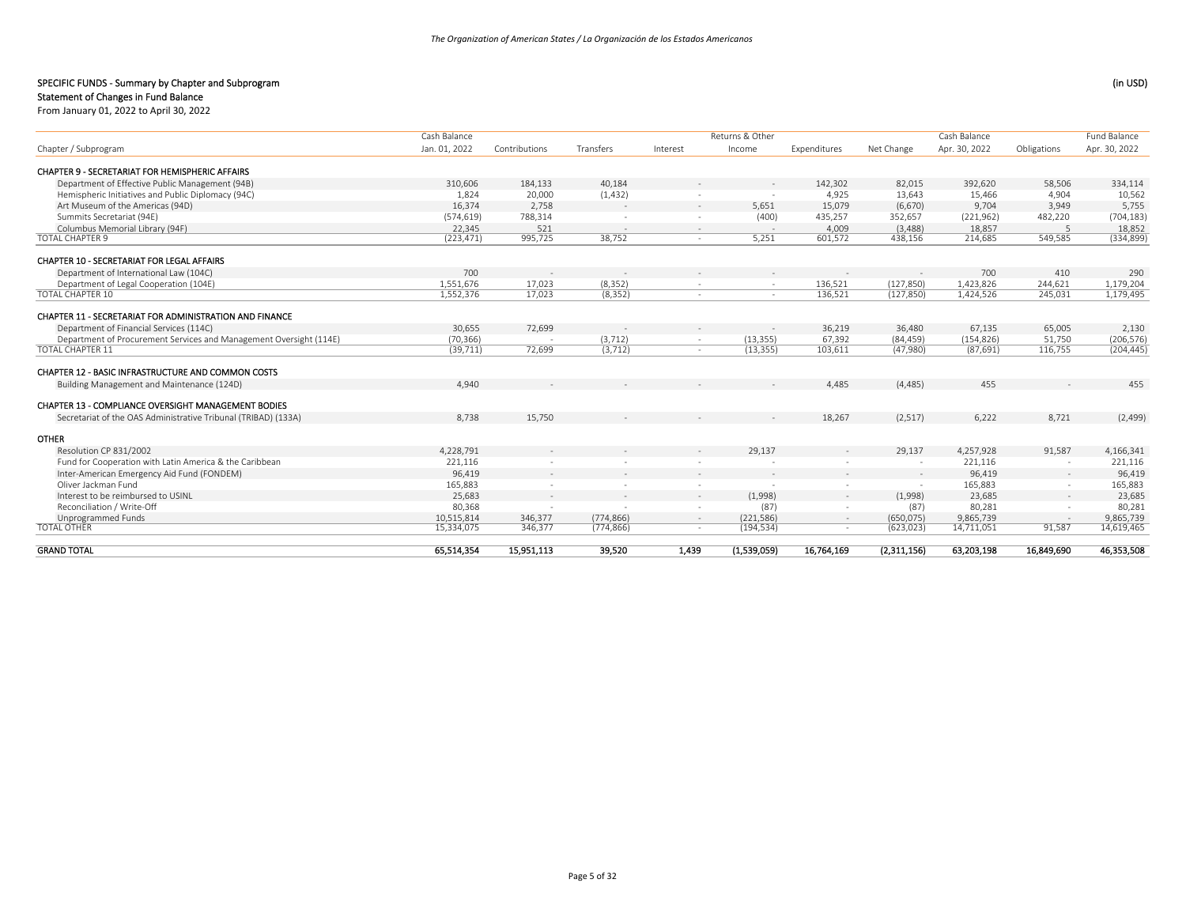## SPECIFIC FUNDS - Summary by Chapter and Subprogram

(in USD)

### Statement of Changes in Fund Balance

From January 01, 2022 to April 30, 2022

| Chapter / Subprogram | Cash Balance Jan. 01, 2022 | Contributions | Transfers | Interest | Returns & Other Income | Expenditures | Net Change | Cash Balance Apr. 30, 2022 | Obligations | Fund Balance Apr. 30, 2022 |
|---|---|---|---|---|---|---|---|---|---|---|
| **CHAPTER 9 - SECRETARIAT FOR HEMISPHERIC AFFAIRS** | | | | | | | | | | |
| Department of Effective Public Management (94B) | 310,606 | 184,133 | 40,184 | - | - | 142,302 | 82,015 | 392,620 | 58,506 | 334,114 |
| Hemispheric Initiatives and Public Diplomacy (94C) | 1,824 | 20,000 | (1,432) | - | - | 4,925 | 13,643 | 15,466 | 4,904 | 10,562 |
| Art Museum of the Americas (94D) | 16,374 | 2,758 | - | - | 5,651 | 15,079 | (6,670) | 9,704 | 3,949 | 5,755 |
| Summits Secretariat (94E) | (574,619) | 788,314 | - | - | (400) | 435,257 | 352,657 | (221,962) | 482,220 | (704,183) |
| Columbus Memorial Library (94F) | 22,345 | 521 | - | - | - | 4,009 | (3,488) | 18,857 | 5 | 18,852 |
| TOTAL CHAPTER 9 | (223,471) | 995,725 | 38,752 | - | 5,251 | 601,572 | 438,156 | 214,685 | 549,585 | (334,899) |
| **CHAPTER 10 - SECRETARIAT FOR LEGAL AFFAIRS** | | | | | | | | | | |
| Department of International Law (104C) | 700 | - | - | - | - | - | - | 700 | 410 | 290 |
| Department of Legal Cooperation (104E) | 1,551,676 | 17,023 | (8,352) | - | - | 136,521 | (127,850) | 1,423,826 | 244,621 | 1,179,204 |
| TOTAL CHAPTER 10 | 1,552,376 | 17,023 | (8,352) | - | - | 136,521 | (127,850) | 1,424,526 | 245,031 | 1,179,495 |
| **CHAPTER 11 - SECRETARIAT FOR ADMINISTRATION AND FINANCE** | | | | | | | | | | |
| Department of Financial Services (114C) | 30,655 | 72,699 | - | - | - | 36,219 | 36,480 | 67,135 | 65,005 | 2,130 |
| Department of Procurement Services and Management Oversight (114E) | (70,366) | - | (3,712) | - | (13,355) | 67,392 | (84,459) | (154,826) | 51,750 | (206,576) |
| TOTAL CHAPTER 11 | (39,711) | 72,699 | (3,712) | - | (13,355) | 103,611 | (47,980) | (87,691) | 116,755 | (204,445) |
| **CHAPTER 12 - BASIC INFRASTRUCTURE AND COMMON COSTS** | | | | | | | | | | |
| Building Management and Maintenance (124D) | 4,940 | - | - | - | - | 4,485 | (4,485) | 455 | - | 455 |
| **CHAPTER 13 - COMPLIANCE OVERSIGHT MANAGEMENT BODIES** | | | | | | | | | | |
| Secretariat of the OAS Administrative Tribunal (TRIBAD) (133A) | 8,738 | 15,750 | - | - | - | 18,267 | (2,517) | 6,222 | 8,721 | (2,499) |
| **OTHER** | | | | | | | | | | |
| Resolution CP 831/2002 | 4,228,791 | - | - | - | 29,137 | - | 29,137 | 4,257,928 | 91,587 | 4,166,341 |
| Fund for Cooperation with Latin America & the Caribbean | 221,116 | - | - | - | - | - | - | 221,116 | - | 221,116 |
| Inter-American Emergency Aid Fund (FONDEM) | 96,419 | - | - | - | - | - | - | 96,419 | - | 96,419 |
| Oliver Jackman Fund | 165,883 | - | - | - | - | - | - | 165,883 | - | 165,883 |
| Interest to be reimbursed to USINL | 25,683 | - | - | - | (1,998) | - | (1,998) | 23,685 | - | 23,685 |
| Reconciliation / Write-Off | 80,368 | - | - | - | (87) | - | (87) | 80,281 | - | 80,281 |
| Unprogrammed Funds | 10,515,814 | 346,377 | (774,866) | - | (221,586) | - | (650,075) | 9,865,739 | - | 9,865,739 |
| TOTAL OTHER | 15,334,075 | 346,377 | (774,866) | - | (194,534) | - | (623,023) | 14,711,051 | 91,587 | 14,619,465 |
| **GRAND TOTAL** | 65,514,354 | 15,951,113 | 39,520 | 1,439 | (1,539,059) | 16,764,169 | (2,311,156) | 63,203,198 | 16,849,690 | 46,353,508 |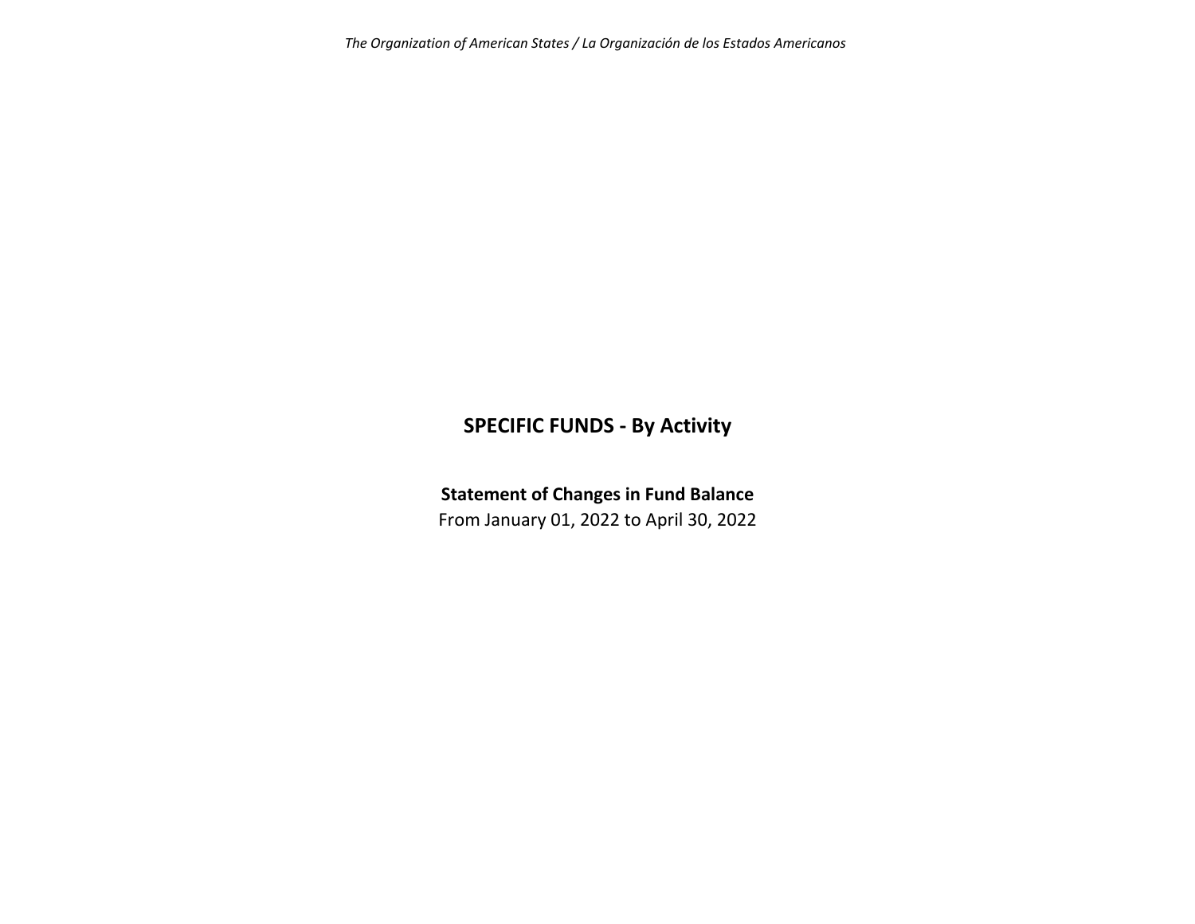# SPECIFIC FUNDS - By Activity

**Statement of Changes in Fund Balance**

From January 01, 2022 to April 30, 2022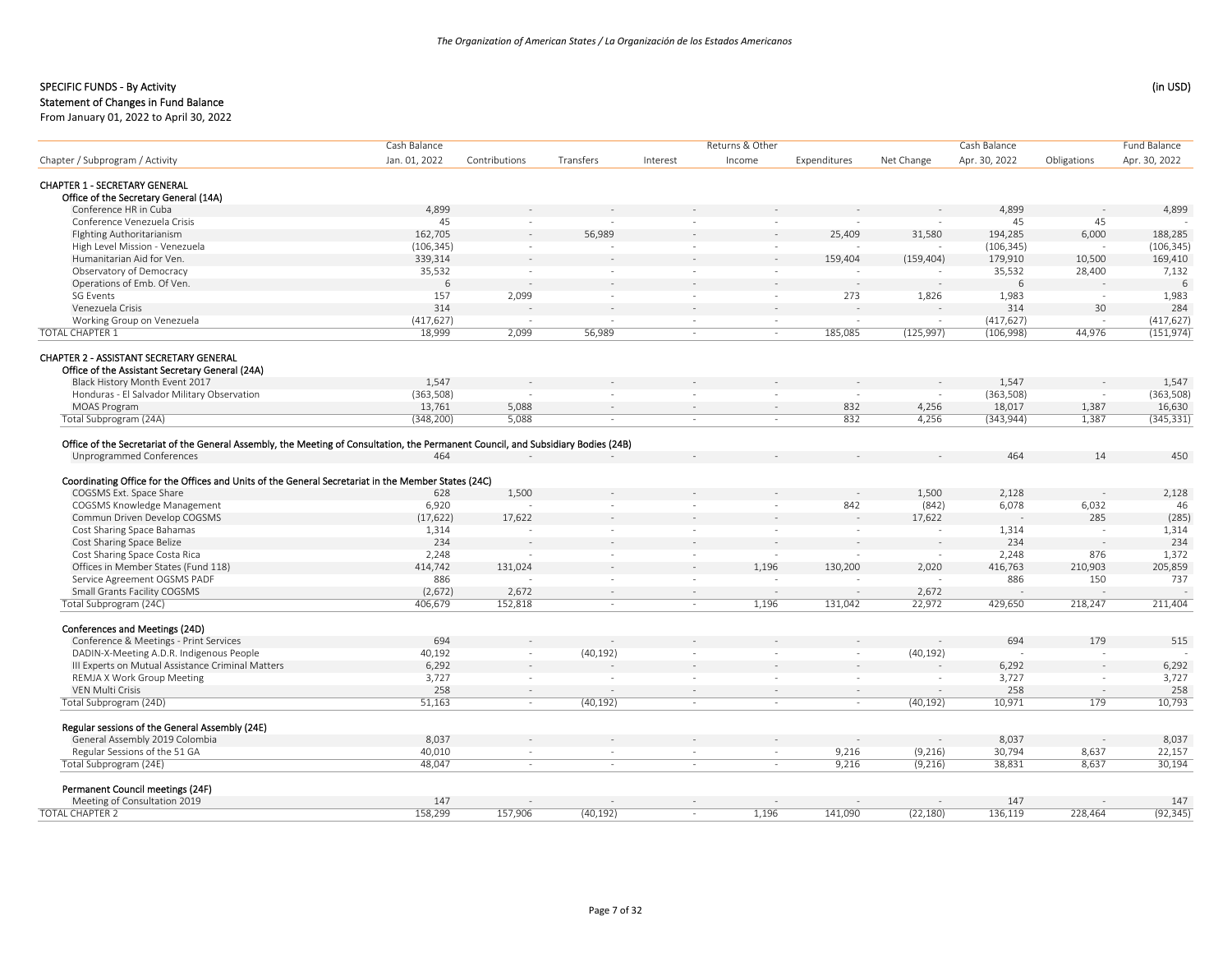## SPECIFIC FUNDS - By Activity

(in USD)

**Statement of Changes in Fund Balance**

From January 01, 2022 to April 30, 2022

| Chapter / Subprogram / Activity | Cash Balance Jan. 01, 2022 | Contributions | Transfers | Interest | Returns & Other Income | Expenditures | Net Change | Cash Balance Apr. 30, 2022 | Obligations | Fund Balance Apr. 30, 2022 |
|---|---|---|---|---|---|---|---|---|---|---|
| **CHAPTER 1 - SECRETARY GENERAL** | | | | | | | | | | |
| **Office of the Secretary General (14A)** | | | | | | | | | | |
| Conference HR in Cuba | 4,899 | - | - | - | - | - | - | 4,899 | - | 4,899 |
| Conference Venezuela Crisis | 45 | - | - | - | - | - | - | 45 | 45 | - |
| FIghting Authoritarianism | 162,705 | - | 56,989 | - | - | 25,409 | 31,580 | 194,285 | 6,000 | 188,285 |
| High Level Mission - Venezuela | (106,345) | - | - | - | - | - | - | (106,345) | - | (106,345) |
| Humanitarian Aid for Ven. | 339,314 | - | - | - | - | 159,404 | (159,404) | 179,910 | 10,500 | 169,410 |
| Observatory of Democracy | 35,532 | - | - | - | - | - | - | 35,532 | 28,400 | 7,132 |
| Operations of Emb. Of Ven. | 6 | - | - | - | - | - | - | 6 | - | 6 |
| SG Events | 157 | 2,099 | - | - | - | 273 | 1,826 | 1,983 | - | 1,983 |
| Venezuela Crisis | 314 | - | - | - | - | - | - | 314 | 30 | 284 |
| Working Group on Venezuela | (417,627) | - | - | - | - | - | - | (417,627) | - | (417,627) |
| TOTAL CHAPTER 1 | 18,999 | 2,099 | 56,989 | - | - | 185,085 | (125,997) | (106,998) | 44,976 | (151,974) |
| **CHAPTER 2 - ASSISTANT SECRETARY GENERAL** | | | | | | | | | | |
| **Office of the Assistant Secretary General (24A)** | | | | | | | | | | |
| Black History Month Event 2017 | 1,547 | - | - | - | - | - | - | 1,547 | - | 1,547 |
| Honduras - El Salvador Military Observation | (363,508) | - | - | - | - | - | - | (363,508) | - | (363,508) |
| MOAS Program | 13,761 | 5,088 | - | - | - | 832 | 4,256 | 18,017 | 1,387 | 16,630 |
| Total Subprogram (24A) | (348,200) | 5,088 | - | - | - | 832 | 4,256 | (343,944) | 1,387 | (345,331) |
| **Office of the Secretariat of the General Assembly, the Meeting of Consultation, the Permanent Council, and Subsidiary Bodies (24B)** | | | | | | | | | | |
| Unprogrammed Conferences | 464 | - | - | - | - | - | - | 464 | 14 | 450 |
| **Coordinating Office for the Offices and Units of the General Secretariat in the Member States (24C)** | | | | | | | | | | |
| COGSMS Ext. Space Share | 628 | 1,500 | - | - | - | - | 1,500 | 2,128 | - | 2,128 |
| COGSMS Knowledge Management | 6,920 | - | - | - | - | 842 | (842) | 6,078 | 6,032 | 46 |
| Commun Driven Develop COGSMS | (17,622) | 17,622 | - | - | - | - | 17,622 | - | 285 | (285) |
| Cost Sharing Space Bahamas | 1,314 | - | - | - | - | - | - | 1,314 | - | 1,314 |
| Cost Sharing Space Belize | 234 | - | - | - | - | - | - | 234 | - | 234 |
| Cost Sharing Space Costa Rica | 2,248 | - | - | - | - | - | - | 2,248 | 876 | 1,372 |
| Offices in Member States (Fund 118) | 414,742 | 131,024 | - | - | 1,196 | 130,200 | 2,020 | 416,763 | 210,903 | 205,859 |
| Service Agreement OGSMS PADF | 886 | - | - | - | - | - | - | 886 | 150 | 737 |
| Small Grants Facility COGSMS | (2,672) | 2,672 | - | - | - | - | 2,672 | - | - | - |
| Total Subprogram (24C) | 406,679 | 152,818 | - | - | 1,196 | 131,042 | 22,972 | 429,650 | 218,247 | 211,404 |
| **Conferences and Meetings (24D)** | | | | | | | | | | |
| Conference & Meetings - Print Services | 694 | - | - | - | - | - | - | 694 | 179 | 515 |
| DADIN-X-Meeting A.D.R. Indigenous People | 40,192 | - | (40,192) | - | - | - | (40,192) | - | - | - |
| III Experts on Mutual Assistance Criminal Matters | 6,292 | - | - | - | - | - | - | 6,292 | - | 6,292 |
| REMJA X Work Group Meeting | 3,727 | - | - | - | - | - | - | 3,727 | - | 3,727 |
| VEN Multi Crisis | 258 | - | - | - | - | - | - | 258 | - | 258 |
| Total Subprogram (24D) | 51,163 | - | (40,192) | - | - | - | (40,192) | 10,971 | 179 | 10,793 |
| **Regular sessions of the General Assembly (24E)** | | | | | | | | | | |
| General Assembly 2019 Colombia | 8,037 | - | - | - | - | - | - | 8,037 | - | 8,037 |
| Regular Sessions of the 51 GA | 40,010 | - | - | - | - | 9,216 | (9,216) | 30,794 | 8,637 | 22,157 |
| Total Subprogram (24E) | 48,047 | - | - | - | - | 9,216 | (9,216) | 38,831 | 8,637 | 30,194 |
| **Permanent Council meetings (24F)** | | | | | | | | | | |
| Meeting of Consultation 2019 | 147 | - | - | - | - | - | - | 147 | - | 147 |
| TOTAL CHAPTER 2 | 158,299 | 157,906 | (40,192) | - | 1,196 | 141,090 | (22,180) | 136,119 | 228,464 | (92,345) |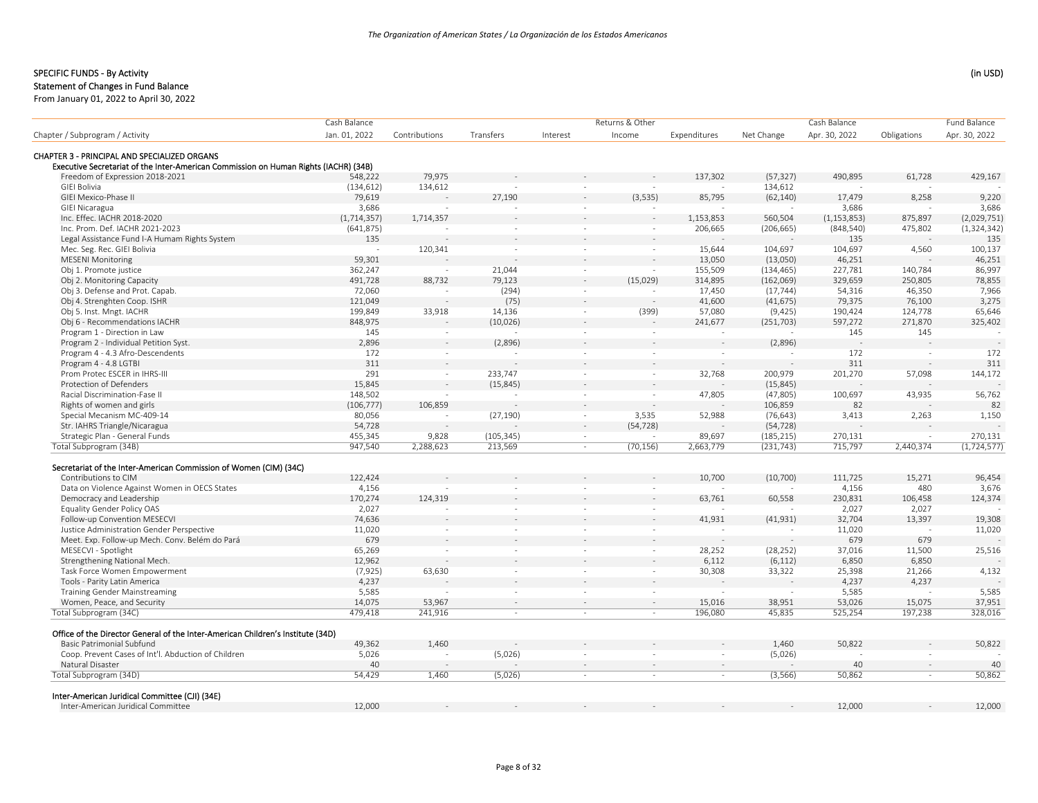## SPECIFIC FUNDS - By Activity

**Statement of Changes in Fund Balance**

From January 01, 2022 to April 30, 2022

(in USD)

| Chapter / Subprogram / Activity | Cash Balance Jan. 01, 2022 | Contributions | Transfers | Interest | Returns & Other Income | Expenditures | Net Change | Cash Balance Apr. 30, 2022 | Obligations | Fund Balance Apr. 30, 2022 |
|---|---|---|---|---|---|---|---|---|---|---|
| **CHAPTER 3 - PRINCIPAL AND SPECIALIZED ORGANS** | | | | | | | | | | |
| **Executive Secretariat of the Inter-American Commission on Human Rights (IACHR) (34B)** | | | | | | | | | | |
| Freedom of Expression 2018-2021 | 548,222 | 79,975 | - | - | - | 137,302 | (57,327) | 490,895 | 61,728 | 429,167 |
| GIEI Bolivia | (134,612) | 134,612 | - | - | - | - | 134,612 | - | - | - |
| GIEI Mexico-Phase II | 79,619 | - | 27,190 | - | (3,535) | 85,795 | (62,140) | 17,479 | 8,258 | 9,220 |
| GIEI Nicaragua | 3,686 | - | - | - | - | - | - | 3,686 | - | 3,686 |
| Inc. Effec. IACHR 2018-2020 | (1,714,357) | 1,714,357 | - | - | - | 1,153,853 | 560,504 | (1,153,853) | 875,897 | (2,029,751) |
| Inc. Prom. Def. IACHR 2021-2023 | (641,875) | - | - | - | - | 206,665 | (206,665) | (848,540) | 475,802 | (1,324,342) |
| Legal Assistance Fund I-A Humam Rights System | 135 | - | - | - | - | - | - | 135 | - | 135 |
| Mec. Seg. Rec. GIEI Bolivia | - | 120,341 | - | - | - | 15,644 | 104,697 | 104,697 | 4,560 | 100,137 |
| MESENI Monitoring | 59,301 | - | - | - | - | 13,050 | (13,050) | 46,251 | - | 46,251 |
| Obj 1. Promote justice | 362,247 | - | 21,044 | - | - | 155,509 | (134,465) | 227,781 | 140,784 | 86,997 |
| Obj 2. Monitoring Capacity | 491,728 | 88,732 | 79,123 | - | (15,029) | 314,895 | (162,069) | 329,659 | 250,805 | 78,855 |
| Obj 3. Defense and Prot. Capab. | 72,060 | - | (294) | - | - | 17,450 | (17,744) | 54,316 | 46,350 | 7,966 |
| Obj 4. Strenghten Coop. ISHR | 121,049 | - | (75) | - | - | 41,600 | (41,675) | 79,375 | 76,100 | 3,275 |
| Obj 5. Inst. Mngt. IACHR | 199,849 | 33,918 | 14,136 | - | (399) | 57,080 | (9,425) | 190,424 | 124,778 | 65,646 |
| Obj 6 - Recommendations IACHR | 848,975 | - | (10,026) | - | - | 241,677 | (251,703) | 597,272 | 271,870 | 325,402 |
| Program 1 - Direction in Law | 145 | - | - | - | - | - | - | 145 | 145 | - |
| Program 2 - Individual Petition Syst. | 2,896 | - | (2,896) | - | - | - | (2,896) | - | - | - |
| Program 4 - 4.3 Afro-Descendents | 172 | - | - | - | - | - | - | 172 | - | 172 |
| Program 4 - 4.8 LGTBI | 311 | - | - | - | - | - | - | 311 | - | 311 |
| Prom Protec ESCER in IHRS-III | 291 | - | 233,747 | - | - | 32,768 | 200,979 | 201,270 | 57,098 | 144,172 |
| Protection of Defenders | 15,845 | - | (15,845) | - | - | - | (15,845) | - | - | - |
| Racial Discrimination-Fase II | 148,502 | - | - | - | - | 47,805 | (47,805) | 100,697 | 43,935 | 56,762 |
| Rights of women and girls | (106,777) | 106,859 | - | - | - | - | 106,859 | 82 | - | 82 |
| Special Mecanism MC-409-14 | 80,056 | - | (27,190) | - | 3,535 | 52,988 | (76,643) | 3,413 | 2,263 | 1,150 |
| Str. IAHRS Triangle/Nicaragua | 54,728 | - | - | - | (54,728) | - | (54,728) | - | - | - |
| Strategic Plan - General Funds | 455,345 | 9,828 | (105,345) | - | - | 89,697 | (185,215) | 270,131 | - | 270,131 |
| Total Subprogram (34B) | 947,540 | 2,288,623 | 213,569 | - | (70,156) | 2,663,779 | (231,743) | 715,797 | 2,440,374 | (1,724,577) |
| **Secretariat of the Inter-American Commission of Women (CIM) (34C)** | | | | | | | | | | |
| Contributions to CIM | 122,424 | - | - | - | - | 10,700 | (10,700) | 111,725 | 15,271 | 96,454 |
| Data on Violence Against Women in OECS States | 4,156 | - | - | - | - | - | - | 4,156 | 480 | 3,676 |
| Democracy and Leadership | 170,274 | 124,319 | - | - | - | 63,761 | 60,558 | 230,831 | 106,458 | 124,374 |
| Equality Gender Policy OAS | 2,027 | - | - | - | - | - | - | 2,027 | 2,027 | - |
| Follow-up Convention MESECVI | 74,636 | - | - | - | - | 41,931 | (41,931) | 32,704 | 13,397 | 19,308 |
| Justice Administration Gender Perspective | 11,020 | - | - | - | - | - | - | 11,020 | - | 11,020 |
| Meet. Exp. Follow-up Mech. Conv. Belém do Pará | 679 | - | - | - | - | - | - | 679 | 679 | - |
| MESECVI - Spotlight | 65,269 | - | - | - | - | 28,252 | (28,252) | 37,016 | 11,500 | 25,516 |
| Strengthening National Mech. | 12,962 | - | - | - | - | 6,112 | (6,112) | 6,850 | 6,850 | - |
| Task Force Women Empowerment | (7,925) | 63,630 | - | - | - | 30,308 | 33,322 | 25,398 | 21,266 | 4,132 |
| Tools - Parity Latin America | 4,237 | - | - | - | - | - | - | 4,237 | 4,237 | - |
| Training Gender Mainstreaming | 5,585 | - | - | - | - | - | - | 5,585 | - | 5,585 |
| Women, Peace, and Security | 14,075 | 53,967 | - | - | - | 15,016 | 38,951 | 53,026 | 15,075 | 37,951 |
| Total Subprogram (34C) | 479,418 | 241,916 | - | - | - | 196,080 | 45,835 | 525,254 | 197,238 | 328,016 |
| **Office of the Director General of the Inter-American Children's Institute (34D)** | | | | | | | | | | |
| Basic Patrimonial Subfund | 49,362 | 1,460 | - | - | - | - | 1,460 | 50,822 | - | 50,822 |
| Coop. Prevent Cases of Int'l. Abduction of Children | 5,026 | - | (5,026) | - | - | - | (5,026) | - | - | - |
| Natural Disaster | 40 | - | - | - | - | - | - | 40 | - | 40 |
| Total Subprogram (34D) | 54,429 | 1,460 | (5,026) | - | - | - | (3,566) | 50,862 | - | 50,862 |
| **Inter-American Juridical Committee (CJI) (34E)** | | | | | | | | | | |
| Inter-American Juridical Committee | 12,000 | - | - | - | - | - | - | 12,000 | - | 12,000 |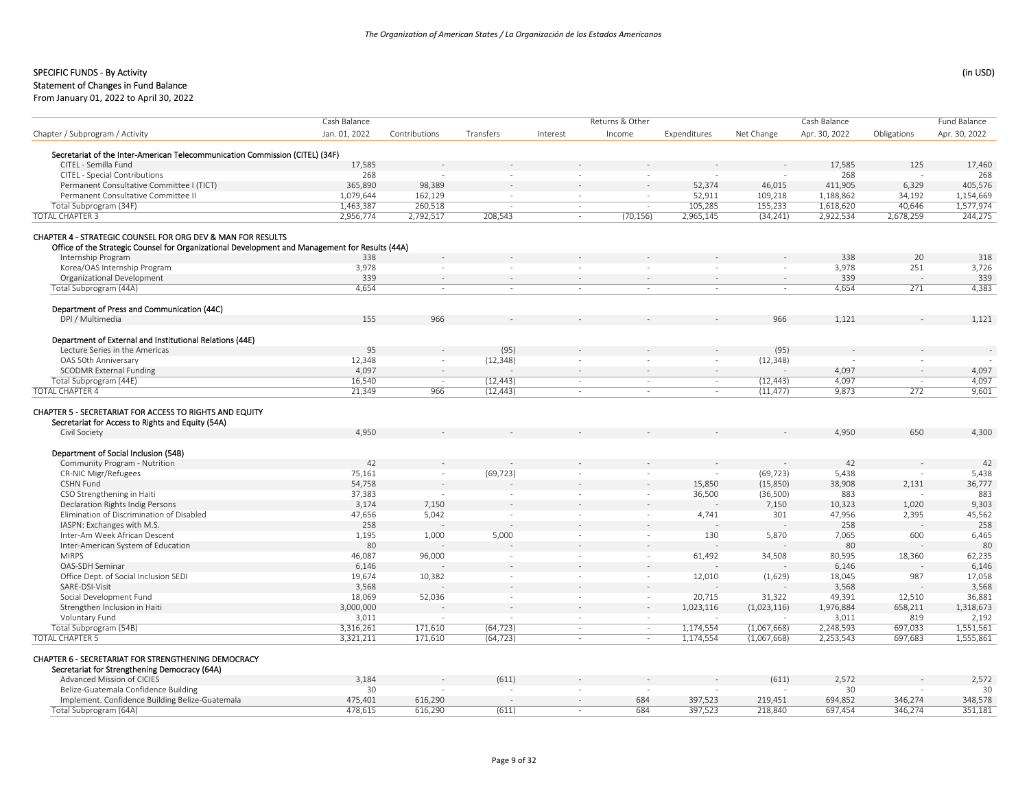SPECIFIC FUNDS - By Activity (in USD)

Statement of Changes in Fund Balance

From January 01, 2022 to April 30, 2022

| Chapter / Subprogram / Activity | Cash Balance Jan. 01, 2022 | Contributions | Transfers | Interest | Returns & Other Income | Expenditures | Net Change | Cash Balance Apr. 30, 2022 | Obligations | Fund Balance Apr. 30, 2022 |
|---|---|---|---|---|---|---|---|---|---|---|
| **Secretariat of the Inter-American Telecommunication Commission (CITEL) (34F)** | | | | | | | | | | |
| CITEL - Semilla Fund | 17,585 | - | - | - | - | - | - | 17,585 | 125 | 17,460 |
| CITEL - Special Contributions | 268 | - | - | - | - | - | - | 268 | - | 268 |
| Permanent Consultative Committee I (TICT) | 365,890 | 98,389 | - | - | - | 52,374 | 46,015 | 411,905 | 6,329 | 405,576 |
| Permanent Consultative Committee II | 1,079,644 | 162,129 | - | - | - | 52,911 | 109,218 | 1,188,862 | 34,192 | 1,154,669 |
| Total Subprogram (34F) | 1,463,387 | 260,518 | - | - | - | 105,285 | 155,233 | 1,618,620 | 40,646 | 1,577,974 |
| TOTAL CHAPTER 3 | 2,956,774 | 2,792,517 | 208,543 | - | (70,156) | 2,965,145 | (34,241) | 2,922,534 | 2,678,259 | 244,275 |
| **CHAPTER 4 - STRATEGIC COUNSEL FOR ORG DEV & MAN FOR RESULTS** | | | | | | | | | | |
| **Office of the Strategic Counsel for Organizational Development and Management for Results (44A)** | | | | | | | | | | |
| Internship Program | 338 | - | - | - | - | - | - | 338 | 20 | 318 |
| Korea/OAS Internship Program | 3,978 | - | - | - | - | - | - | 3,978 | 251 | 3,726 |
| Organizational Development | 339 | - | - | - | - | - | - | 339 | - | 339 |
| Total Subprogram (44A) | 4,654 | - | - | - | - | - | - | 4,654 | 271 | 4,383 |
| **Department of Press and Communication (44C)** | | | | | | | | | | |
| DPI / Multimedia | 155 | 966 | - | - | - | - | 966 | 1,121 | - | 1,121 |
| **Department of External and Institutional Relations (44E)** | | | | | | | | | | |
| Lecture Series in the Americas | 95 | - | (95) | - | - | - | (95) | - | - | - |
| OAS 50th Anniversary | 12,348 | - | (12,348) | - | - | - | (12,348) | - | - | - |
| SCODMR External Funding | 4,097 | - | - | - | - | - | - | 4,097 | - | 4,097 |
| Total Subprogram (44E) | 16,540 | - | (12,443) | - | - | - | (12,443) | 4,097 | - | 4,097 |
| TOTAL CHAPTER 4 | 21,349 | 966 | (12,443) | - | - | - | (11,477) | 9,873 | 272 | 9,601 |
| **CHAPTER 5 - SECRETARIAT FOR ACCESS TO RIGHTS AND EQUITY** | | | | | | | | | | |
| **Secretariat for Access to Rights and Equity (54A)** | | | | | | | | | | |
| Civil Society | 4,950 | - | - | - | - | - | - | 4,950 | 650 | 4,300 |
| **Department of Social Inclusion (54B)** | | | | | | | | | | |
| Community Program - Nutrition | 42 | - | - | - | - | - | - | 42 | - | 42 |
| CR-NIC Migr/Refugees | 75,161 | - | (69,723) | - | - | - | (69,723) | 5,438 | - | 5,438 |
| CSHN Fund | 54,758 | - | - | - | - | 15,850 | (15,850) | 38,908 | 2,131 | 36,777 |
| CSO Strengthening in Haiti | 37,383 | - | - | - | - | 36,500 | (36,500) | 883 | - | 883 |
| Declaration Rights Indig Persons | 3,174 | 7,150 | - | - | - | - | 7,150 | 10,323 | 1,020 | 9,303 |
| Elimination of Discrimination of Disabled | 47,656 | 5,042 | - | - | - | 4,741 | 301 | 47,956 | 2,395 | 45,562 |
| IASPN: Exchanges with M.S. | 258 | - | - | - | - | - | - | 258 | - | 258 |
| Inter-Am Week African Descent | 1,195 | 1,000 | 5,000 | - | - | 130 | 5,870 | 7,065 | 600 | 6,465 |
| Inter-American System of Education | 80 | - | - | - | - | - | - | 80 | - | 80 |
| MIRPS | 46,087 | 96,000 | - | - | - | 61,492 | 34,508 | 80,595 | 18,360 | 62,235 |
| OAS-SDH Seminar | 6,146 | - | - | - | - | - | - | 6,146 | - | 6,146 |
| Office Dept. of Social Inclusion SEDI | 19,674 | 10,382 | - | - | - | 12,010 | (1,629) | 18,045 | 987 | 17,058 |
| SARE-DSI-Visit | 3,568 | - | - | - | - | - | - | 3,568 | - | 3,568 |
| Social Development Fund | 18,069 | 52,036 | - | - | - | 20,715 | 31,322 | 49,391 | 12,510 | 36,881 |
| Strengthen Inclusion in Haiti | 3,000,000 | - | - | - | - | 1,023,116 | (1,023,116) | 1,976,884 | 658,211 | 1,318,673 |
| Voluntary Fund | 3,011 | - | - | - | - | - | - | 3,011 | 819 | 2,192 |
| Total Subprogram (54B) | 3,316,261 | 171,610 | (64,723) | - | - | 1,174,554 | (1,067,668) | 2,248,593 | 697,033 | 1,551,561 |
| TOTAL CHAPTER 5 | 3,321,211 | 171,610 | (64,723) | - | - | 1,174,554 | (1,067,668) | 2,253,543 | 697,683 | 1,555,861 |
| **CHAPTER 6 - SECRETARIAT FOR STRENGTHENING DEMOCRACY** | | | | | | | | | | |
| **Secretariat for Strengthening Democracy (64A)** | | | | | | | | | | |
| Advanced Mission of CICIES | 3,184 | - | (611) | - | - | - | (611) | 2,572 | - | 2,572 |
| Belize-Guatemala Confidence Building | 30 | - | - | - | - | - | - | 30 | - | 30 |
| Implement. Confidence Building Belize-Guatemala | 475,401 | 616,290 | - | - | 684 | 397,523 | 219,451 | 694,852 | 346,274 | 348,578 |
| Total Subprogram (64A) | 478,615 | 616,290 | (611) | - | 684 | 397,523 | 218,840 | 697,454 | 346,274 | 351,181 |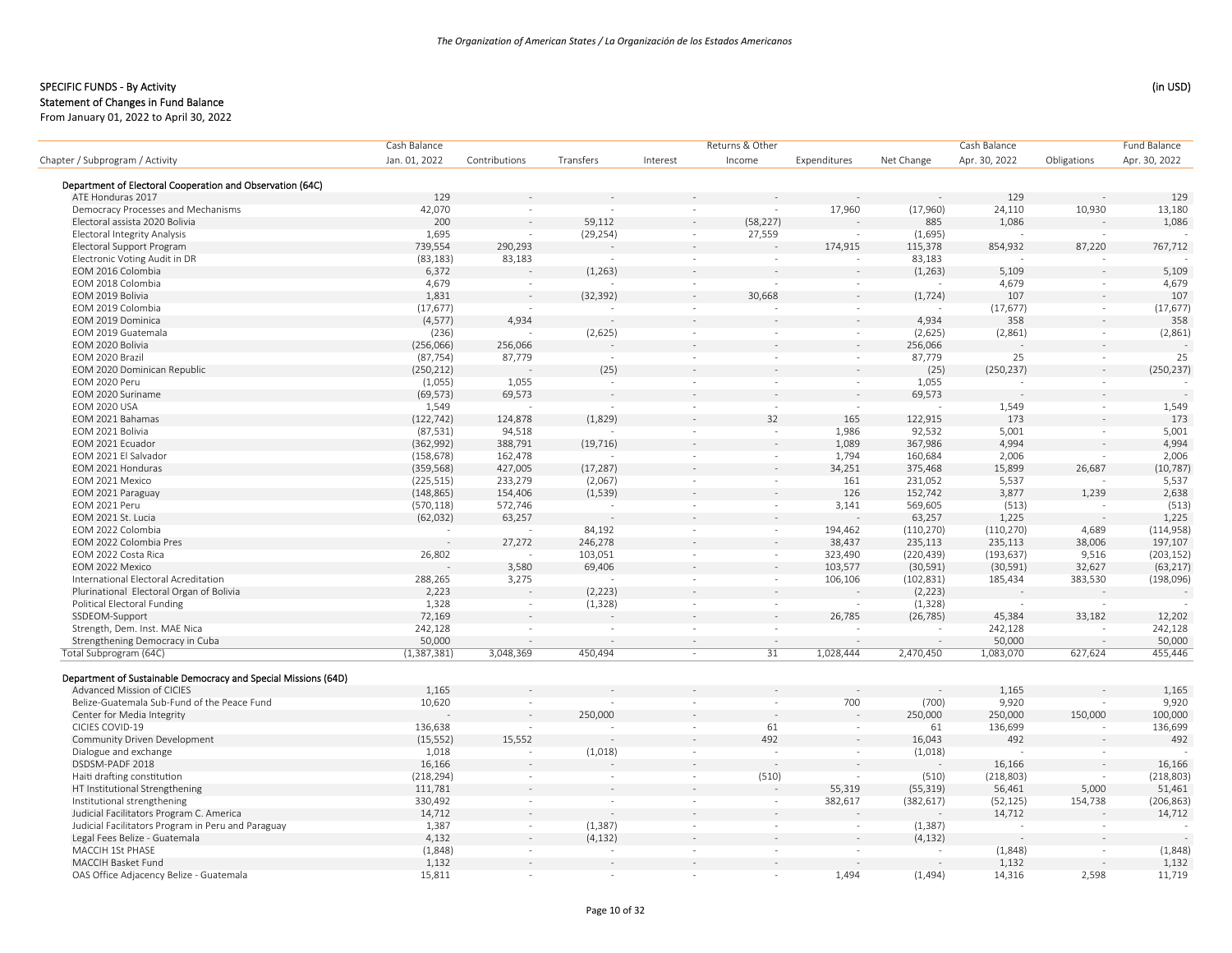## SPECIFIC FUNDS - By Activity

### Statement of Changes in Fund Balance

From January 01, 2022 to April 30, 2022

(in USD)

| Chapter / Subprogram / Activity | Cash Balance Jan. 01, 2022 | Contributions | Transfers | Interest | Returns & Other Income | Expenditures | Net Change | Cash Balance Apr. 30, 2022 | Obligations | Fund Balance Apr. 30, 2022 |
|---|---|---|---|---|---|---|---|---|---|---|
| **Department of Electoral Cooperation and Observation (64C)** | | | | | | | | | | |
| ATE Honduras 2017 | 129 | - | - | - | - | - | - | 129 | - | 129 |
| Democracy Processes and Mechanisms | 42,070 | - | - | - | - | 17,960 | (17,960) | 24,110 | 10,930 | 13,180 |
| Electoral assista 2020 Bolivia | 200 | - | 59,112 | - | (58,227) | - | 885 | 1,086 | - | 1,086 |
| Electoral Integrity Analysis | 1,695 | - | (29,254) | - | 27,559 | - | (1,695) | - | - | - |
| Electoral Support Program | 739,554 | 290,293 | - | - | - | 174,915 | 115,378 | 854,932 | 87,220 | 767,712 |
| Electronic Voting Audit in DR | (83,183) | 83,183 | - | - | - | - | 83,183 | - | - | - |
| EOM 2016 Colombia | 6,372 | - | (1,263) | - | - | - | (1,263) | 5,109 | - | 5,109 |
| EOM 2018 Colombia | 4,679 | - | - | - | - | - | - | 4,679 | - | 4,679 |
| EOM 2019 Bolivia | 1,831 | - | (32,392) | - | 30,668 | - | (1,724) | 107 | - | 107 |
| EOM 2019 Colombia | (17,677) | - | - | - | - | - | - | (17,677) | - | (17,677) |
| EOM 2019 Dominica | (4,577) | 4,934 | - | - | - | - | 4,934 | 358 | - | 358 |
| EOM 2019 Guatemala | (236) | - | (2,625) | - | - | - | (2,625) | (2,861) | - | (2,861) |
| EOM 2020 Bolivia | (256,066) | 256,066 | - | - | - | - | 256,066 | - | - | - |
| EOM 2020 Brazil | (87,754) | 87,779 | - | - | - | - | 87,779 | 25 | - | 25 |
| EOM 2020 Dominican Republic | (250,212) | - | (25) | - | - | - | (25) | (250,237) | - | (250,237) |
| EOM 2020 Peru | (1,055) | 1,055 | - | - | - | - | 1,055 | - | - | - |
| EOM 2020 Suriname | (69,573) | 69,573 | - | - | - | - | 69,573 | - | - | - |
| EOM 2020 USA | 1,549 | - | - | - | - | - | - | 1,549 | - | 1,549 |
| EOM 2021 Bahamas | (122,742) | 124,878 | (1,829) | - | 32 | 165 | 122,915 | 173 | - | 173 |
| EOM 2021 Bolivia | (87,531) | 94,518 | - | - | - | 1,986 | 92,532 | 5,001 | - | 5,001 |
| EOM 2021 Ecuador | (362,992) | 388,791 | (19,716) | - | - | 1,089 | 367,986 | 4,994 | - | 4,994 |
| EOM 2021 El Salvador | (158,678) | 162,478 | - | - | - | 1,794 | 160,684 | 2,006 | - | 2,006 |
| EOM 2021 Honduras | (359,568) | 427,005 | (17,287) | - | - | 34,251 | 375,468 | 15,899 | 26,687 | (10,787) |
| EOM 2021 Mexico | (225,515) | 233,279 | (2,067) | - | - | 161 | 231,052 | 5,537 | - | 5,537 |
| EOM 2021 Paraguay | (148,865) | 154,406 | (1,539) | - | - | 126 | 152,742 | 3,877 | 1,239 | 2,638 |
| EOM 2021 Peru | (570,118) | 572,746 | - | - | - | 3,141 | 569,605 | (513) | - | (513) |
| EOM 2021 St. Lucia | (62,032) | 63,257 | - | - | - | - | 63,257 | 1,225 | - | 1,225 |
| EOM 2022 Colombia | - | - | 84,192 | - | - | 194,462 | (110,270) | (110,270) | 4,689 | (114,958) |
| EOM 2022 Colombia Pres | - | 27,272 | 246,278 | - | - | 38,437 | 235,113 | 235,113 | 38,006 | 197,107 |
| EOM 2022 Costa Rica | 26,802 | - | 103,051 | - | - | 323,490 | (220,439) | (193,637) | 9,516 | (203,152) |
| EOM 2022 Mexico | - | 3,580 | 69,406 | - | - | 103,577 | (30,591) | (30,591) | 32,627 | (63,217) |
| International Electoral Acreditation | 288,265 | 3,275 | - | - | - | 106,106 | (102,831) | 185,434 | 383,530 | (198,096) |
| Plurinational Electoral Organ of Bolivia | 2,223 | - | (2,223) | - | - | - | (2,223) | - | - | - |
| Political Electoral Funding | 1,328 | - | (1,328) | - | - | - | (1,328) | - | - | - |
| SSDEOM-Support | 72,169 | - | - | - | - | 26,785 | (26,785) | 45,384 | 33,182 | 12,202 |
| Strength, Dem. Inst. MAE Nica | 242,128 | - | - | - | - | - | - | 242,128 | - | 242,128 |
| Strengthening Democracy in Cuba | 50,000 | - | - | - | - | - | - | 50,000 | - | 50,000 |
| Total Subprogram (64C) | (1,387,381) | 3,048,369 | 450,494 | - | 31 | 1,028,444 | 2,470,450 | 1,083,070 | 627,624 | 455,446 |
| **Department of Sustainable Democracy and Special Missions (64D)** | | | | | | | | | | |
| Advanced Mission of CICIES | 1,165 | - | - | - | - | - | - | 1,165 | - | 1,165 |
| Belize-Guatemala Sub-Fund of the Peace Fund | 10,620 | - | - | - | - | 700 | (700) | 9,920 | - | 9,920 |
| Center for Media Integrity | - | - | 250,000 | - | - | - | 250,000 | 250,000 | 150,000 | 100,000 |
| CICIES COVID-19 | 136,638 | - | - | - | 61 | - | 61 | 136,699 | - | 136,699 |
| Community Driven Development | (15,552) | 15,552 | - | - | 492 | - | 16,043 | 492 | - | 492 |
| Dialogue and exchange | 1,018 | - | (1,018) | - | - | - | (1,018) | - | - | - |
| DSDSM-PADF 2018 | 16,166 | - | - | - | - | - | - | 16,166 | - | 16,166 |
| Haiti drafting constitution | (218,294) | - | - | - | (510) | - | (510) | (218,803) | - | (218,803) |
| HT Institutional Strengthening | 111,781 | - | - | - | - | 55,319 | (55,319) | 56,461 | 5,000 | 51,461 |
| Institutional strengthening | 330,492 | - | - | - | - | 382,617 | (382,617) | (52,125) | 154,738 | (206,863) |
| Judicial Facilitators Program C. America | 14,712 | - | - | - | - | - | - | 14,712 | - | 14,712 |
| Judicial Facilitators Program in Peru and Paraguay | 1,387 | - | (1,387) | - | - | - | (1,387) | - | - | - |
| Legal Fees Belize - Guatemala | 4,132 | - | (4,132) | - | - | - | (4,132) | - | - | - |
| MACCIH 1St PHASE | (1,848) | - | - | - | - | - | - | (1,848) | - | (1,848) |
| MACCIH Basket Fund | 1,132 | - | - | - | - | - | - | 1,132 | - | 1,132 |
| OAS Office Adjacency Belize - Guatemala | 15,811 | - | - | - | - | 1,494 | (1,494) | 14,316 | 2,598 | 11,719 |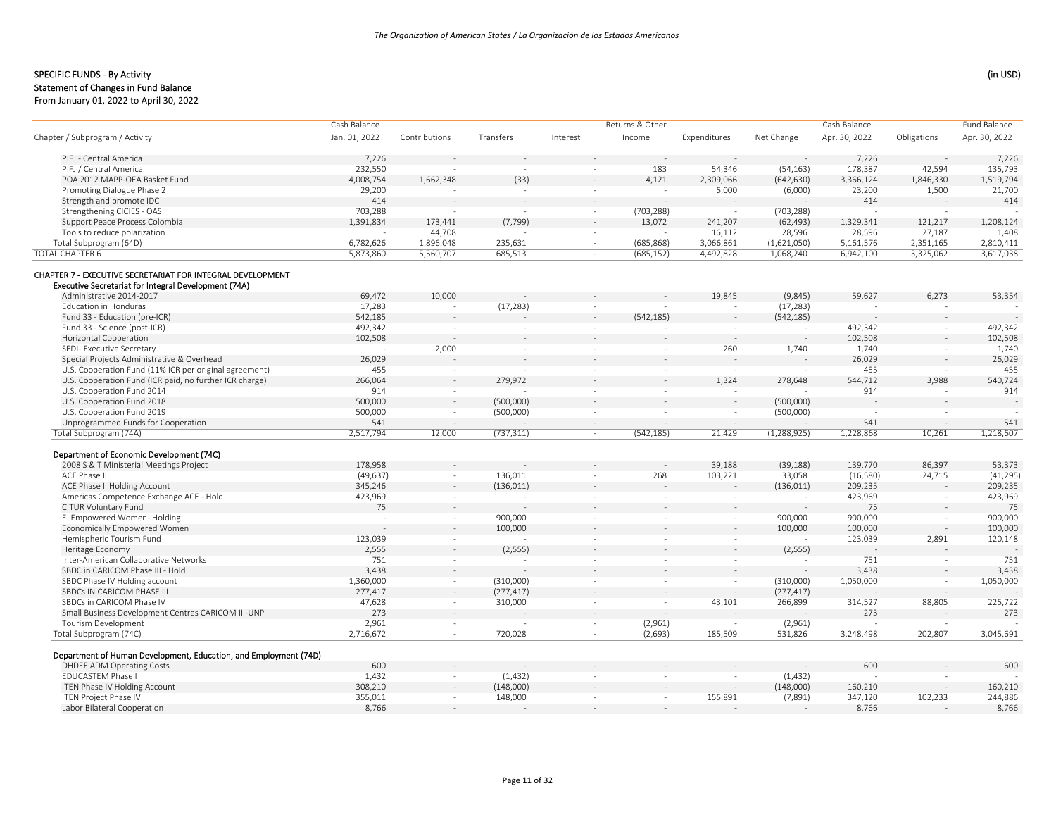*The Organization of American States / La Organización de los Estados Americanos*

**SPECIFIC FUNDS - By Activity** (in USD)
**Statement of Changes in Fund Balance**
From January 01, 2022 to April 30, 2022

| Chapter / Subprogram / Activity | Cash Balance Jan. 01, 2022 | Contributions | Transfers | Interest | Returns & Other Income | Expenditures | Net Change | Cash Balance Apr. 30, 2022 | Obligations | Fund Balance Apr. 30, 2022 |
|---|---|---|---|---|---|---|---|---|---|---|
| PIFJ - Central America | 7,226 | - | - | - | - | - | - | 7,226 | - | 7,226 |
| PIFJ / Central America | 232,550 | - | - | - | 183 | 54,346 | (54,163) | 178,387 | 42,594 | 135,793 |
| POA 2012 MAPP-OEA Basket Fund | 4,008,754 | 1,662,348 | (33) | - | 4,121 | 2,309,066 | (642,630) | 3,366,124 | 1,846,330 | 1,519,794 |
| Promoting Dialogue Phase 2 | 29,200 | - | - | - | - | 6,000 | (6,000) | 23,200 | 1,500 | 21,700 |
| Strength and promote IDC | 414 | - | - | - | - | - | - | 414 | - | 414 |
| Strengthening CICIES - OAS | 703,288 | - | - | - | (703,288) | - | (703,288) | - | - | - |
| Support Peace Process Colombia | 1,391,834 | 173,441 | (7,799) | - | 13,072 | 241,207 | (62,493) | 1,329,341 | 121,217 | 1,208,124 |
| Tools to reduce polarization | - | 44,708 | - | - | - | 16,112 | 28,596 | 28,596 | 27,187 | 1,408 |
| Total Subprogram (64D) | 6,782,626 | 1,896,048 | 235,631 | - | (685,868) | 3,066,861 | (1,621,050) | 5,161,576 | 2,351,165 | 2,810,411 |
| TOTAL CHAPTER 6 | 5,873,860 | 5,560,707 | 685,513 | - | (685,152) | 4,492,828 | 1,068,240 | 6,942,100 | 3,325,062 | 3,617,038 |
| **CHAPTER 7 - EXECUTIVE SECRETARIAT FOR INTEGRAL DEVELOPMENT** | | | | | | | | | | |
| **Executive Secretariat for Integral Development (74A)** | | | | | | | | | | |
| Administrative 2014-2017 | 69,472 | 10,000 | - | - | - | 19,845 | (9,845) | 59,627 | 6,273 | 53,354 |
| Education in Honduras | 17,283 | - | (17,283) | - | - | - | (17,283) | - | - | - |
| Fund 33 - Education (pre-ICR) | 542,185 | - | - | - | (542,185) | - | (542,185) | - | - | - |
| Fund 33 - Science (post-ICR) | 492,342 | - | - | - | - | - | - | 492,342 | - | 492,342 |
| Horizontal Cooperation | 102,508 | - | - | - | - | - | - | 102,508 | - | 102,508 |
| SEDI- Executive Secretary | - | 2,000 | - | - | - | 260 | 1,740 | 1,740 | - | 1,740 |
| Special Projects Administrative & Overhead | 26,029 | - | - | - | - | - | - | 26,029 | - | 26,029 |
| U.S. Cooperation Fund (11% ICR per original agreement) | 455 | - | - | - | - | - | - | 455 | - | 455 |
| U.S. Cooperation Fund (ICR paid, no further ICR charge) | 266,064 | - | 279,972 | - | - | 1,324 | 278,648 | 544,712 | 3,988 | 540,724 |
| U.S. Cooperation Fund 2014 | 914 | - | - | - | - | - | - | 914 | - | 914 |
| U.S. Cooperation Fund 2018 | 500,000 | - | (500,000) | - | - | - | (500,000) | - | - | - |
| U.S. Cooperation Fund 2019 | 500,000 | - | (500,000) | - | - | - | (500,000) | - | - | - |
| Unprogrammed Funds for Cooperation | 541 | - | - | - | - | - | - | 541 | - | 541 |
| Total Subprogram (74A) | 2,517,794 | 12,000 | (737,311) | - | (542,185) | 21,429 | (1,288,925) | 1,228,868 | 10,261 | 1,218,607 |
| **Department of Economic Development (74C)** | | | | | | | | | | |
| 2008 S & T Ministerial Meetings Project | 178,958 | - | - | - | - | 39,188 | (39,188) | 139,770 | 86,397 | 53,373 |
| ACE Phase II | (49,637) | - | 136,011 | - | 268 | 103,221 | 33,058 | (16,580) | 24,715 | (41,295) |
| ACE Phase II Holding Account | 345,246 | - | (136,011) | - | - | - | (136,011) | 209,235 | - | 209,235 |
| Americas Competence Exchange ACE - Hold | 423,969 | - | - | - | - | - | - | 423,969 | - | 423,969 |
| CITUR Voluntary Fund | 75 | - | - | - | - | - | - | 75 | - | 75 |
| E. Empowered Women- Holding | - | - | 900,000 | - | - | - | 900,000 | 900,000 | - | 900,000 |
| Economically Empowered Women | - | - | 100,000 | - | - | - | 100,000 | 100,000 | - | 100,000 |
| Hemispheric Tourism Fund | 123,039 | - | - | - | - | - | - | 123,039 | 2,891 | 120,148 |
| Heritage Economy | 2,555 | - | (2,555) | - | - | - | (2,555) | - | - | - |
| Inter-American Collaborative Networks | 751 | - | - | - | - | - | - | 751 | - | 751 |
| SBDC in CARICOM Phase III - Hold | 3,438 | - | - | - | - | - | - | 3,438 | - | 3,438 |
| SBDC Phase IV Holding account | 1,360,000 | - | (310,000) | - | - | - | (310,000) | 1,050,000 | - | 1,050,000 |
| SBDCs IN CARICOM PHASE III | 277,417 | - | (277,417) | - | - | - | (277,417) | - | - | - |
| SBDCs in CARICOM Phase IV | 47,628 | - | 310,000 | - | - | 43,101 | 266,899 | 314,527 | 88,805 | 225,722 |
| Small Business Development Centres CARICOM II -UNP | 273 | - | - | - | - | - | - | 273 | - | 273 |
| Tourism Development | 2,961 | - | - | - | (2,961) | - | (2,961) | - | - | - |
| Total Subprogram (74C) | 2,716,672 | - | 720,028 | - | (2,693) | 185,509 | 531,826 | 3,248,498 | 202,807 | 3,045,691 |
| **Department of Human Development, Education, and Employment (74D)** | | | | | | | | | | |
| DHDEE ADM Operating Costs | 600 | - | - | - | - | - | - | 600 | - | 600 |
| EDUCASTEM Phase I | 1,432 | - | (1,432) | - | - | - | (1,432) | - | - | - |
| ITEN Phase IV Holding Account | 308,210 | - | (148,000) | - | - | - | (148,000) | 160,210 | - | 160,210 |
| ITEN Project Phase IV | 355,011 | - | 148,000 | - | - | 155,891 | (7,891) | 347,120 | 102,233 | 244,886 |
| Labor Bilateral Cooperation | 8,766 | - | - | - | - | - | - | 8,766 | - | 8,766 |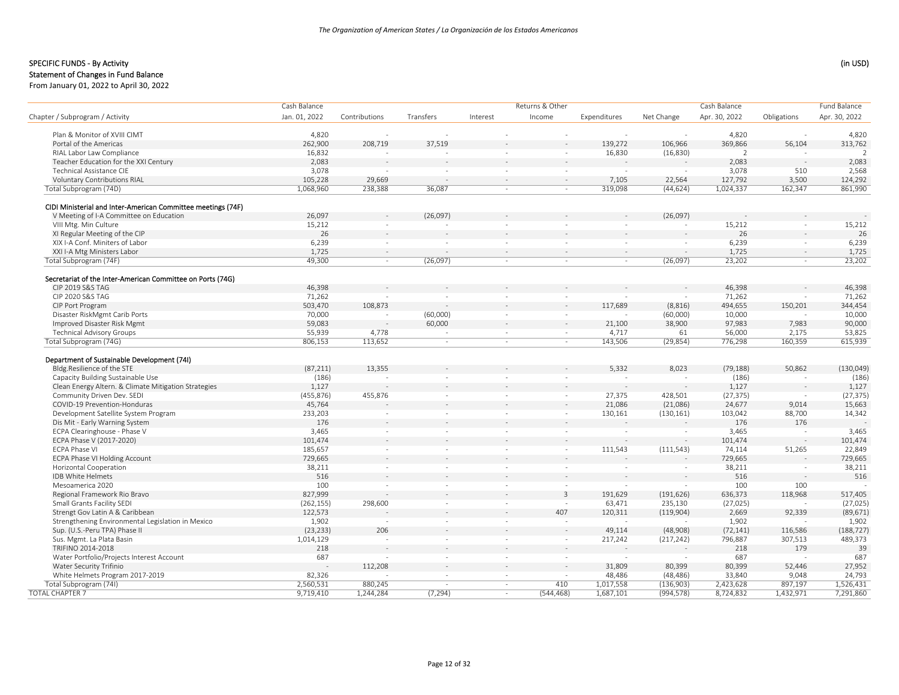## SPECIFIC FUNDS - By Activity

(in USD)

### Statement of Changes in Fund Balance

From January 01, 2022 to April 30, 2022

| Chapter / Subprogram / Activity | Cash Balance Jan. 01, 2022 | Contributions | Transfers | Interest | Returns & Other Income | Expenditures | Net Change | Cash Balance Apr. 30, 2022 | Obligations | Fund Balance Apr. 30, 2022 |
|---|---|---|---|---|---|---|---|---|---|---|
| Plan & Monitor of XVIII CIMT | 4,820 | - | - | - | - | - | - | 4,820 | - | 4,820 |
| Portal of the Americas | 262,900 | 208,719 | 37,519 | - | - | 139,272 | 106,966 | 369,866 | 56,104 | 313,762 |
| RIAL Labor Law Compliance | 16,832 | - | - | - | - | 16,830 | (16,830) | 2 | - | 2 |
| Teacher Education for the XXI Century | 2,083 | - | - | - | - | - | - | 2,083 | - | 2,083 |
| Technical Assistance CIE | 3,078 | - | - | - | - | - | - | 3,078 | 510 | 2,568 |
| Voluntary Contributions RIAL | 105,228 | 29,669 | - | - | - | 7,105 | 22,564 | 127,792 | 3,500 | 124,292 |
| Total Subprogram (74D) | 1,068,960 | 238,388 | 36,087 | - | - | 319,098 | (44,624) | 1,024,337 | 162,347 | 861,990 |
| **CIDI Ministerial and Inter-American Committee meetings (74F)** | | | | | | | | | | |
| V Meeting of I-A Committee on Education | 26,097 | - | (26,097) | - | - | - | (26,097) | - | - | - |
| VIII Mtg. Min Culture | 15,212 | - | - | - | - | - | - | 15,212 | - | 15,212 |
| XI Regular Meeting of the CIP | 26 | - | - | - | - | - | - | 26 | - | 26 |
| XIX I-A Conf. Miniters of Labor | 6,239 | - | - | - | - | - | - | 6,239 | - | 6,239 |
| XXI I-A Mtg Ministers Labor | 1,725 | - | - | - | - | - | - | 1,725 | - | 1,725 |
| Total Subprogram (74F) | 49,300 | - | (26,097) | - | - | - | (26,097) | 23,202 | - | 23,202 |
| **Secretariat of the Inter-American Committee on Ports (74G)** | | | | | | | | | | |
| CIP 2019 S&S TAG | 46,398 | - | - | - | - | - | - | 46,398 | - | 46,398 |
| CIP 2020 S&S TAG | 71,262 | - | - | - | - | - | - | 71,262 | - | 71,262 |
| CIP Port Program | 503,470 | 108,873 | - | - | - | 117,689 | (8,816) | 494,655 | 150,201 | 344,454 |
| Disaster RiskMgmt Carib Ports | 70,000 | - | (60,000) | - | - | - | (60,000) | 10,000 | - | 10,000 |
| Improved Disaster Risk Mgmt | 59,083 | - | 60,000 | - | - | 21,100 | 38,900 | 97,983 | 7,983 | 90,000 |
| Technical Advisory Groups | 55,939 | 4,778 | - | - | - | 4,717 | 61 | 56,000 | 2,175 | 53,825 |
| Total Subprogram (74G) | 806,153 | 113,652 | - | - | - | 143,506 | (29,854) | 776,298 | 160,359 | 615,939 |
| **Department of Sustainable Development (74I)** | | | | | | | | | | |
| Bldg.Resilience of the STE | (87,211) | 13,355 | - | - | - | 5,332 | 8,023 | (79,188) | 50,862 | (130,049) |
| Capacity Building Sustainable Use | (186) | - | - | - | - | - | - | (186) | - | (186) |
| Clean Energy Altern. & Climate Mitigation Strategies | 1,127 | - | - | - | - | - | - | 1,127 | - | 1,127 |
| Community Driven Dev. SEDI | (455,876) | 455,876 | - | - | - | 27,375 | 428,501 | (27,375) | - | (27,375) |
| COVID-19 Prevention-Honduras | 45,764 | - | - | - | - | 21,086 | (21,086) | 24,677 | 9,014 | 15,663 |
| Development Satellite System Program | 233,203 | - | - | - | - | 130,161 | (130,161) | 103,042 | 88,700 | 14,342 |
| Dis Mit - Early Warning System | 176 | - | - | - | - | - | - | 176 | 176 | - |
| ECPA Clearinghouse - Phase V | 3,465 | - | - | - | - | - | - | 3,465 | - | 3,465 |
| ECPA Phase V (2017-2020) | 101,474 | - | - | - | - | - | - | 101,474 | - | 101,474 |
| ECPA Phase VI | 185,657 | - | - | - | - | 111,543 | (111,543) | 74,114 | 51,265 | 22,849 |
| ECPA Phase VI Holding Account | 729,665 | - | - | - | - | - | - | 729,665 | - | 729,665 |
| Horizontal Cooperation | 38,211 | - | - | - | - | - | - | 38,211 | - | 38,211 |
| IDB White Helmets | 516 | - | - | - | - | - | - | 516 | - | 516 |
| Mesoamerica 2020 | 100 | - | - | - | - | - | - | 100 | 100 | - |
| Regional Framework Rio Bravo | 827,999 | - | - | - | 3 | 191,629 | (191,626) | 636,373 | 118,968 | 517,405 |
| Small Grants Facility SEDI | (262,155) | 298,600 | - | - | - | 63,471 | 235,130 | (27,025) | - | (27,025) |
| Strengt Gov Latin A & Caribbean | 122,573 | - | - | - | 407 | 120,311 | (119,904) | 2,669 | 92,339 | (89,671) |
| Strengthening Environmental Legislation in Mexico | 1,902 | - | - | - | - | - | - | 1,902 | - | 1,902 |
| Sup. (U.S.-Peru TPA) Phase II | (23,233) | 206 | - | - | - | 49,114 | (48,908) | (72,141) | 116,586 | (188,727) |
| Sus. Mgmt. La Plata Basin | 1,014,129 | - | - | - | - | 217,242 | (217,242) | 796,887 | 307,513 | 489,373 |
| TRIFINO 2014-2018 | 218 | - | - | - | - | - | - | 218 | 179 | 39 |
| Water Portfolio/Projects Interest Account | 687 | - | - | - | - | - | - | 687 | - | 687 |
| Water Security Trifinio | - | 112,208 | - | - | - | 31,809 | 80,399 | 80,399 | 52,446 | 27,952 |
| White Helmets Program 2017-2019 | 82,326 | - | - | - | - | 48,486 | (48,486) | 33,840 | 9,048 | 24,793 |
| Total Subprogram (74I) | 2,560,531 | 880,245 | - | - | 410 | 1,017,558 | (136,903) | 2,423,628 | 897,197 | 1,526,431 |
| TOTAL CHAPTER 7 | 9,719,410 | 1,244,284 | (7,294) | - | (544,468) | 1,687,101 | (994,578) | 8,724,832 | 1,432,971 | 7,291,860 |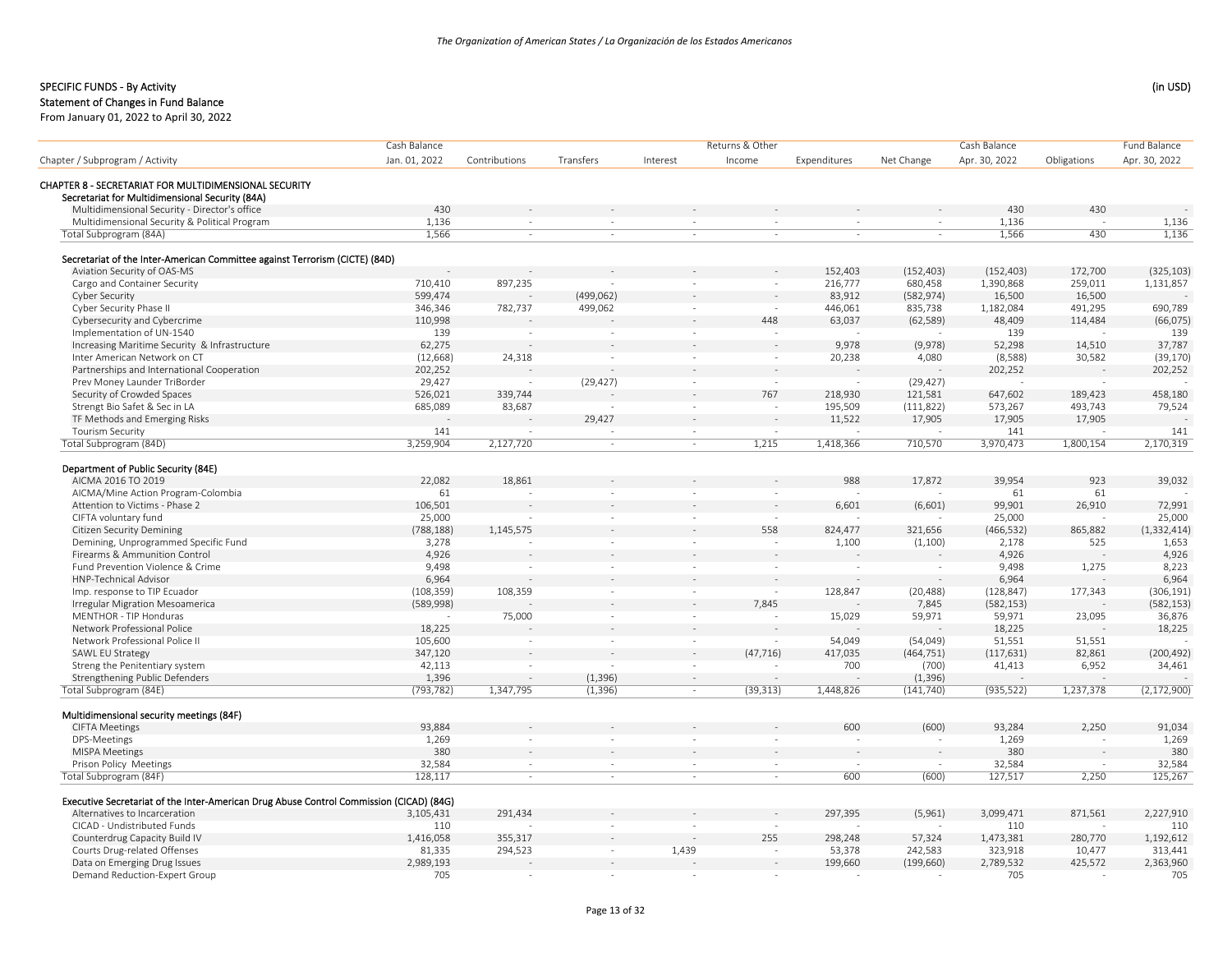SPECIFIC FUNDS - By Activity

Statement of Changes in Fund Balance

From January 01, 2022 to April 30, 2022

(in USD)

| Chapter / Subprogram / Activity | Cash Balance Jan. 01, 2022 | Contributions | Transfers | Interest | Returns & Other Income | Expenditures | Net Change | Cash Balance Apr. 30, 2022 | Obligations | Fund Balance Apr. 30, 2022 |
|---|---|---|---|---|---|---|---|---|---|---|
| **CHAPTER 8 - SECRETARIAT FOR MULTIDIMENSIONAL SECURITY** | | | | | | | | | | |
| **Secretariat for Multidimensional Security (84A)** | | | | | | | | | | |
| Multidimensional Security - Director's office | 430 | - | - | - | - | - | - | 430 | 430 | - |
| Multidimensional Security & Political Program | 1,136 | - | - | - | - | - | - | 1,136 | - | 1,136 |
| Total Subprogram (84A) | 1,566 | - | - | - | - | - | - | 1,566 | 430 | 1,136 |
| **Secretariat of the Inter-American Committee against Terrorism (CICTE) (84D)** | | | | | | | | | | |
| Aviation Security of OAS-MS | - | - | - | - | - | 152,403 | (152,403) | (152,403) | 172,700 | (325,103) |
| Cargo and Container Security | 710,410 | 897,235 | - | - | - | 216,777 | 680,458 | 1,390,868 | 259,011 | 1,131,857 |
| Cyber Security | 599,474 | - | (499,062) | - | - | 83,912 | (582,974) | 16,500 | 16,500 | - |
| Cyber Security Phase II | 346,346 | 782,737 | 499,062 | - | - | 446,061 | 835,738 | 1,182,084 | 491,295 | 690,789 |
| Cybersecurity and Cybercrime | 110,998 | - | - | - | 448 | 63,037 | (62,589) | 48,409 | 114,484 | (66,075) |
| Implementation of UN-1540 | 139 | - | - | - | - | - | - | 139 | - | 139 |
| Increasing Maritime Security & Infrastructure | 62,275 | - | - | - | - | 9,978 | (9,978) | 52,298 | 14,510 | 37,787 |
| Inter American Network on CT | (12,668) | 24,318 | - | - | - | 20,238 | 4,080 | (8,588) | 30,582 | (39,170) |
| Partnerships and International Cooperation | 202,252 | - | - | - | - | - | - | 202,252 | - | 202,252 |
| Prev Money Launder TriBorder | 29,427 | - | (29,427) | - | - | - | (29,427) | - | - | - |
| Security of Crowded Spaces | 526,021 | 339,744 | - | - | 767 | 218,930 | 121,581 | 647,602 | 189,423 | 458,180 |
| Strengt Bio Safet & Sec in LA | 685,089 | 83,687 | - | - | - | 195,509 | (111,822) | 573,267 | 493,743 | 79,524 |
| TF Methods and Emerging Risks | - | - | 29,427 | - | - | 11,522 | 17,905 | 17,905 | 17,905 | - |
| Tourism Security | 141 | - | - | - | - | - | - | 141 | - | 141 |
| Total Subprogram (84D) | 3,259,904 | 2,127,720 | - | - | 1,215 | 1,418,366 | 710,570 | 3,970,473 | 1,800,154 | 2,170,319 |
| **Department of Public Security (84E)** | | | | | | | | | | |
| AICMA 2016 TO 2019 | 22,082 | 18,861 | - | - | - | 988 | 17,872 | 39,954 | 923 | 39,032 |
| AICMA/Mine Action Program-Colombia | 61 | - | - | - | - | - | - | 61 | 61 | - |
| Attention to Victims - Phase 2 | 106,501 | - | - | - | - | 6,601 | (6,601) | 99,901 | 26,910 | 72,991 |
| CIFTA voluntary fund | 25,000 | - | - | - | - | - | - | 25,000 | - | 25,000 |
| Citizen Security Demining | (788,188) | 1,145,575 | - | - | 558 | 824,477 | 321,656 | (466,532) | 865,882 | (1,332,414) |
| Demining, Unprogrammed Specific Fund | 3,278 | - | - | - | - | 1,100 | (1,100) | 2,178 | 525 | 1,653 |
| Firearms & Ammunition Control | 4,926 | - | - | - | - | - | - | 4,926 | - | 4,926 |
| Fund Prevention Violence & Crime | 9,498 | - | - | - | - | - | - | 9,498 | 1,275 | 8,223 |
| HNP-Technical Advisor | 6,964 | - | - | - | - | - | - | 6,964 | - | 6,964 |
| Imp. response to TIP Ecuador | (108,359) | 108,359 | - | - | - | 128,847 | (20,488) | (128,847) | 177,343 | (306,191) |
| Irregular Migration Mesoamerica | (589,998) | - | - | - | 7,845 | - | 7,845 | (582,153) | - | (582,153) |
| MENTHOR - TIP Honduras | - | 75,000 | - | - | - | 15,029 | 59,971 | 59,971 | 23,095 | 36,876 |
| Network Professional Police | 18,225 | - | - | - | - | - | - | 18,225 | - | 18,225 |
| Network Professional Police II | 105,600 | - | - | - | - | 54,049 | (54,049) | 51,551 | 51,551 | - |
| SAWL EU Strategy | 347,120 | - | - | - | (47,716) | 417,035 | (464,751) | (117,631) | 82,861 | (200,492) |
| Streng the Penitentiary system | 42,113 | - | - | - | - | 700 | (700) | 41,413 | 6,952 | 34,461 |
| Strengthening Public Defenders | 1,396 | - | (1,396) | - | - | - | (1,396) | - | - | - |
| Total Subprogram (84E) | (793,782) | 1,347,795 | (1,396) | - | (39,313) | 1,448,826 | (141,740) | (935,522) | 1,237,378 | (2,172,900) |
| **Multidimensional security meetings (84F)** | | | | | | | | | | |
| CIFTA Meetings | 93,884 | - | - | - | - | 600 | (600) | 93,284 | 2,250 | 91,034 |
| DPS-Meetings | 1,269 | - | - | - | - | - | - | 1,269 | - | 1,269 |
| MISPA Meetings | 380 | - | - | - | - | - | - | 380 | - | 380 |
| Prison Policy Meetings | 32,584 | - | - | - | - | - | - | 32,584 | - | 32,584 |
| Total Subprogram (84F) | 128,117 | - | - | - | - | 600 | (600) | 127,517 | 2,250 | 125,267 |
| **Executive Secretariat of the Inter-American Drug Abuse Control Commission (CICAD) (84G)** | | | | | | | | | | |
| Alternatives to Incarceration | 3,105,431 | 291,434 | - | - | - | 297,395 | (5,961) | 3,099,471 | 871,561 | 2,227,910 |
| CICAD - Undistributed Funds | 110 | - | - | - | - | - | - | 110 | - | 110 |
| Counterdrug Capacity Build IV | 1,416,058 | 355,317 | - | - | 255 | 298,248 | 57,324 | 1,473,381 | 280,770 | 1,192,612 |
| Courts Drug-related Offenses | 81,335 | 294,523 | - | 1,439 | - | 53,378 | 242,583 | 323,918 | 10,477 | 313,441 |
| Data on Emerging Drug Issues | 2,989,193 | - | - | - | - | 199,660 | (199,660) | 2,789,532 | 425,572 | 2,363,960 |
| Demand Reduction-Expert Group | 705 | - | - | - | - | - | - | 705 | - | 705 |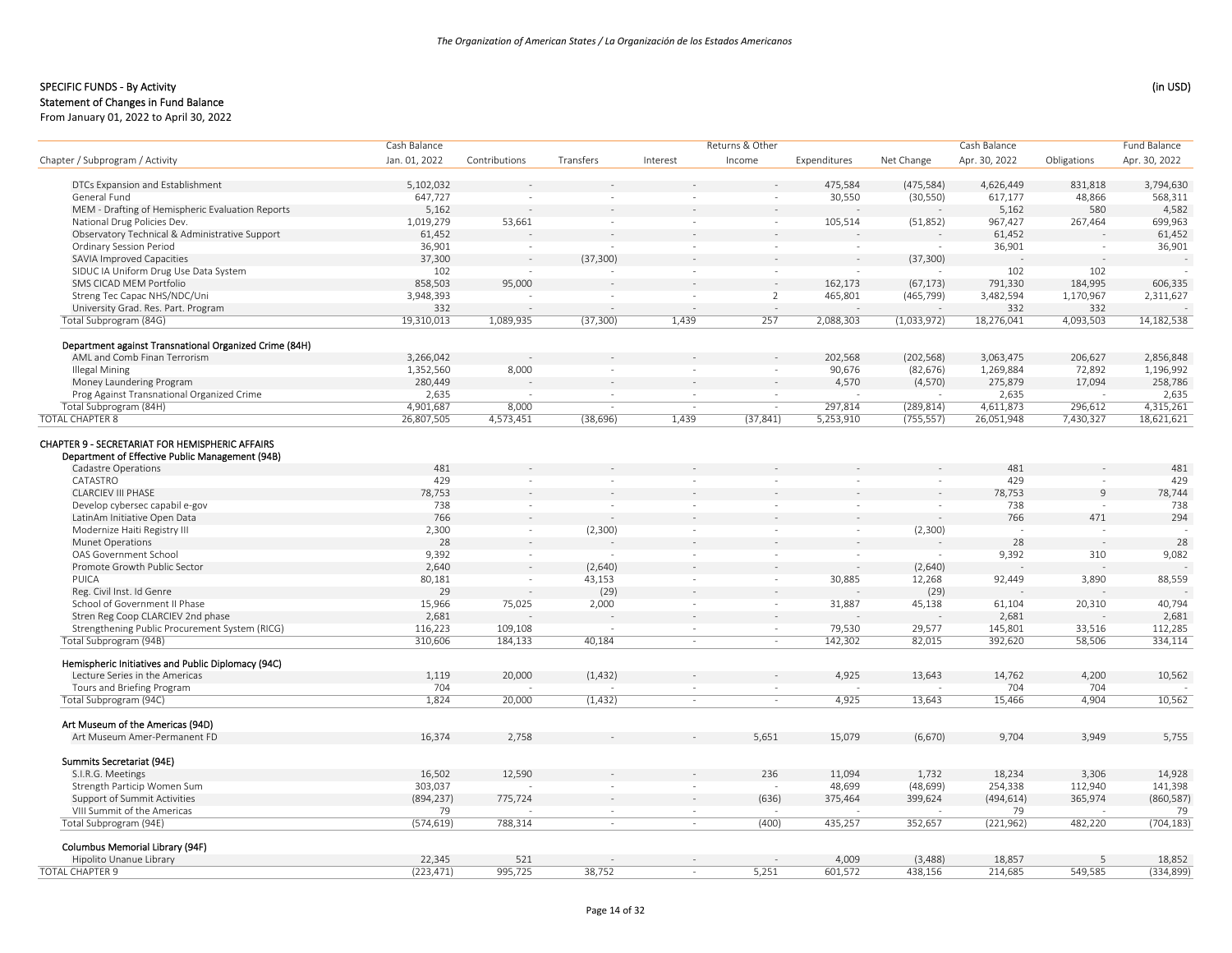## SPECIFIC FUNDS - By Activity

(in USD)

### Statement of Changes in Fund Balance

From January 01, 2022 to April 30, 2022

| Chapter / Subprogram / Activity | Cash Balance Jan. 01, 2022 | Contributions | Transfers | Interest | Returns & Other Income | Expenditures | Net Change | Cash Balance Apr. 30, 2022 | Obligations | Fund Balance Apr. 30, 2022 |
|---|---|---|---|---|---|---|---|---|---|---|
| DTCs Expansion and Establishment | 5,102,032 | - | - | - | - | 475,584 | (475,584) | 4,626,449 | 831,818 | 3,794,630 |
| General Fund | 647,727 | - | - | - | - | 30,550 | (30,550) | 617,177 | 48,866 | 568,311 |
| MEM - Drafting of Hemispheric Evaluation Reports | 5,162 | - | - | - | - | - | - | 5,162 | 580 | 4,582 |
| National Drug Policies Dev. | 1,019,279 | 53,661 | - | - | - | 105,514 | (51,852) | 967,427 | 267,464 | 699,963 |
| Observatory Technical & Administrative Support | 61,452 | - | - | - | - | - | - | 61,452 | - | 61,452 |
| Ordinary Session Period | 36,901 | - | - | - | - | - | - | 36,901 | - | 36,901 |
| SAVIA Improved Capacities | 37,300 | - | (37,300) | - | - | - | (37,300) | - | - | - |
| SIDUC IA Uniform Drug Use Data System | 102 | - | - | - | - | - | - | 102 | 102 | - |
| SMS CICAD MEM Portfolio | 858,503 | 95,000 | - | - | - | 162,173 | (67,173) | 791,330 | 184,995 | 606,335 |
| Streng Tec Capac NHS/NDC/Uni | 3,948,393 | - | - | - | 2 | 465,801 | (465,799) | 3,482,594 | 1,170,967 | 2,311,627 |
| University Grad. Res. Part. Program | 332 | - | - | - | - | - | - | 332 | 332 | - |
| Total Subprogram (84G) | 19,310,013 | 1,089,935 | (37,300) | 1,439 | 257 | 2,088,303 | (1,033,972) | 18,276,041 | 4,093,503 | 14,182,538 |
| **Department against Transnational Organized Crime (84H)** | | | | | | | | | | |
| AML and Comb Finan Terrorism | 3,266,042 | - | - | - | - | 202,568 | (202,568) | 3,063,475 | 206,627 | 2,856,848 |
| Illegal Mining | 1,352,560 | 8,000 | - | - | - | 90,676 | (82,676) | 1,269,884 | 72,892 | 1,196,992 |
| Money Laundering Program | 280,449 | - | - | - | - | 4,570 | (4,570) | 275,879 | 17,094 | 258,786 |
| Prog Against Transnational Organized Crime | 2,635 | - | - | - | - | - | - | 2,635 | - | 2,635 |
| Total Subprogram (84H) | 4,901,687 | 8,000 | - | - | - | 297,814 | (289,814) | 4,611,873 | 296,612 | 4,315,261 |
| TOTAL CHAPTER 8 | 26,807,505 | 4,573,451 | (38,696) | 1,439 | (37,841) | 5,253,910 | (755,557) | 26,051,948 | 7,430,327 | 18,621,621 |
| **CHAPTER 9 - SECRETARIAT FOR HEMISPHERIC AFFAIRS** | | | | | | | | | | |
| **Department of Effective Public Management (94B)** | | | | | | | | | | |
| Cadastre Operations | 481 | - | - | - | - | - | - | 481 | - | 481 |
| CATASTRO | 429 | - | - | - | - | - | - | 429 | - | 429 |
| CLARCIEV III PHASE | 78,753 | - | - | - | - | - | - | 78,753 | 9 | 78,744 |
| Develop cybersec capabil e-gov | 738 | - | - | - | - | - | - | 738 | - | 738 |
| LatinAm Initiative Open Data | 766 | - | - | - | - | - | - | 766 | 471 | 294 |
| Modernize Haiti Registry III | 2,300 | - | (2,300) | - | - | - | (2,300) | - | - | - |
| Munet Operations | 28 | - | - | - | - | - | - | 28 | - | 28 |
| OAS Government School | 9,392 | - | - | - | - | - | - | 9,392 | 310 | 9,082 |
| Promote Growth Public Sector | 2,640 | - | (2,640) | - | - | - | (2,640) | - | - | - |
| PUICA | 80,181 | - | 43,153 | - | - | 30,885 | 12,268 | 92,449 | 3,890 | 88,559 |
| Reg. Civil Inst. Id Genre | 29 | - | (29) | - | - | - | (29) | - | - | - |
| School of Government II Phase | 15,966 | 75,025 | 2,000 | - | - | 31,887 | 45,138 | 61,104 | 20,310 | 40,794 |
| Stren Reg Coop CLARCIEV 2nd phase | 2,681 | - | - | - | - | - | - | 2,681 | - | 2,681 |
| Strengthening Public Procurement System (RICG) | 116,223 | 109,108 | - | - | - | 79,530 | 29,577 | 145,801 | 33,516 | 112,285 |
| Total Subprogram (94B) | 310,606 | 184,133 | 40,184 | - | - | 142,302 | 82,015 | 392,620 | 58,506 | 334,114 |
| **Hemispheric Initiatives and Public Diplomacy (94C)** | | | | | | | | | | |
| Lecture Series in the Americas | 1,119 | 20,000 | (1,432) | - | - | 4,925 | 13,643 | 14,762 | 4,200 | 10,562 |
| Tours and Briefing Program | 704 | - | - | - | - | - | - | 704 | 704 | - |
| Total Subprogram (94C) | 1,824 | 20,000 | (1,432) | - | - | 4,925 | 13,643 | 15,466 | 4,904 | 10,562 |
| **Art Museum of the Americas (94D)** | | | | | | | | | | |
| Art Museum Amer-Permanent FD | 16,374 | 2,758 | - | - | 5,651 | 15,079 | (6,670) | 9,704 | 3,949 | 5,755 |
| **Summits Secretariat (94E)** | | | | | | | | | | |
| S.I.R.G. Meetings | 16,502 | 12,590 | - | - | 236 | 11,094 | 1,732 | 18,234 | 3,306 | 14,928 |
| Strength Particip Women Sum | 303,037 | - | - | - | - | 48,699 | (48,699) | 254,338 | 112,940 | 141,398 |
| Support of Summit Activities | (894,237) | 775,724 | - | - | (636) | 375,464 | 399,624 | (494,614) | 365,974 | (860,587) |
| VIII Summit of the Americas | 79 | - | - | - | - | - | - | 79 | - | 79 |
| Total Subprogram (94E) | (574,619) | 788,314 | - | - | (400) | 435,257 | 352,657 | (221,962) | 482,220 | (704,183) |
| **Columbus Memorial Library (94F)** | | | | | | | | | | |
| Hipolito Unanue Library | 22,345 | 521 | - | - | - | 4,009 | (3,488) | 18,857 | 5 | 18,852 |
| TOTAL CHAPTER 9 | (223,471) | 995,725 | 38,752 | - | 5,251 | 601,572 | 438,156 | 214,685 | 549,585 | (334,899) |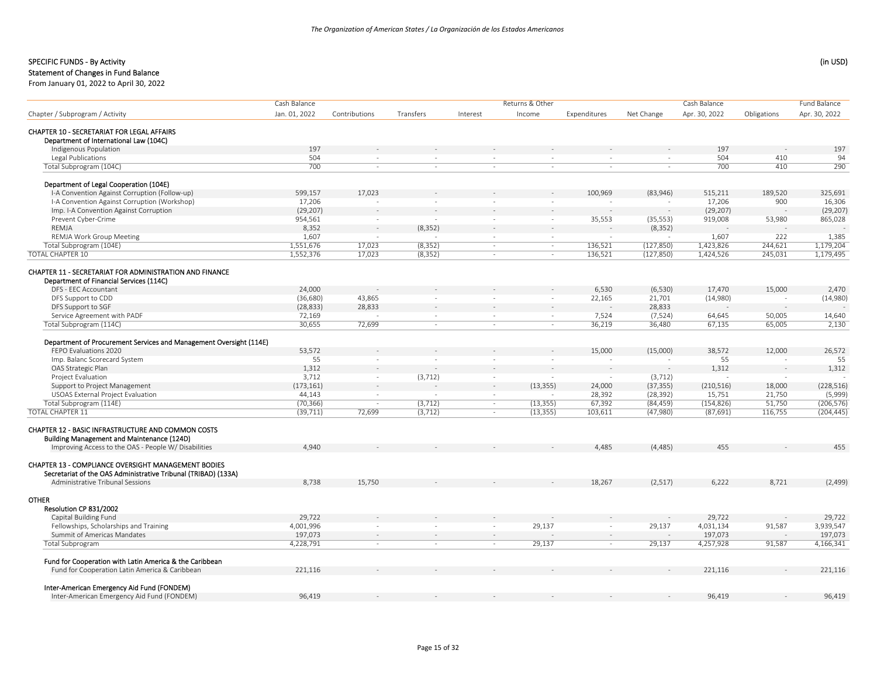SPECIFIC FUNDS - By Activity

Statement of Changes in Fund Balance

From January 01, 2022 to April 30, 2022

(in USD)

| Chapter / Subprogram / Activity | Cash Balance Jan. 01, 2022 | Contributions | Transfers | Interest | Returns & Other Income | Expenditures | Net Change | Cash Balance Apr. 30, 2022 | Obligations | Fund Balance Apr. 30, 2022 |
|---|---|---|---|---|---|---|---|---|---|---|
| **CHAPTER 10 - SECRETARIAT FOR LEGAL AFFAIRS** | | | | | | | | | | |
| **Department of International Law (104C)** | | | | | | | | | | |
| Indigenous Population | 197 | - | - | - | - | - | - | 197 | - | 197 |
| Legal Publications | 504 | - | - | - | - | - | - | 504 | 410 | 94 |
| Total Subprogram (104C) | 700 | - | - | - | - | - | - | 700 | 410 | 290 |
| **Department of Legal Cooperation (104E)** | | | | | | | | | | |
| I-A Convention Against Corruption (Follow-up) | 599,157 | 17,023 | - | - | - | 100,969 | (83,946) | 515,211 | 189,520 | 325,691 |
| I-A Convention Against Corruption (Workshop) | 17,206 | - | - | - | - | - | - | 17,206 | 900 | 16,306 |
| Imp. I-A Convention Against Corruption | (29,207) | - | - | - | - | - | - | (29,207) | - | (29,207) |
| Prevent Cyber-Crime | 954,561 | - | - | - | - | 35,553 | (35,553) | 919,008 | 53,980 | 865,028 |
| REMJA | 8,352 | - | (8,352) | - | - | - | (8,352) | - | - | - |
| REMJA Work Group Meeting | 1,607 | - | - | - | - | - | - | 1,607 | 222 | 1,385 |
| Total Subprogram (104E) | 1,551,676 | 17,023 | (8,352) | - | - | 136,521 | (127,850) | 1,423,826 | 244,621 | 1,179,204 |
| TOTAL CHAPTER 10 | 1,552,376 | 17,023 | (8,352) | - | - | 136,521 | (127,850) | 1,424,526 | 245,031 | 1,179,495 |
| **CHAPTER 11 - SECRETARIAT FOR ADMINISTRATION AND FINANCE** | | | | | | | | | | |
| **Department of Financial Services (114C)** | | | | | | | | | | |
| DFS - EEC Accountant | 24,000 | - | - | - | - | 6,530 | (6,530) | 17,470 | 15,000 | 2,470 |
| DFS Support to CDD | (36,680) | 43,865 | - | - | - | 22,165 | 21,701 | (14,980) | - | (14,980) |
| DFS Support to SGF | (28,833) | 28,833 | - | - | - | - | 28,833 | - | - | - |
| Service Agreement with PADF | 72,169 | - | - | - | - | 7,524 | (7,524) | 64,645 | 50,005 | 14,640 |
| Total Subprogram (114C) | 30,655 | 72,699 | - | - | - | 36,219 | 36,480 | 67,135 | 65,005 | 2,130 |
| **Department of Procurement Services and Management Oversight (114E)** | | | | | | | | | | |
| FEPO Evaluations 2020 | 53,572 | - | - | - | - | 15,000 | (15,000) | 38,572 | 12,000 | 26,572 |
| Imp. Balanc Scorecard System | 55 | - | - | - | - | - | - | 55 | - | 55 |
| OAS Strategic Plan | 1,312 | - | - | - | - | - | - | 1,312 | - | 1,312 |
| Project Evaluation | 3,712 | - | (3,712) | - | - | - | (3,712) | - | - | - |
| Support to Project Management | (173,161) | - | - | - | (13,355) | 24,000 | (37,355) | (210,516) | 18,000 | (228,516) |
| USOAS External Project Evaluation | 44,143 | - | - | - | - | 28,392 | (28,392) | 15,751 | 21,750 | (5,999) |
| Total Subprogram (114E) | (70,366) | - | (3,712) | - | (13,355) | 67,392 | (84,459) | (154,826) | 51,750 | (206,576) |
| TOTAL CHAPTER 11 | (39,711) | 72,699 | (3,712) | - | (13,355) | 103,611 | (47,980) | (87,691) | 116,755 | (204,445) |
| **CHAPTER 12 - BASIC INFRASTRUCTURE AND COMMON COSTS** | | | | | | | | | | |
| **Building Management and Maintenance (124D)** | | | | | | | | | | |
| Improving Access to the OAS - People W/ Disabilities | 4,940 | - | - | - | - | 4,485 | (4,485) | 455 | - | 455 |
| **CHAPTER 13 - COMPLIANCE OVERSIGHT MANAGEMENT BODIES** | | | | | | | | | | |
| **Secretariat of the OAS Administrative Tribunal (TRIBAD) (133A)** | | | | | | | | | | |
| Administrative Tribunal Sessions | 8,738 | 15,750 | - | - | - | 18,267 | (2,517) | 6,222 | 8,721 | (2,499) |
| **OTHER** | | | | | | | | | | |
| **Resolution CP 831/2002** | | | | | | | | | | |
| Capital Building Fund | 29,722 | - | - | - | - | - | - | 29,722 | - | 29,722 |
| Fellowships, Scholarships and Training | 4,001,996 | - | - | - | 29,137 | - | 29,137 | 4,031,134 | 91,587 | 3,939,547 |
| Summit of Americas Mandates | 197,073 | - | - | - | - | - | - | 197,073 | - | 197,073 |
| Total Subprogram | 4,228,791 | - | - | - | 29,137 | - | 29,137 | 4,257,928 | 91,587 | 4,166,341 |
| **Fund for Cooperation with Latin America & the Caribbean** | | | | | | | | | | |
| Fund for Cooperation Latin America & Caribbean | 221,116 | - | - | - | - | - | - | 221,116 | - | 221,116 |
| **Inter-American Emergency Aid Fund (FONDEM)** | | | | | | | | | | |
| Inter-American Emergency Aid Fund (FONDEM) | 96,419 | - | - | - | - | - | - | 96,419 | - | 96,419 |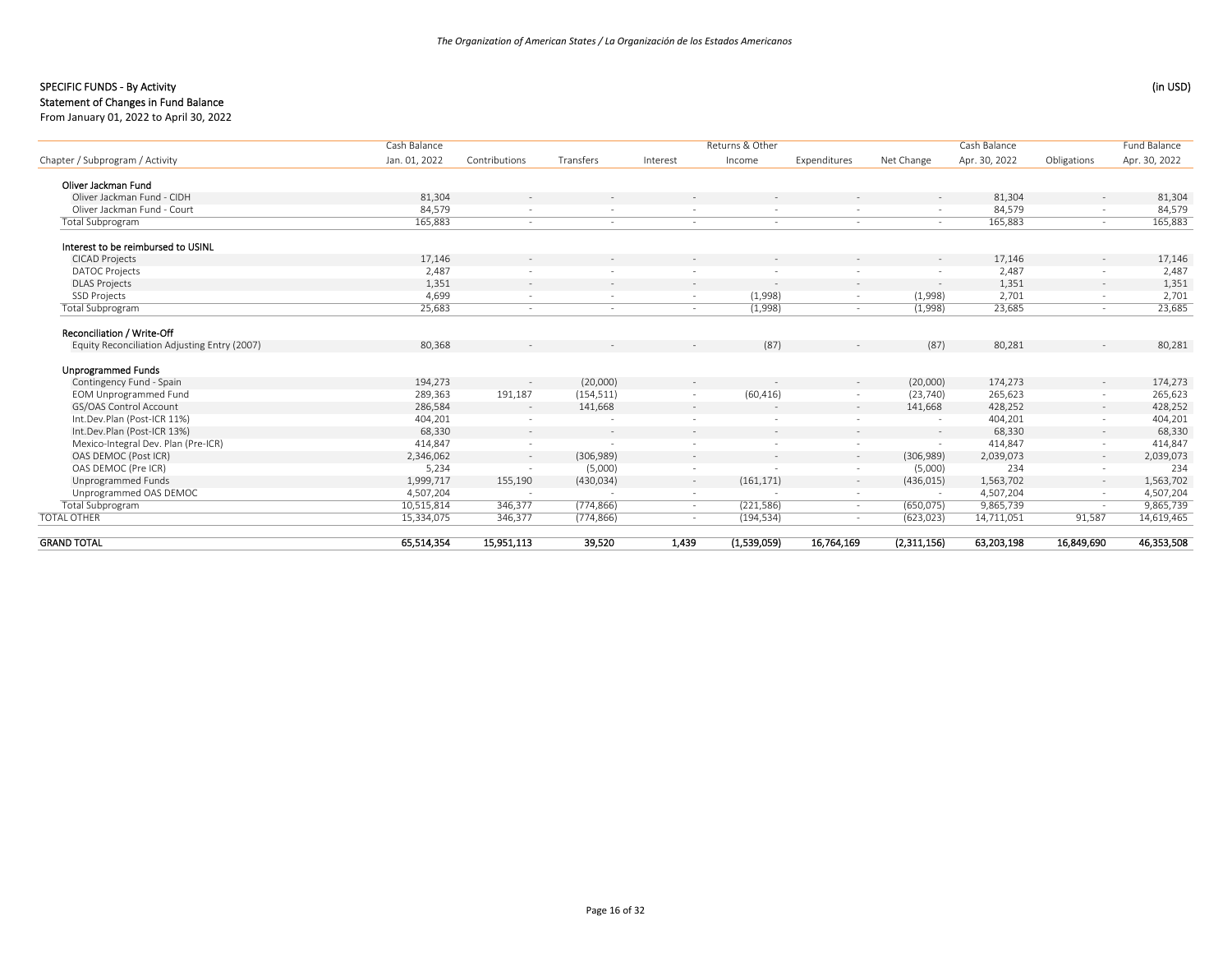**SPECIFIC FUNDS - By Activity**
**Statement of Changes in Fund Balance**
From January 01, 2022 to April 30, 2022

(in USD)

| Chapter / Subprogram / Activity | Cash Balance Jan. 01, 2022 | Contributions | Transfers | Interest | Returns & Other Income | Expenditures | Net Change | Cash Balance Apr. 30, 2022 | Obligations | Fund Balance Apr. 30, 2022 |
|---|---|---|---|---|---|---|---|---|---|---|
| **Oliver Jackman Fund** | | | | | | | | | | |
| Oliver Jackman Fund - CIDH | 81,304 | - | - | - | - | - | - | 81,304 | - | 81,304 |
| Oliver Jackman Fund - Court | 84,579 | - | - | - | - | - | - | 84,579 | - | 84,579 |
| Total Subprogram | 165,883 | - | - | - | - | - | - | 165,883 | - | 165,883 |
| **Interest to be reimbursed to USINL** | | | | | | | | | | |
| CICAD Projects | 17,146 | - | - | - | - | - | - | 17,146 | - | 17,146 |
| DATOC Projects | 2,487 | - | - | - | - | - | - | 2,487 | - | 2,487 |
| DLAS Projects | 1,351 | - | - | - | - | - | - | 1,351 | - | 1,351 |
| SSD Projects | 4,699 | - | - | - | (1,998) | - | (1,998) | 2,701 | - | 2,701 |
| Total Subprogram | 25,683 | - | - | - | (1,998) | - | (1,998) | 23,685 | - | 23,685 |
| **Reconciliation / Write-Off** | | | | | | | | | | |
| Equity Reconciliation Adjusting Entry (2007) | 80,368 | - | - | - | (87) | - | (87) | 80,281 | - | 80,281 |
| **Unprogrammed Funds** | | | | | | | | | | |
| Contingency Fund - Spain | 194,273 | - | (20,000) | - | - | - | (20,000) | 174,273 | - | 174,273 |
| EOM Unprogrammed Fund | 289,363 | 191,187 | (154,511) | - | (60,416) | - | (23,740) | 265,623 | - | 265,623 |
| GS/OAS Control Account | 286,584 | - | 141,668 | - | - | - | 141,668 | 428,252 | - | 428,252 |
| Int.Dev.Plan (Post-ICR 11%) | 404,201 | - | - | - | - | - | - | 404,201 | - | 404,201 |
| Int.Dev.Plan (Post-ICR 13%) | 68,330 | - | - | - | - | - | - | 68,330 | - | 68,330 |
| Mexico-Integral Dev. Plan (Pre-ICR) | 414,847 | - | - | - | - | - | - | 414,847 | - | 414,847 |
| OAS DEMOC (Post ICR) | 2,346,062 | - | (306,989) | - | - | - | (306,989) | 2,039,073 | - | 2,039,073 |
| OAS DEMOC (Pre ICR) | 5,234 | - | (5,000) | - | - | - | (5,000) | 234 | - | 234 |
| Unprogrammed Funds | 1,999,717 | 155,190 | (430,034) | - | (161,171) | - | (436,015) | 1,563,702 | - | 1,563,702 |
| Unprogrammed OAS DEMOC | 4,507,204 | - | - | - | - | - | - | 4,507,204 | - | 4,507,204 |
| Total Subprogram | 10,515,814 | 346,377 | (774,866) | - | (221,586) | - | (650,075) | 9,865,739 | - | 9,865,739 |
| TOTAL OTHER | 15,334,075 | 346,377 | (774,866) | - | (194,534) | - | (623,023) | 14,711,051 | 91,587 | 14,619,465 |
| **GRAND TOTAL** | **65,514,354** | **15,951,113** | **39,520** | **1,439** | **(1,539,059)** | **16,764,169** | **(2,311,156)** | **63,203,198** | **16,849,690** | **46,353,508** |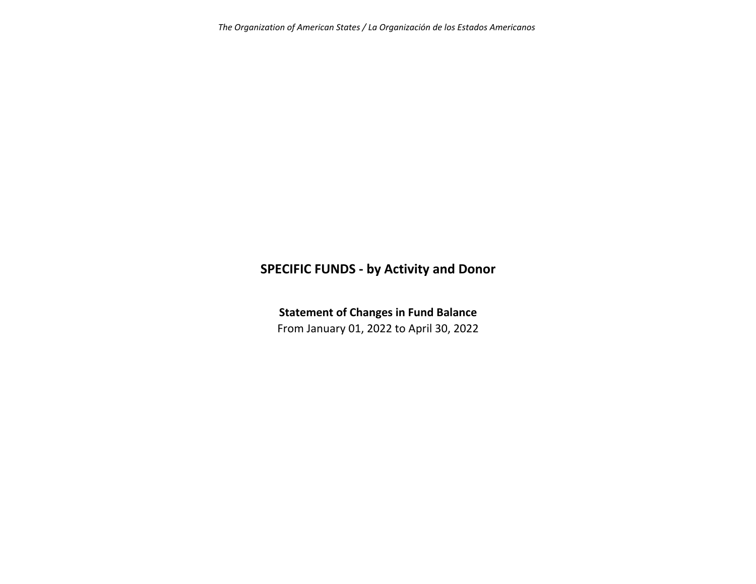# SPECIFIC FUNDS - by Activity and Donor

**Statement of Changes in Fund Balance**

From January 01, 2022 to April 30, 2022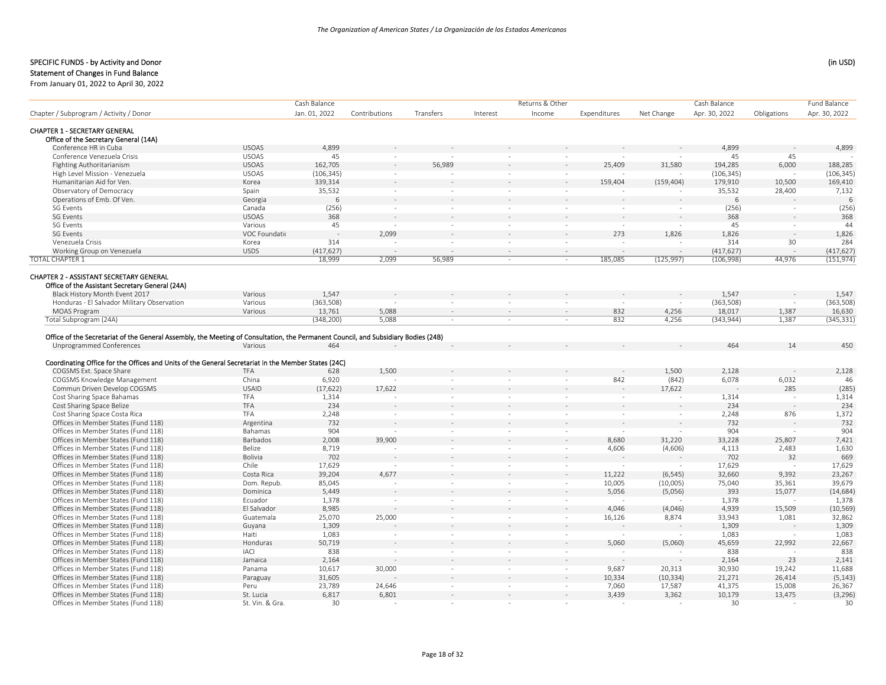## SPECIFIC FUNDS - by Activity and Donor

### Statement of Changes in Fund Balance

From January 01, 2022 to April 30, 2022

(in USD)

| Chapter / Subprogram / Activity / Donor | | Cash Balance Jan. 01, 2022 | Contributions | Transfers | Interest | Returns & Other Income | Expenditures | Net Change | Cash Balance Apr. 30, 2022 | Obligations | Fund Balance Apr. 30, 2022 |
|---|---|---|---|---|---|---|---|---|---|---|---|
| **CHAPTER 1 - SECRETARY GENERAL** | | | | | | | | | | | |
| **Office of the Secretary General (14A)** | | | | | | | | | | | |
| Conference HR in Cuba | USOAS | 4,899 | - | - | - | - | - | - | 4,899 | - | 4,899 |
| Conference Venezuela Crisis | USOAS | 45 | - | - | - | - | - | - | 45 | 45 | - |
| FIghting Authoritarianism | USOAS | 162,705 | - | 56,989 | - | - | 25,409 | 31,580 | 194,285 | 6,000 | 188,285 |
| High Level Mission - Venezuela | USOAS | (106,345) | - | - | - | - | - | - | (106,345) | - | (106,345) |
| Humanitarian Aid for Ven. | Korea | 339,314 | - | - | - | - | 159,404 | (159,404) | 179,910 | 10,500 | 169,410 |
| Observatory of Democracy | Spain | 35,532 | - | - | - | - | - | - | 35,532 | 28,400 | 7,132 |
| Operations of Emb. Of Ven. | Georgia | 6 | - | - | - | - | - | - | 6 | - | 6 |
| SG Events | Canada | (256) | - | - | - | - | - | - | (256) | - | (256) |
| SG Events | USOAS | 368 | - | - | - | - | - | - | 368 | - | 368 |
| SG Events | Various | 45 | - | - | - | - | - | - | 45 | - | 44 |
| SG Events | VOC Foundatio | - | 2,099 | - | - | - | 273 | 1,826 | 1,826 | - | 1,826 |
| Venezuela Crisis | Korea | 314 | - | - | - | - | - | - | 314 | 30 | 284 |
| Working Group on Venezuela | USDS | (417,627) | - | - | - | - | - | - | (417,627) | - | (417,627) |
| TOTAL CHAPTER 1 | | 18,999 | 2,099 | 56,989 | - | - | 185,085 | (125,997) | (106,998) | 44,976 | (151,974) |
| **CHAPTER 2 - ASSISTANT SECRETARY GENERAL** | | | | | | | | | | | |
| **Office of the Assistant Secretary General (24A)** | | | | | | | | | | | |
| Black History Month Event 2017 | Various | 1,547 | - | - | - | - | - | - | 1,547 | - | 1,547 |
| Honduras - El Salvador Military Observation | Various | (363,508) | - | - | - | - | - | - | (363,508) | - | (363,508) |
| MOAS Program | Various | 13,761 | 5,088 | - | - | - | 832 | 4,256 | 18,017 | 1,387 | 16,630 |
| Total Subprogram (24A) | | (348,200) | 5,088 | - | - | - | 832 | 4,256 | (343,944) | 1,387 | (345,331) |
| **Office of the Secretariat of the General Assembly, the Meeting of Consultation, the Permanent Council, and Subsidiary Bodies (24B)** | | | | | | | | | | | |
| Unprogrammed Conferences | Various | 464 | - | - | - | - | - | - | 464 | 14 | 450 |
| **Coordinating Office for the Offices and Units of the General Secretariat in the Member States (24C)** | | | | | | | | | | | |
| COGSMS Ext. Space Share | TFA | 628 | 1,500 | - | - | - | - | 1,500 | 2,128 | - | 2,128 |
| COGSMS Knowledge Management | China | 6,920 | - | - | - | - | 842 | (842) | 6,078 | 6,032 | 46 |
| Commun Driven Develop COGSMS | USAID | (17,622) | 17,622 | - | - | - | - | 17,622 | - | 285 | (285) |
| Cost Sharing Space Bahamas | TFA | 1,314 | - | - | - | - | - | - | 1,314 | - | 1,314 |
| Cost Sharing Space Belize | TFA | 234 | - | - | - | - | - | - | 234 | - | 234 |
| Cost Sharing Space Costa Rica | TFA | 2,248 | - | - | - | - | - | - | 2,248 | 876 | 1,372 |
| Offices in Member States (Fund 118) | Argentina | 732 | - | - | - | - | - | - | 732 | - | 732 |
| Offices in Member States (Fund 118) | Bahamas | 904 | - | - | - | - | - | - | 904 | - | 904 |
| Offices in Member States (Fund 118) | Barbados | 2,008 | 39,900 | - | - | - | 8,680 | 31,220 | 33,228 | 25,807 | 7,421 |
| Offices in Member States (Fund 118) | Belize | 8,719 | - | - | - | - | 4,606 | (4,606) | 4,113 | 2,483 | 1,630 |
| Offices in Member States (Fund 118) | Bolivia | 702 | - | - | - | - | - | - | 702 | 32 | 669 |
| Offices in Member States (Fund 118) | Chile | 17,629 | - | - | - | - | - | - | 17,629 | - | 17,629 |
| Offices in Member States (Fund 118) | Costa Rica | 39,204 | 4,677 | - | - | - | 11,222 | (6,545) | 32,660 | 9,392 | 23,267 |
| Offices in Member States (Fund 118) | Dom. Repub. | 85,045 | - | - | - | - | 10,005 | (10,005) | 75,040 | 35,361 | 39,679 |
| Offices in Member States (Fund 118) | Dominica | 5,449 | - | - | - | - | 5,056 | (5,056) | 393 | 15,077 | (14,684) |
| Offices in Member States (Fund 118) | Ecuador | 1,378 | - | - | - | - | - | - | 1,378 | - | 1,378 |
| Offices in Member States (Fund 118) | El Salvador | 8,985 | - | - | - | - | 4,046 | (4,046) | 4,939 | 15,509 | (10,569) |
| Offices in Member States (Fund 118) | Guatemala | 25,070 | 25,000 | - | - | - | 16,126 | 8,874 | 33,943 | 1,081 | 32,862 |
| Offices in Member States (Fund 118) | Guyana | 1,309 | - | - | - | - | - | - | 1,309 | - | 1,309 |
| Offices in Member States (Fund 118) | Haiti | 1,083 | - | - | - | - | - | - | 1,083 | - | 1,083 |
| Offices in Member States (Fund 118) | Honduras | 50,719 | - | - | - | - | 5,060 | (5,060) | 45,659 | 22,992 | 22,667 |
| Offices in Member States (Fund 118) | IACI | 838 | - | - | - | - | - | - | 838 | - | 838 |
| Offices in Member States (Fund 118) | Jamaica | 2,164 | - | - | - | - | - | - | 2,164 | 23 | 2,141 |
| Offices in Member States (Fund 118) | Panama | 10,617 | 30,000 | - | - | - | 9,687 | 20,313 | 30,930 | 19,242 | 11,688 |
| Offices in Member States (Fund 118) | Paraguay | 31,605 | - | - | - | - | 10,334 | (10,334) | 21,271 | 26,414 | (5,143) |
| Offices in Member States (Fund 118) | Peru | 23,789 | 24,646 | - | - | - | 7,060 | 17,587 | 41,375 | 15,008 | 26,367 |
| Offices in Member States (Fund 118) | St. Lucia | 6,817 | 6,801 | - | - | - | 3,439 | 3,362 | 10,179 | 13,475 | (3,296) |
| Offices in Member States (Fund 118) | St. Vin. & Gra. | 30 | - | - | - | - | - | - | 30 | - | 30 |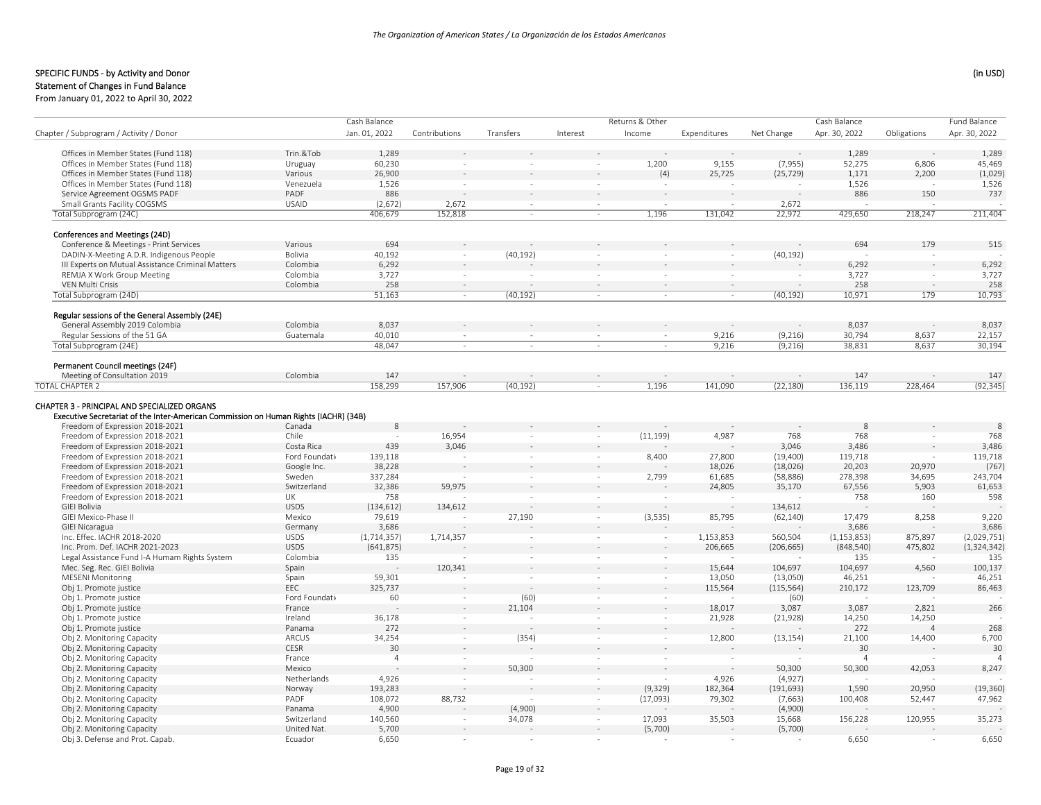## SPECIFIC FUNDS - by Activity and Donor

### Statement of Changes in Fund Balance

From January 01, 2022 to April 30, 2022

(in USD)

| Chapter / Subprogram / Activity / Donor | | Cash Balance Jan. 01, 2022 | Contributions | Transfers | Interest | Returns & Other Income | Expenditures | Net Change | Cash Balance Apr. 30, 2022 | Obligations | Fund Balance Apr. 30, 2022 |
|---|---|---|---|---|---|---|---|---|---|---|---|
| Offices in Member States (Fund 118) | Trin.&Tob | 1,289 | - | - | - | - | - | - | 1,289 | - | 1,289 |
| Offices in Member States (Fund 118) | Uruguay | 60,230 | - | - | - | 1,200 | 9,155 | (7,955) | 52,275 | 6,806 | 45,469 |
| Offices in Member States (Fund 118) | Various | 26,900 | - | - | - | (4) | 25,725 | (25,729) | 1,171 | 2,200 | (1,029) |
| Offices in Member States (Fund 118) | Venezuela | 1,526 | - | - | - | - | - | - | 1,526 | - | 1,526 |
| Service Agreement OGSMS PADF | PADF | 886 | - | - | - | - | - | - | 886 | 150 | 737 |
| Small Grants Facility COGSMS | USAID | (2,672) | 2,672 | - | - | - | - | 2,672 | - | - | - |
| Total Subprogram (24C) | | 406,679 | 152,818 | - | - | 1,196 | 131,042 | 22,972 | 429,650 | 218,247 | 211,404 |
| **Conferences and Meetings (24D)** | | | | | | | | | | | |
| Conference & Meetings - Print Services | Various | 694 | - | - | - | - | - | - | 694 | 179 | 515 |
| DADIN-X-Meeting A.D.R. Indigenous People | Bolivia | 40,192 | - | (40,192) | - | - | - | (40,192) | - | - | - |
| III Experts on Mutual Assistance Criminal Matters | Colombia | 6,292 | - | - | - | - | - | - | 6,292 | - | 6,292 |
| REMJA X Work Group Meeting | Colombia | 3,727 | - | - | - | - | - | - | 3,727 | - | 3,727 |
| VEN Multi Crisis | Colombia | 258 | - | - | - | - | - | - | 258 | - | 258 |
| Total Subprogram (24D) | | 51,163 | - | (40,192) | - | - | - | (40,192) | 10,971 | 179 | 10,793 |
| **Regular sessions of the General Assembly (24E)** | | | | | | | | | | | |
| General Assembly 2019 Colombia | Colombia | 8,037 | - | - | - | - | - | - | 8,037 | - | 8,037 |
| Regular Sessions of the 51 GA | Guatemala | 40,010 | - | - | - | - | 9,216 | (9,216) | 30,794 | 8,637 | 22,157 |
| Total Subprogram (24E) | | 48,047 | - | - | - | - | 9,216 | (9,216) | 38,831 | 8,637 | 30,194 |
| **Permanent Council meetings (24F)** | | | | | | | | | | | |
| Meeting of Consultation 2019 | Colombia | 147 | - | - | - | - | - | - | 147 | - | 147 |
| TOTAL CHAPTER 2 | | 158,299 | 157,906 | (40,192) | - | 1,196 | 141,090 | (22,180) | 136,119 | 228,464 | (92,345) |
| **CHAPTER 3 - PRINCIPAL AND SPECIALIZED ORGANS** | | | | | | | | | | | |
| **Executive Secretariat of the Inter-American Commission on Human Rights (IACHR) (34B)** | | | | | | | | | | | |
| Freedom of Expression 2018-2021 | Canada | 8 | - | - | - | - | - | - | 8 | - | 8 |
| Freedom of Expression 2018-2021 | Chile | - | 16,954 | - | - | (11,199) | 4,987 | 768 | 768 | - | 768 |
| Freedom of Expression 2018-2021 | Costa Rica | 439 | 3,046 | - | - | - | - | 3,046 | 3,486 | - | 3,486 |
| Freedom of Expression 2018-2021 | Ford Foundati | 139,118 | - | - | - | 8,400 | 27,800 | (19,400) | 119,718 | - | 119,718 |
| Freedom of Expression 2018-2021 | Google Inc. | 38,228 | - | - | - | - | 18,026 | (18,026) | 20,203 | 20,970 | (767) |
| Freedom of Expression 2018-2021 | Sweden | 337,284 | - | - | - | 2,799 | 61,685 | (58,886) | 278,398 | 34,695 | 243,704 |
| Freedom of Expression 2018-2021 | Switzerland | 32,386 | 59,975 | - | - | - | 24,805 | 35,170 | 67,556 | 5,903 | 61,653 |
| Freedom of Expression 2018-2021 | UK | 758 | - | - | - | - | - | - | 758 | 160 | 598 |
| GIEI Bolivia | USDS | (134,612) | 134,612 | - | - | - | - | 134,612 | - | - | - |
| GIEI Mexico-Phase II | Mexico | 79,619 | - | 27,190 | - | (3,535) | 85,795 | (62,140) | 17,479 | 8,258 | 9,220 |
| GIEI Nicaragua | Germany | 3,686 | - | - | - | - | - | - | 3,686 | - | 3,686 |
| Inc. Effec. IACHR 2018-2020 | USDS | (1,714,357) | 1,714,357 | - | - | - | 1,153,853 | 560,504 | (1,153,853) | 875,897 | (2,029,751) |
| Inc. Prom. Def. IACHR 2021-2023 | USDS | (641,875) | - | - | - | - | 206,665 | (206,665) | (848,540) | 475,802 | (1,324,342) |
| Legal Assistance Fund I-A Humam Rights System | Colombia | 135 | - | - | - | - | - | - | 135 | - | 135 |
| Mec. Seg. Rec. GIEI Bolivia | Spain | - | 120,341 | - | - | - | 15,644 | 104,697 | 104,697 | 4,560 | 100,137 |
| MESENI Monitoring | Spain | 59,301 | - | - | - | - | 13,050 | (13,050) | 46,251 | - | 46,251 |
| Obj 1. Promote justice | EEC | 325,737 | - | - | - | - | 115,564 | (115,564) | 210,172 | 123,709 | 86,463 |
| Obj 1. Promote justice | Ford Foundati | 60 | - | (60) | - | - | - | (60) | - | - | - |
| Obj 1. Promote justice | France | - | - | 21,104 | - | - | 18,017 | 3,087 | 3,087 | 2,821 | 266 |
| Obj 1. Promote justice | Ireland | 36,178 | - | - | - | - | 21,928 | (21,928) | 14,250 | 14,250 | - |
| Obj 1. Promote justice | Panama | 272 | - | - | - | - | - | - | 272 | 4 | 268 |
| Obj 2. Monitoring Capacity | ARCUS | 34,254 | - | (354) | - | - | 12,800 | (13,154) | 21,100 | 14,400 | 6,700 |
| Obj 2. Monitoring Capacity | CESR | 30 | - | - | - | - | - | - | 30 | - | 30 |
| Obj 2. Monitoring Capacity | France | 4 | - | - | - | - | - | - | 4 | - | 4 |
| Obj 2. Monitoring Capacity | Mexico | - | - | 50,300 | - | - | - | 50,300 | 50,300 | 42,053 | 8,247 |
| Obj 2. Monitoring Capacity | Netherlands | 4,926 | - | - | - | - | 4,926 | (4,927) | - | - | - |
| Obj 2. Monitoring Capacity | Norway | 193,283 | - | - | - | (9,329) | 182,364 | (191,693) | 1,590 | 20,950 | (19,360) |
| Obj 2. Monitoring Capacity | PADF | 108,072 | 88,732 | - | - | (17,093) | 79,302 | (7,663) | 100,408 | 52,447 | 47,962 |
| Obj 2. Monitoring Capacity | Panama | 4,900 | - | (4,900) | - | - | - | (4,900) | - | - | - |
| Obj 2. Monitoring Capacity | Switzerland | 140,560 | - | 34,078 | - | 17,093 | 35,503 | 15,668 | 156,228 | 120,955 | 35,273 |
| Obj 2. Monitoring Capacity | United Nat. | 5,700 | - | - | - | (5,700) | - | (5,700) | - | - | - |
| Obj 3. Defense and Prot. Capab. | Ecuador | 6,650 | - | - | - | - | - | - | 6,650 | - | 6,650 |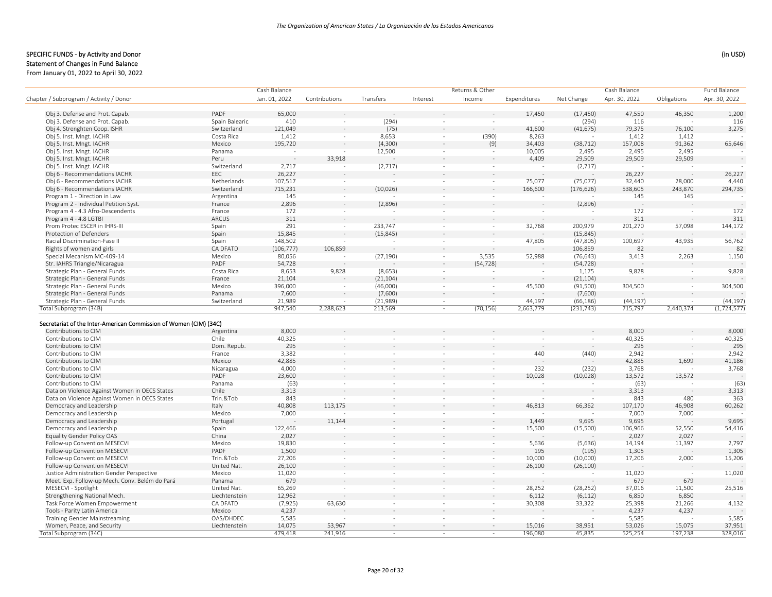SPECIFIC FUNDS - by Activity and Donor

Statement of Changes in Fund Balance

From January 01, 2022 to April 30, 2022

(in USD)

| Chapter / Subprogram / Activity / Donor | | Cash Balance Jan. 01, 2022 | Contributions | Transfers | Interest | Returns & Other Income | Expenditures | Net Change | Cash Balance Apr. 30, 2022 | Obligations | Fund Balance Apr. 30, 2022 |
|---|---|---|---|---|---|---|---|---|---|---|---|
| Obj 3. Defense and Prot. Capab. | PADF | 65,000 | - | - | - | - | 17,450 | (17,450) | 47,550 | 46,350 | 1,200 |
| Obj 3. Defense and Prot. Capab. | Spain Balearic | 410 | - | (294) | - | - | - | (294) | 116 | - | 116 |
| Obj 4. Strenghten Coop. ISHR | Switzerland | 121,049 | - | (75) | - | - | 41,600 | (41,675) | 79,375 | 76,100 | 3,275 |
| Obj 5. Inst. Mngt. IACHR | Costa Rica | 1,412 | - | 8,653 | - | (390) | 8,263 | - | 1,412 | 1,412 | - |
| Obj 5. Inst. Mngt. IACHR | Mexico | 195,720 | - | (4,300) | - | (9) | 34,403 | (38,712) | 157,008 | 91,362 | 65,646 |
| Obj 5. Inst. Mngt. IACHR | Panama | - | - | 12,500 | - | - | 10,005 | 2,495 | 2,495 | 2,495 | - |
| Obj 5. Inst. Mngt. IACHR | Peru | - | 33,918 | - | - | - | 4,409 | 29,509 | 29,509 | 29,509 | - |
| Obj 5. Inst. Mngt. IACHR | Switzerland | 2,717 | - | (2,717) | - | - | - | (2,717) | - | - | - |
| Obj 6 - Recommendations IACHR | EEC | 26,227 | - | - | - | - | - | - | 26,227 | - | 26,227 |
| Obj 6 - Recommendations IACHR | Netherlands | 107,517 | - | - | - | - | 75,077 | (75,077) | 32,440 | 28,000 | 4,440 |
| Obj 6 - Recommendations IACHR | Switzerland | 715,231 | - | (10,026) | - | - | 166,600 | (176,626) | 538,605 | 243,870 | 294,735 |
| Program 1 - Direction in Law | Argentina | 145 | - | - | - | - | - | - | 145 | 145 | - |
| Program 2 - Individual Petition Syst. | France | 2,896 | - | (2,896) | - | - | - | (2,896) | - | - | - |
| Program 4 - 4.3 Afro-Descendents | France | 172 | - | - | - | - | - | - | 172 | - | 172 |
| Program 4 - 4.8 LGTBI | ARCUS | 311 | - | - | - | - | - | - | 311 | - | 311 |
| Prom Protec ESCER in IHRS-III | Spain | 291 | - | 233,747 | - | - | 32,768 | 200,979 | 201,270 | 57,098 | 144,172 |
| Protection of Defenders | Spain | 15,845 | - | (15,845) | - | - | - | (15,845) | - | - | - |
| Racial Discrimination-Fase II | Spain | 148,502 | - | - | - | - | 47,805 | (47,805) | 100,697 | 43,935 | 56,762 |
| Rights of women and girls | CA DFATD | (106,777) | 106,859 | - | - | - | - | 106,859 | 82 | - | 82 |
| Special Mecanism MC-409-14 | Mexico | 80,056 | - | (27,190) | - | 3,535 | 52,988 | (76,643) | 3,413 | 2,263 | 1,150 |
| Str. IAHRS Triangle/Nicaragua | PADF | 54,728 | - | - | - | (54,728) | - | (54,728) | - | - | - |
| Strategic Plan - General Funds | Costa Rica | 8,653 | 9,828 | (8,653) | - | - | - | 1,175 | 9,828 | - | 9,828 |
| Strategic Plan - General Funds | France | 21,104 | - | (21,104) | - | - | - | (21,104) | - | - | - |
| Strategic Plan - General Funds | Mexico | 396,000 | - | (46,000) | - | - | 45,500 | (91,500) | 304,500 | - | 304,500 |
| Strategic Plan - General Funds | Panama | 7,600 | - | (7,600) | - | - | - | (7,600) | - | - | - |
| Strategic Plan - General Funds | Switzerland | 21,989 | - | (21,989) | - | - | 44,197 | (66,186) | (44,197) | - | (44,197) |
| Total Subprogram (34B) | | 947,540 | 2,288,623 | 213,569 | - | (70,156) | 2,663,779 | (231,743) | 715,797 | 2,440,374 | (1,724,577) |
| **Secretariat of the Inter-American Commission of Women (CIM) (34C)** | | | | | | | | | | | |
| Contributions to CIM | Argentina | 8,000 | - | - | - | - | - | - | 8,000 | - | 8,000 |
| Contributions to CIM | Chile | 40,325 | - | - | - | - | - | - | 40,325 | - | 40,325 |
| Contributions to CIM | Dom. Repub. | 295 | - | - | - | - | - | - | 295 | - | 295 |
| Contributions to CIM | France | 3,382 | - | - | - | - | 440 | (440) | 2,942 | - | 2,942 |
| Contributions to CIM | Mexico | 42,885 | - | - | - | - | - | - | 42,885 | 1,699 | 41,186 |
| Contributions to CIM | Nicaragua | 4,000 | - | - | - | - | 232 | (232) | 3,768 | - | 3,768 |
| Contributions to CIM | PADF | 23,600 | - | - | - | - | 10,028 | (10,028) | 13,572 | 13,572 | - |
| Contributions to CIM | Panama | (63) | - | - | - | - | - | - | (63) | - | (63) |
| Data on Violence Against Women in OECS States | Chile | 3,313 | - | - | - | - | - | - | 3,313 | - | 3,313 |
| Data on Violence Against Women in OECS States | Trin.&Tob | 843 | - | - | - | - | - | - | 843 | 480 | 363 |
| Democracy and Leadership | Italy | 40,808 | 113,175 | - | - | - | 46,813 | 66,362 | 107,170 | 46,908 | 60,262 |
| Democracy and Leadership | Mexico | 7,000 | - | - | - | - | - | - | 7,000 | 7,000 | - |
| Democracy and Leadership | Portugal | - | 11,144 | - | - | - | 1,449 | 9,695 | 9,695 | - | 9,695 |
| Democracy and Leadership | Spain | 122,466 | - | - | - | - | 15,500 | (15,500) | 106,966 | 52,550 | 54,416 |
| Equality Gender Policy OAS | China | 2,027 | - | - | - | - | - | - | 2,027 | 2,027 | - |
| Follow-up Convention MESECVI | Mexico | 19,830 | - | - | - | - | 5,636 | (5,636) | 14,194 | 11,397 | 2,797 |
| Follow-up Convention MESECVI | PADF | 1,500 | - | - | - | - | 195 | (195) | 1,305 | - | 1,305 |
| Follow-up Convention MESECVI | Trin.&Tob | 27,206 | - | - | - | - | 10,000 | (10,000) | 17,206 | 2,000 | 15,206 |
| Follow-up Convention MESECVI | United Nat. | 26,100 | - | - | - | - | 26,100 | (26,100) | - | - | - |
| Justice Administration Gender Perspective | Mexico | 11,020 | - | - | - | - | - | - | 11,020 | - | 11,020 |
| Meet. Exp. Follow-up Mech. Conv. Belém do Pará | Panama | 679 | - | - | - | - | - | - | 679 | 679 | - |
| MESECVI - Spotlight | United Nat. | 65,269 | - | - | - | - | 28,252 | (28,252) | 37,016 | 11,500 | 25,516 |
| Strengthening National Mech. | Liechtenstein | 12,962 | - | - | - | - | 6,112 | (6,112) | 6,850 | 6,850 | - |
| Task Force Women Empowerment | CA DFATD | (7,925) | 63,630 | - | - | - | 30,308 | 33,322 | 25,398 | 21,266 | 4,132 |
| Tools - Parity Latin America | Mexico | 4,237 | - | - | - | - | - | - | 4,237 | 4,237 | - |
| Training Gender Mainstreaming | OAS/DHDEC | 5,585 | - | - | - | - | - | - | 5,585 | - | 5,585 |
| Women, Peace, and Security | Liechtenstein | 14,075 | 53,967 | - | - | - | 15,016 | 38,951 | 53,026 | 15,075 | 37,951 |
| Total Subprogram (34C) | | 479,418 | 241,916 | - | - | - | 196,080 | 45,835 | 525,254 | 197,238 | 328,016 |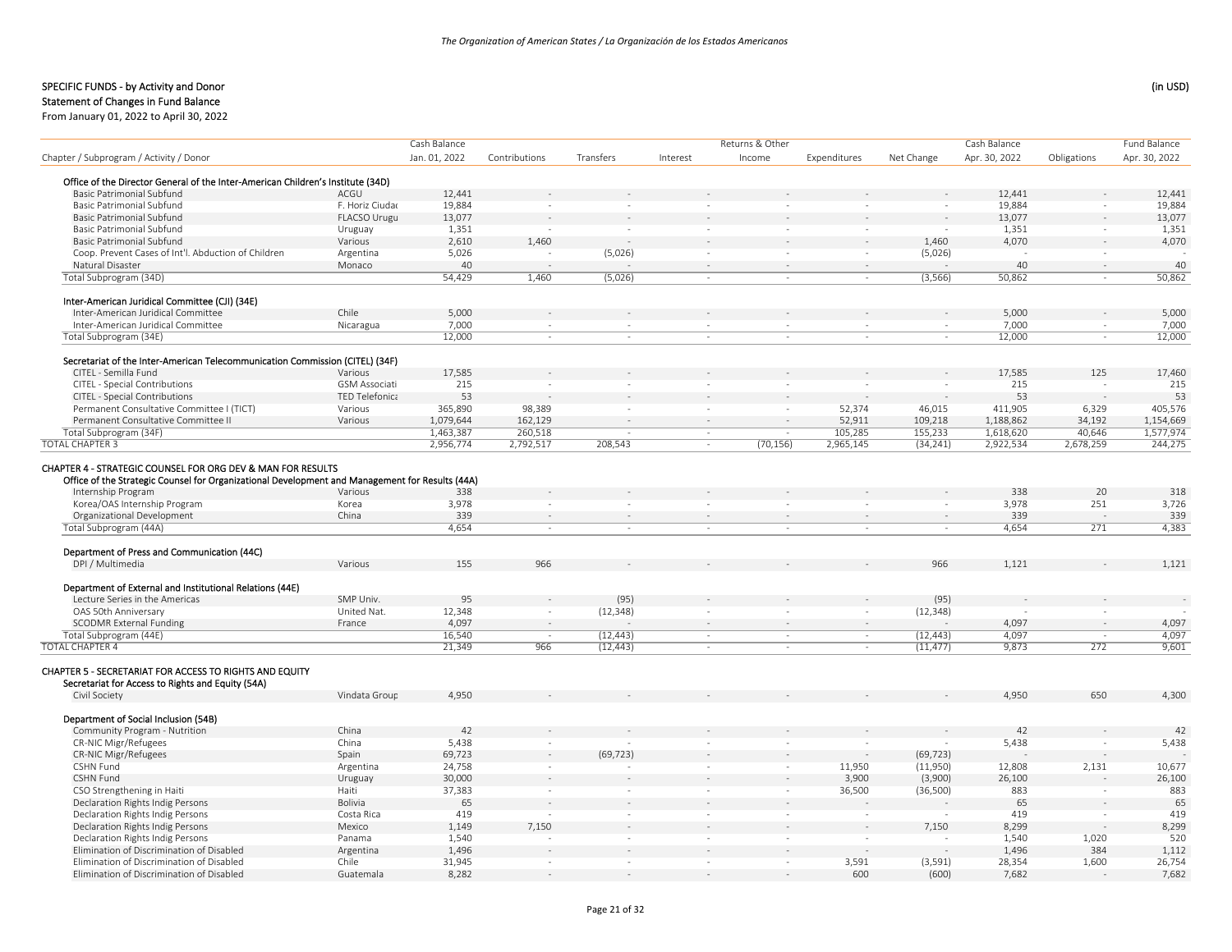SPECIFIC FUNDS - by Activity and Donor

Statement of Changes in Fund Balance

From January 01, 2022 to April 30, 2022

(in USD)

| Chapter / Subprogram / Activity / Donor | | Cash Balance Jan. 01, 2022 | Contributions | Transfers | Interest | Returns & Other Income | Expenditures | Net Change | Cash Balance Apr. 30, 2022 | Obligations | Fund Balance Apr. 30, 2022 |
|---|---|---|---|---|---|---|---|---|---|---|---|
| **Office of the Director General of the Inter-American Children's Institute (34D)** | | | | | | | | | | | |
| Basic Patrimonial Subfund | ACGU | 12,441 | - | - | - | - | - | - | 12,441 | - | 12,441 |
| Basic Patrimonial Subfund | F. Horiz Ciudad | 19,884 | - | - | - | - | - | - | 19,884 | - | 19,884 |
| Basic Patrimonial Subfund | FLACSO Urugu | 13,077 | - | - | - | - | - | - | 13,077 | - | 13,077 |
| Basic Patrimonial Subfund | Uruguay | 1,351 | - | - | - | - | - | - | 1,351 | - | 1,351 |
| Basic Patrimonial Subfund | Various | 2,610 | 1,460 | - | - | - | - | 1,460 | 4,070 | - | 4,070 |
| Coop. Prevent Cases of Int'l. Abduction of Children | Argentina | 5,026 | - | (5,026) | - | - | - | (5,026) | - | - | - |
| Natural Disaster | Monaco | 40 | - | - | - | - | - | - | 40 | - | 40 |
| Total Subprogram (34D) | | 54,429 | 1,460 | (5,026) | - | - | - | (3,566) | 50,862 | - | 50,862 |
| **Inter-American Juridical Committee (CJI) (34E)** | | | | | | | | | | | |
| Inter-American Juridical Committee | Chile | 5,000 | - | - | - | - | - | - | 5,000 | - | 5,000 |
| Inter-American Juridical Committee | Nicaragua | 7,000 | - | - | - | - | - | - | 7,000 | - | 7,000 |
| Total Subprogram (34E) | | 12,000 | - | - | - | - | - | - | 12,000 | - | 12,000 |
| **Secretariat of the Inter-American Telecommunication Commission (CITEL) (34F)** | | | | | | | | | | | |
| CITEL - Semilla Fund | Various | 17,585 | - | - | - | - | - | - | 17,585 | 125 | 17,460 |
| CITEL - Special Contributions | GSM Associati | 215 | - | - | - | - | - | - | 215 | - | 215 |
| CITEL - Special Contributions | TED Telefonica | 53 | - | - | - | - | - | - | 53 | - | 53 |
| Permanent Consultative Committee I (TICT) | Various | 365,890 | 98,389 | - | - | - | 52,374 | 46,015 | 411,905 | 6,329 | 405,576 |
| Permanent Consultative Committee II | Various | 1,079,644 | 162,129 | - | - | - | 52,911 | 109,218 | 1,188,862 | 34,192 | 1,154,669 |
| Total Subprogram (34F) | | 1,463,387 | 260,518 | - | - | - | 105,285 | 155,233 | 1,618,620 | 40,646 | 1,577,974 |
| TOTAL CHAPTER 3 | | 2,956,774 | 2,792,517 | 208,543 | - | (70,156) | 2,965,145 | (34,241) | 2,922,534 | 2,678,259 | 244,275 |
| **CHAPTER 4 - STRATEGIC COUNSEL FOR ORG DEV & MAN FOR RESULTS** | | | | | | | | | | | |
| **Office of the Strategic Counsel for Organizational Development and Management for Results (44A)** | | | | | | | | | | | |
| Internship Program | Various | 338 | - | - | - | - | - | - | 338 | 20 | 318 |
| Korea/OAS Internship Program | Korea | 3,978 | - | - | - | - | - | - | 3,978 | 251 | 3,726 |
| Organizational Development | China | 339 | - | - | - | - | - | - | 339 | - | 339 |
| Total Subprogram (44A) | | 4,654 | - | - | - | - | - | - | 4,654 | 271 | 4,383 |
| **Department of Press and Communication (44C)** | | | | | | | | | | | |
| DPI / Multimedia | Various | 155 | 966 | - | - | - | - | 966 | 1,121 | - | 1,121 |
| **Department of External and Institutional Relations (44E)** | | | | | | | | | | | |
| Lecture Series in the Americas | SMP Univ. | 95 | - | (95) | - | - | - | (95) | - | - | - |
| OAS 50th Anniversary | United Nat. | 12,348 | - | (12,348) | - | - | - | (12,348) | - | - | - |
| SCODMR External Funding | France | 4,097 | - | - | - | - | - | - | 4,097 | - | 4,097 |
| Total Subprogram (44E) | | 16,540 | - | (12,443) | - | - | - | (12,443) | 4,097 | - | 4,097 |
| TOTAL CHAPTER 4 | | 21,349 | 966 | (12,443) | - | - | - | (11,477) | 9,873 | 272 | 9,601 |
| **CHAPTER 5 - SECRETARIAT FOR ACCESS TO RIGHTS AND EQUITY** | | | | | | | | | | | |
| **Secretariat for Access to Rights and Equity (54A)** | | | | | | | | | | | |
| Civil Society | Vindata Group | 4,950 | - | - | - | - | - | - | 4,950 | 650 | 4,300 |
| **Department of Social Inclusion (54B)** | | | | | | | | | | | |
| Community Program - Nutrition | China | 42 | - | - | - | - | - | - | 42 | - | 42 |
| CR-NIC Migr/Refugees | China | 5,438 | - | - | - | - | - | - | 5,438 | - | 5,438 |
| CR-NIC Migr/Refugees | Spain | 69,723 | - | (69,723) | - | - | - | (69,723) | - | - | - |
| CSHN Fund | Argentina | 24,758 | - | - | - | - | 11,950 | (11,950) | 12,808 | 2,131 | 10,677 |
| CSHN Fund | Uruguay | 30,000 | - | - | - | - | 3,900 | (3,900) | 26,100 | - | 26,100 |
| CSO Strengthening in Haiti | Haiti | 37,383 | - | - | - | - | 36,500 | (36,500) | 883 | - | 883 |
| Declaration Rights Indig Persons | Bolivia | 65 | - | - | - | - | - | - | 65 | - | 65 |
| Declaration Rights Indig Persons | Costa Rica | 419 | - | - | - | - | - | - | 419 | - | 419 |
| Declaration Rights Indig Persons | Mexico | 1,149 | 7,150 | - | - | - | - | 7,150 | 8,299 | - | 8,299 |
| Declaration Rights Indig Persons | Panama | 1,540 | - | - | - | - | - | - | 1,540 | 1,020 | 520 |
| Elimination of Discrimination of Disabled | Argentina | 1,496 | - | - | - | - | - | - | 1,496 | 384 | 1,112 |
| Elimination of Discrimination of Disabled | Chile | 31,945 | - | - | - | - | 3,591 | (3,591) | 28,354 | 1,600 | 26,754 |
| Elimination of Discrimination of Disabled | Guatemala | 8,282 | - | - | - | - | 600 | (600) | 7,682 | - | 7,682 |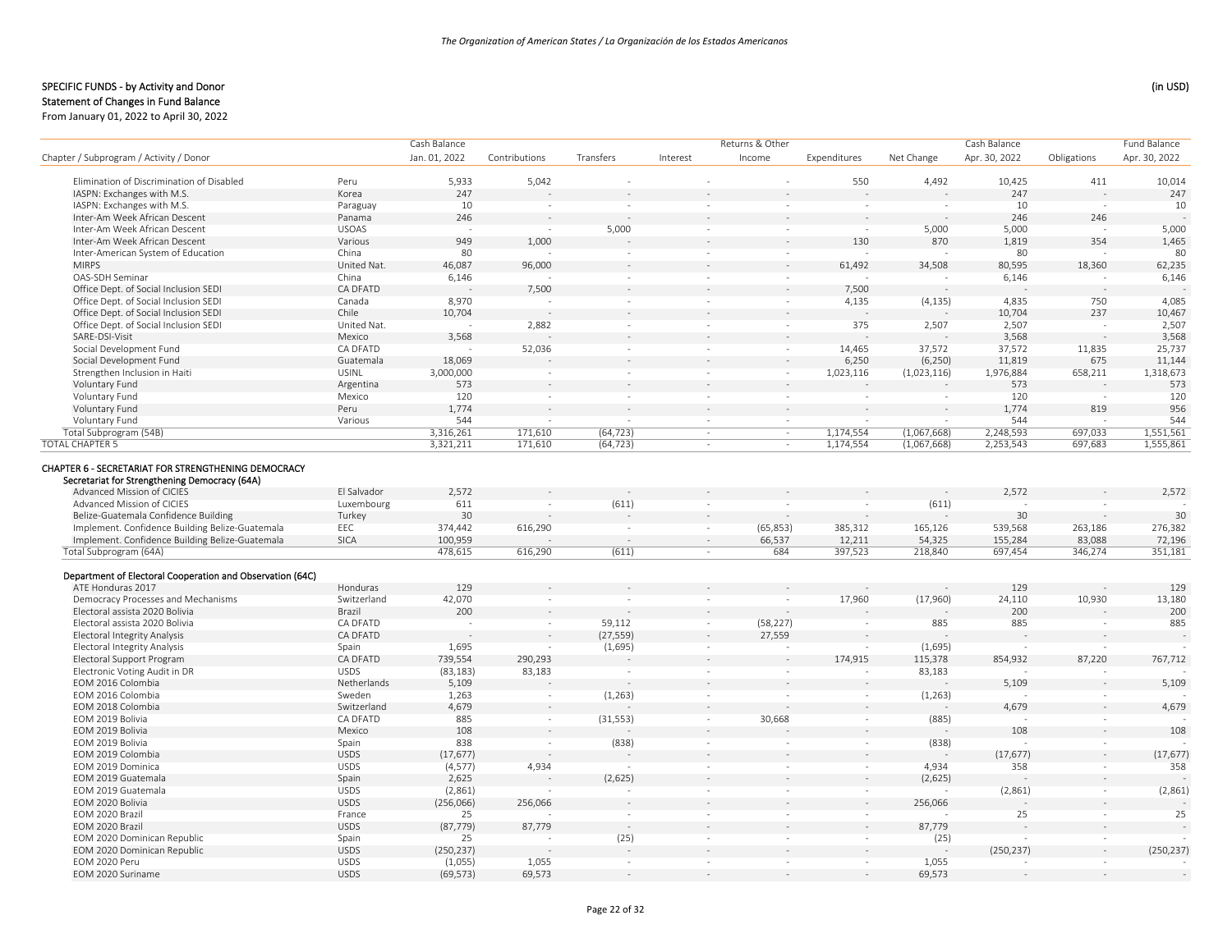## SPECIFIC FUNDS - by Activity and Donor

(in USD)

### Statement of Changes in Fund Balance

From January 01, 2022 to April 30, 2022

| Chapter / Subprogram / Activity / Donor | | Cash Balance Jan. 01, 2022 | Contributions | Transfers | Interest | Returns & Other Income | Expenditures | Net Change | Cash Balance Apr. 30, 2022 | Obligations | Fund Balance Apr. 30, 2022 |
|---|---|---|---|---|---|---|---|---|---|---|---|
| Elimination of Discrimination of Disabled | Peru | 5,933 | 5,042 | - | - | - | 550 | 4,492 | 10,425 | 411 | 10,014 |
| IASPN: Exchanges with M.S. | Korea | 247 | - | - | - | - | - | - | 247 | - | 247 |
| IASPN: Exchanges with M.S. | Paraguay | 10 | - | - | - | - | - | - | 10 | - | 10 |
| Inter-Am Week African Descent | Panama | 246 | - | - | - | - | - | - | 246 | 246 | - |
| Inter-Am Week African Descent | USOAS | - | - | 5,000 | - | - | - | 5,000 | 5,000 | - | 5,000 |
| Inter-Am Week African Descent | Various | 949 | 1,000 | - | - | - | 130 | 870 | 1,819 | 354 | 1,465 |
| Inter-American System of Education | China | 80 | - | - | - | - | - | - | 80 | - | 80 |
| MIRPS | United Nat. | 46,087 | 96,000 | - | - | - | 61,492 | 34,508 | 80,595 | 18,360 | 62,235 |
| OAS-SDH Seminar | China | 6,146 | - | - | - | - | - | - | 6,146 | - | 6,146 |
| Office Dept. of Social Inclusion SEDI | CA DFATD | - | 7,500 | - | - | - | 7,500 | - | - | - | - |
| Office Dept. of Social Inclusion SEDI | Canada | 8,970 | - | - | - | - | 4,135 | (4,135) | 4,835 | 750 | 4,085 |
| Office Dept. of Social Inclusion SEDI | Chile | 10,704 | - | - | - | - | - | - | 10,704 | 237 | 10,467 |
| Office Dept. of Social Inclusion SEDI | United Nat. | - | 2,882 | - | - | - | 375 | 2,507 | 2,507 | - | 2,507 |
| SARE-DSI-Visit | Mexico | 3,568 | - | - | - | - | - | - | 3,568 | - | 3,568 |
| Social Development Fund | CA DFATD | - | 52,036 | - | - | - | 14,465 | 37,572 | 37,572 | 11,835 | 25,737 |
| Social Development Fund | Guatemala | 18,069 | - | - | - | - | 6,250 | (6,250) | 11,819 | 675 | 11,144 |
| Strengthen Inclusion in Haiti | USINL | 3,000,000 | - | - | - | - | 1,023,116 | (1,023,116) | 1,976,884 | 658,211 | 1,318,673 |
| Voluntary Fund | Argentina | 573 | - | - | - | - | - | - | 573 | - | 573 |
| Voluntary Fund | Mexico | 120 | - | - | - | - | - | - | 120 | - | 120 |
| Voluntary Fund | Peru | 1,774 | - | - | - | - | - | - | 1,774 | 819 | 956 |
| Voluntary Fund | Various | 544 | - | - | - | - | - | - | 544 | - | 544 |
| Total Subprogram (54B) | | 3,316,261 | 171,610 | (64,723) | - | - | 1,174,554 | (1,067,668) | 2,248,593 | 697,033 | 1,551,561 |
| TOTAL CHAPTER 5 | | 3,321,211 | 171,610 | (64,723) | - | - | 1,174,554 | (1,067,668) | 2,253,543 | 697,683 | 1,555,861 |
| **CHAPTER 6 - SECRETARIAT FOR STRENGTHENING DEMOCRACY** | | | | | | | | | | | |
| **Secretariat for Strengthening Democracy (64A)** | | | | | | | | | | | |
| Advanced Mission of CICIES | El Salvador | 2,572 | - | - | - | - | - | - | 2,572 | - | 2,572 |
| Advanced Mission of CICIES | Luxembourg | 611 | - | (611) | - | - | - | (611) | - | - | - |
| Belize-Guatemala Confidence Building | Turkey | 30 | - | - | - | - | - | - | 30 | - | 30 |
| Implement. Confidence Building Belize-Guatemala | EEC | 374,442 | 616,290 | - | - | (65,853) | 385,312 | 165,126 | 539,568 | 263,186 | 276,382 |
| Implement. Confidence Building Belize-Guatemala | SICA | 100,959 | - | - | - | 66,537 | 12,211 | 54,325 | 155,284 | 83,088 | 72,196 |
| Total Subprogram (64A) | | 478,615 | 616,290 | (611) | - | 684 | 397,523 | 218,840 | 697,454 | 346,274 | 351,181 |
| **Department of Electoral Cooperation and Observation (64C)** | | | | | | | | | | | |
| ATE Honduras 2017 | Honduras | 129 | - | - | - | - | - | - | 129 | - | 129 |
| Democracy Processes and Mechanisms | Switzerland | 42,070 | - | - | - | - | 17,960 | (17,960) | 24,110 | 10,930 | 13,180 |
| Electoral assista 2020 Bolivia | Brazil | 200 | - | - | - | - | - | - | 200 | - | 200 |
| Electoral assista 2020 Bolivia | CA DFATD | - | - | 59,112 | - | (58,227) | - | 885 | 885 | - | 885 |
| Electoral Integrity Analysis | CA DFATD | - | - | (27,559) | - | 27,559 | - | - | - | - | - |
| Electoral Integrity Analysis | Spain | 1,695 | - | (1,695) | - | - | - | (1,695) | - | - | - |
| Electoral Support Program | CA DFATD | 739,554 | 290,293 | - | - | - | 174,915 | 115,378 | 854,932 | 87,220 | 767,712 |
| Electronic Voting Audit in DR | USDS | (83,183) | 83,183 | - | - | - | - | 83,183 | - | - | - |
| EOM 2016 Colombia | Netherlands | 5,109 | - | - | - | - | - | - | 5,109 | - | 5,109 |
| EOM 2016 Colombia | Sweden | 1,263 | - | (1,263) | - | - | - | (1,263) | - | - | - |
| EOM 2018 Colombia | Switzerland | 4,679 | - | - | - | - | - | - | 4,679 | - | 4,679 |
| EOM 2019 Bolivia | CA DFATD | 885 | - | (31,553) | - | 30,668 | - | (885) | - | - | - |
| EOM 2019 Bolivia | Mexico | 108 | - | - | - | - | - | - | 108 | - | 108 |
| EOM 2019 Bolivia | Spain | 838 | - | (838) | - | - | - | (838) | - | - | - |
| EOM 2019 Colombia | USDS | (17,677) | - | - | - | - | - | - | (17,677) | - | (17,677) |
| EOM 2019 Dominica | USDS | (4,577) | 4,934 | - | - | - | - | 4,934 | 358 | - | 358 |
| EOM 2019 Guatemala | Spain | 2,625 | - | (2,625) | - | - | - | (2,625) | - | - | - |
| EOM 2019 Guatemala | USDS | (2,861) | - | - | - | - | - | - | (2,861) | - | (2,861) |
| EOM 2020 Bolivia | USDS | (256,066) | 256,066 | - | - | - | - | 256,066 | - | - | - |
| EOM 2020 Brazil | France | 25 | - | - | - | - | - | - | 25 | - | 25 |
| EOM 2020 Brazil | USDS | (87,779) | 87,779 | - | - | - | - | 87,779 | - | - | - |
| EOM 2020 Dominican Republic | Spain | 25 | - | (25) | - | - | - | (25) | - | - | - |
| EOM 2020 Dominican Republic | USDS | (250,237) | - | - | - | - | - | - | (250,237) | - | (250,237) |
| EOM 2020 Peru | USDS | (1,055) | 1,055 | - | - | - | - | 1,055 | - | - | - |
| EOM 2020 Suriname | USDS | (69,573) | 69,573 | - | - | - | - | 69,573 | - | - | - |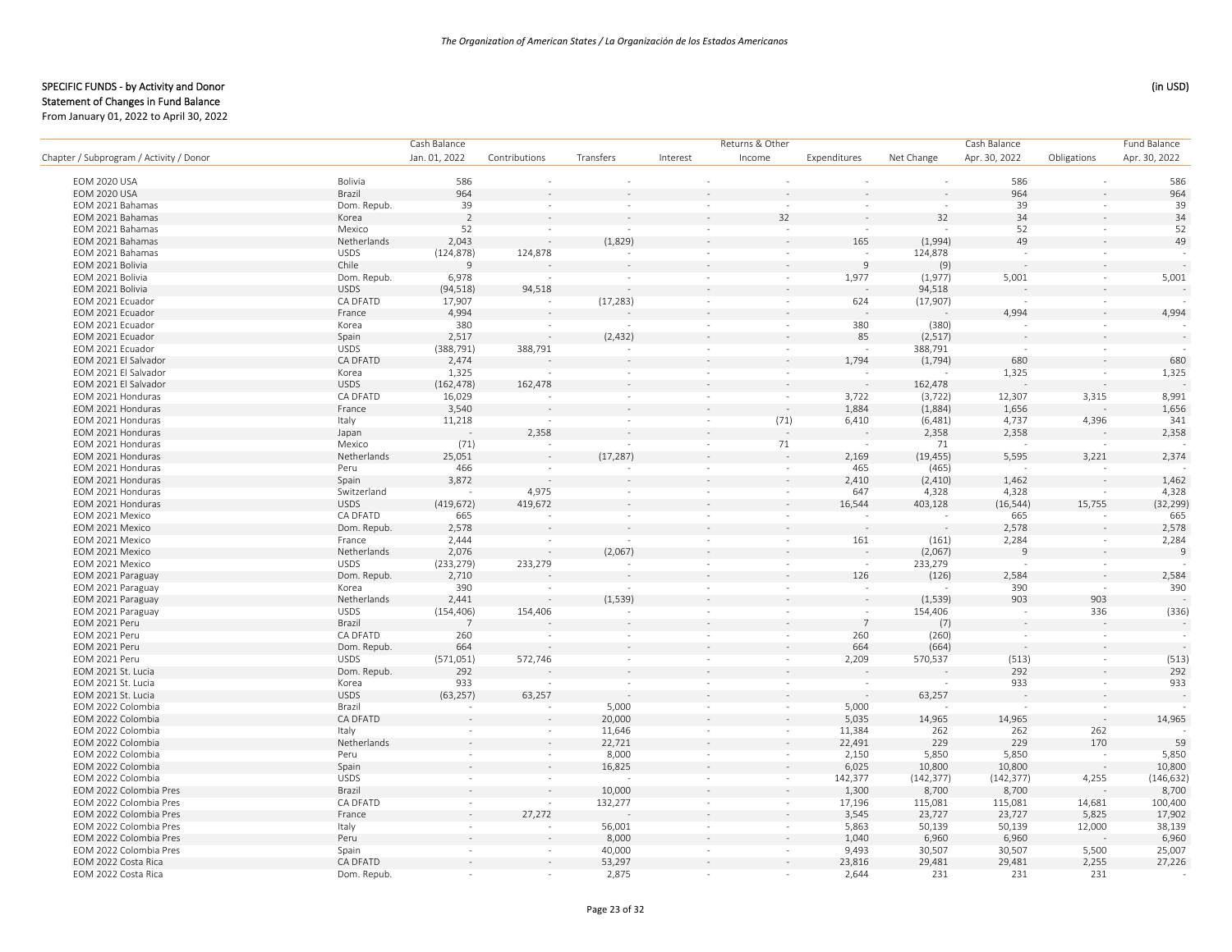## SPECIFIC FUNDS - by Activity and Donor

(in USD)

### Statement of Changes in Fund Balance

From January 01, 2022 to April 30, 2022

| Chapter / Subprogram / Activity / Donor | | Cash Balance Jan. 01, 2022 | Contributions | Transfers | Interest | Returns & Other Income | Expenditures | Net Change | Cash Balance Apr. 30, 2022 | Obligations | Fund Balance Apr. 30, 2022 |
|---|---|---|---|---|---|---|---|---|---|---|---|
| EOM 2020 USA | Bolivia | 586 | - | - | - | - | - | - | 586 | - | 586 |
| EOM 2020 USA | Brazil | 964 | - | - | - | - | - | - | 964 | - | 964 |
| EOM 2021 Bahamas | Dom. Repub. | 39 | - | - | - | - | - | - | 39 | - | 39 |
| EOM 2021 Bahamas | Korea | 2 | - | - | - | 32 | - | 32 | 34 | - | 34 |
| EOM 2021 Bahamas | Mexico | 52 | - | - | - | - | - | - | 52 | - | 52 |
| EOM 2021 Bahamas | Netherlands | 2,043 | - | (1,829) | - | - | 165 | (1,994) | 49 | - | 49 |
| EOM 2021 Bahamas | USDS | (124,878) | 124,878 | - | - | - | - | 124,878 | - | - | - |
| EOM 2021 Bolivia | Chile | 9 | - | - | - | - | 9 | (9) | - | - | - |
| EOM 2021 Bolivia | Dom. Repub. | 6,978 | - | - | - | - | 1,977 | (1,977) | 5,001 | - | 5,001 |
| EOM 2021 Bolivia | USDS | (94,518) | 94,518 | - | - | - | - | 94,518 | - | - | - |
| EOM 2021 Ecuador | CA DFATD | 17,907 | - | (17,283) | - | - | 624 | (17,907) | - | - | - |
| EOM 2021 Ecuador | France | 4,994 | - | - | - | - | - | - | 4,994 | - | 4,994 |
| EOM 2021 Ecuador | Korea | 380 | - | - | - | - | 380 | (380) | - | - | - |
| EOM 2021 Ecuador | Spain | 2,517 | - | (2,432) | - | - | 85 | (2,517) | - | - | - |
| EOM 2021 Ecuador | USDS | (388,791) | 388,791 | - | - | - | - | 388,791 | - | - | - |
| EOM 2021 El Salvador | CA DFATD | 2,474 | - | - | - | - | 1,794 | (1,794) | 680 | - | 680 |
| EOM 2021 El Salvador | Korea | 1,325 | - | - | - | - | - | - | 1,325 | - | 1,325 |
| EOM 2021 El Salvador | USDS | (162,478) | 162,478 | - | - | - | - | 162,478 | - | - | - |
| EOM 2021 Honduras | CA DFATD | 16,029 | - | - | - | - | 3,722 | (3,722) | 12,307 | 3,315 | 8,991 |
| EOM 2021 Honduras | France | 3,540 | - | - | - | - | 1,884 | (1,884) | 1,656 | - | 1,656 |
| EOM 2021 Honduras | Italy | 11,218 | - | - | - | (71) | 6,410 | (6,481) | 4,737 | 4,396 | 341 |
| EOM 2021 Honduras | Japan | - | 2,358 | - | - | - | - | 2,358 | 2,358 | - | 2,358 |
| EOM 2021 Honduras | Mexico | (71) | - | - | - | 71 | - | 71 | - | - | - |
| EOM 2021 Honduras | Netherlands | 25,051 | - | (17,287) | - | - | 2,169 | (19,455) | 5,595 | 3,221 | 2,374 |
| EOM 2021 Honduras | Peru | 466 | - | - | - | - | 465 | (465) | - | - | - |
| EOM 2021 Honduras | Spain | 3,872 | - | - | - | - | 2,410 | (2,410) | 1,462 | - | 1,462 |
| EOM 2021 Honduras | Switzerland | - | 4,975 | - | - | - | 647 | 4,328 | 4,328 | - | 4,328 |
| EOM 2021 Honduras | USDS | (419,672) | 419,672 | - | - | - | 16,544 | 403,128 | (16,544) | 15,755 | (32,299) |
| EOM 2021 Mexico | CA DFATD | 665 | - | - | - | - | - | - | 665 | - | 665 |
| EOM 2021 Mexico | Dom. Repub. | 2,578 | - | - | - | - | - | - | 2,578 | - | 2,578 |
| EOM 2021 Mexico | France | 2,444 | - | - | - | - | 161 | (161) | 2,284 | - | 2,284 |
| EOM 2021 Mexico | Netherlands | 2,076 | - | (2,067) | - | - | - | (2,067) | 9 | - | 9 |
| EOM 2021 Mexico | USDS | (233,279) | 233,279 | - | - | - | - | 233,279 | - | - | - |
| EOM 2021 Paraguay | Dom. Repub. | 2,710 | - | - | - | - | 126 | (126) | 2,584 | - | 2,584 |
| EOM 2021 Paraguay | Korea | 390 | - | - | - | - | - | - | 390 | - | 390 |
| EOM 2021 Paraguay | Netherlands | 2,441 | - | (1,539) | - | - | - | (1,539) | 903 | 903 | - |
| EOM 2021 Paraguay | USDS | (154,406) | 154,406 | - | - | - | - | 154,406 | - | 336 | (336) |
| EOM 2021 Peru | Brazil | 7 | - | - | - | - | 7 | (7) | - | - | - |
| EOM 2021 Peru | CA DFATD | 260 | - | - | - | - | 260 | (260) | - | - | - |
| EOM 2021 Peru | Dom. Repub. | 664 | - | - | - | - | 664 | (664) | - | - | - |
| EOM 2021 Peru | USDS | (571,051) | 572,746 | - | - | - | 2,209 | 570,537 | (513) | - | (513) |
| EOM 2021 St. Lucia | Dom. Repub. | 292 | - | - | - | - | - | - | 292 | - | 292 |
| EOM 2021 St. Lucia | Korea | 933 | - | - | - | - | - | - | 933 | - | 933 |
| EOM 2021 St. Lucia | USDS | (63,257) | 63,257 | - | - | - | - | 63,257 | - | - | - |
| EOM 2022 Colombia | Brazil | - | - | 5,000 | - | - | 5,000 | - | - | - | - |
| EOM 2022 Colombia | CA DFATD | - | - | 20,000 | - | - | 5,035 | 14,965 | 14,965 | - | 14,965 |
| EOM 2022 Colombia | Italy | - | - | 11,646 | - | - | 11,384 | 262 | 262 | 262 | - |
| EOM 2022 Colombia | Netherlands | - | - | 22,721 | - | - | 22,491 | 229 | 229 | 170 | 59 |
| EOM 2022 Colombia | Peru | - | - | 8,000 | - | - | 2,150 | 5,850 | 5,850 | - | 5,850 |
| EOM 2022 Colombia | Spain | - | - | 16,825 | - | - | 6,025 | 10,800 | 10,800 | - | 10,800 |
| EOM 2022 Colombia | USDS | - | - | - | - | - | 142,377 | (142,377) | (142,377) | 4,255 | (146,632) |
| EOM 2022 Colombia Pres | Brazil | - | - | 10,000 | - | - | 1,300 | 8,700 | 8,700 | - | 8,700 |
| EOM 2022 Colombia Pres | CA DFATD | - | - | 132,277 | - | - | 17,196 | 115,081 | 115,081 | 14,681 | 100,400 |
| EOM 2022 Colombia Pres | France | - | 27,272 | - | - | - | 3,545 | 23,727 | 23,727 | 5,825 | 17,902 |
| EOM 2022 Colombia Pres | Italy | - | - | 56,001 | - | - | 5,863 | 50,139 | 50,139 | 12,000 | 38,139 |
| EOM 2022 Colombia Pres | Peru | - | - | 8,000 | - | - | 1,040 | 6,960 | 6,960 | - | 6,960 |
| EOM 2022 Colombia Pres | Spain | - | - | 40,000 | - | - | 9,493 | 30,507 | 30,507 | 5,500 | 25,007 |
| EOM 2022 Costa Rica | CA DFATD | - | - | 53,297 | - | - | 23,816 | 29,481 | 29,481 | 2,255 | 27,226 |
| EOM 2022 Costa Rica | Dom. Repub. | - | - | 2,875 | - | - | 2,644 | 231 | 231 | 231 | - |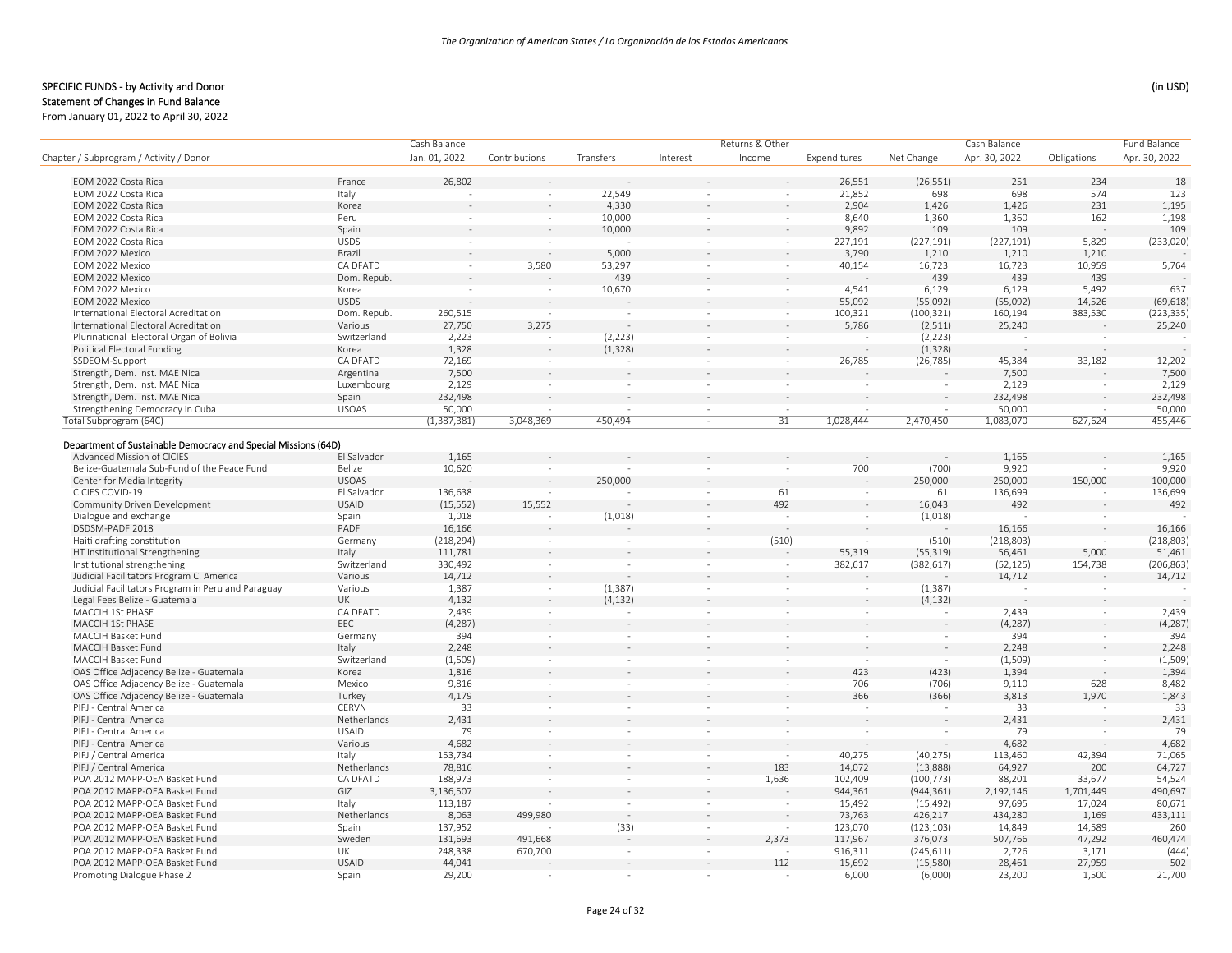SPECIFIC FUNDS - by Activity and Donor

Statement of Changes in Fund Balance

From January 01, 2022 to April 30, 2022

(in USD)

| Chapter / Subprogram / Activity / Donor | | Cash Balance Jan. 01, 2022 | Contributions | Transfers | Interest | Returns & Other Income | Expenditures | Net Change | Cash Balance Apr. 30, 2022 | Obligations | Fund Balance Apr. 30, 2022 |
|---|---|---|---|---|---|---|---|---|---|---|---|
| EOM 2022 Costa Rica | France | 26,802 | - | - | - | - | 26,551 | (26,551) | 251 | 234 | 18 |
| EOM 2022 Costa Rica | Italy | - | - | 22,549 | - | - | 21,852 | 698 | 698 | 574 | 123 |
| EOM 2022 Costa Rica | Korea | - | - | 4,330 | - | - | 2,904 | 1,426 | 1,426 | 231 | 1,195 |
| EOM 2022 Costa Rica | Peru | - | - | 10,000 | - | - | 8,640 | 1,360 | 1,360 | 162 | 1,198 |
| EOM 2022 Costa Rica | Spain | - | - | 10,000 | - | - | 9,892 | 109 | 109 | - | 109 |
| EOM 2022 Costa Rica | USDS | - | - | - | - | - | 227,191 | (227,191) | (227,191) | 5,829 | (233,020) |
| EOM 2022 Mexico | Brazil | - | - | 5,000 | - | - | 3,790 | 1,210 | 1,210 | 1,210 | - |
| EOM 2022 Mexico | CA DFATD | - | 3,580 | 53,297 | - | - | 40,154 | 16,723 | 16,723 | 10,959 | 5,764 |
| EOM 2022 Mexico | Dom. Repub. | - | - | 439 | - | - | - | 439 | 439 | 439 | - |
| EOM 2022 Mexico | Korea | - | - | 10,670 | - | - | 4,541 | 6,129 | 6,129 | 5,492 | 637 |
| EOM 2022 Mexico | USDS | - | - | - | - | - | 55,092 | (55,092) | (55,092) | 14,526 | (69,618) |
| International Electoral Acreditation | Dom. Repub. | 260,515 | - | - | - | - | 100,321 | (100,321) | 160,194 | 383,530 | (223,335) |
| International Electoral Acreditation | Various | 27,750 | 3,275 | - | - | - | 5,786 | (2,511) | 25,240 | - | 25,240 |
| Plurinational Electoral Organ of Bolivia | Switzerland | 2,223 | - | (2,223) | - | - | - | (2,223) | - | - | - |
| Political Electoral Funding | Korea | 1,328 | - | (1,328) | - | - | - | (1,328) | - | - | - |
| SSDEOM-Support | CA DFATD | 72,169 | - | - | - | - | 26,785 | (26,785) | 45,384 | 33,182 | 12,202 |
| Strength, Dem. Inst. MAE Nica | Argentina | 7,500 | - | - | - | - | - | - | 7,500 | - | 7,500 |
| Strength, Dem. Inst. MAE Nica | Luxembourg | 2,129 | - | - | - | - | - | - | 2,129 | - | 2,129 |
| Strength, Dem. Inst. MAE Nica | Spain | 232,498 | - | - | - | - | - | - | 232,498 | - | 232,498 |
| Strengthening Democracy in Cuba | USOAS | 50,000 | - | - | - | - | - | - | 50,000 | - | 50,000 |
| Total Subprogram (64C) | | (1,387,381) | 3,048,369 | 450,494 | - | 31 | 1,028,444 | 2,470,450 | 1,083,070 | 627,624 | 455,446 |
| **Department of Sustainable Democracy and Special Missions (64D)** | | | | | | | | | | | |
| Advanced Mission of CICIES | El Salvador | 1,165 | - | - | - | - | - | - | 1,165 | - | 1,165 |
| Belize-Guatemala Sub-Fund of the Peace Fund | Belize | 10,620 | - | - | - | - | 700 | (700) | 9,920 | - | 9,920 |
| Center for Media Integrity | USOAS | - | - | 250,000 | - | - | - | 250,000 | 250,000 | 150,000 | 100,000 |
| CICIES COVID-19 | El Salvador | 136,638 | - | - | - | 61 | - | 61 | 136,699 | - | 136,699 |
| Community Driven Development | USAID | (15,552) | 15,552 | - | - | 492 | - | 16,043 | 492 | - | 492 |
| Dialogue and exchange | Spain | 1,018 | - | (1,018) | - | - | - | (1,018) | - | - | - |
| DSDSM-PADF 2018 | PADF | 16,166 | - | - | - | - | - | - | 16,166 | - | 16,166 |
| Haiti drafting constitution | Germany | (218,294) | - | - | - | (510) | - | (510) | (218,803) | - | (218,803) |
| HT Institutional Strengthening | Italy | 111,781 | - | - | - | - | 55,319 | (55,319) | 56,461 | 5,000 | 51,461 |
| Institutional strengthening | Switzerland | 330,492 | - | - | - | - | 382,617 | (382,617) | (52,125) | 154,738 | (206,863) |
| Judicial Facilitators Program C. America | Various | 14,712 | - | - | - | - | - | - | 14,712 | - | 14,712 |
| Judicial Facilitators Program in Peru and Paraguay | Various | 1,387 | - | (1,387) | - | - | - | (1,387) | - | - | - |
| Legal Fees Belize - Guatemala | UK | 4,132 | - | (4,132) | - | - | - | (4,132) | - | - | - |
| MACCIH 1St PHASE | CA DFATD | 2,439 | - | - | - | - | - | - | 2,439 | - | 2,439 |
| MACCIH 1St PHASE | EEC | (4,287) | - | - | - | - | - | - | (4,287) | - | (4,287) |
| MACCIH Basket Fund | Germany | 394 | - | - | - | - | - | - | 394 | - | 394 |
| MACCIH Basket Fund | Italy | 2,248 | - | - | - | - | - | - | 2,248 | - | 2,248 |
| MACCIH Basket Fund | Switzerland | (1,509) | - | - | - | - | - | - | (1,509) | - | (1,509) |
| OAS Office Adjacency Belize - Guatemala | Korea | 1,816 | - | - | - | - | 423 | (423) | 1,394 | - | 1,394 |
| OAS Office Adjacency Belize - Guatemala | Mexico | 9,816 | - | - | - | - | 706 | (706) | 9,110 | 628 | 8,482 |
| OAS Office Adjacency Belize - Guatemala | Turkey | 4,179 | - | - | - | - | 366 | (366) | 3,813 | 1,970 | 1,843 |
| PIFJ - Central America | CERVN | 33 | - | - | - | - | - | - | 33 | - | 33 |
| PIFJ - Central America | Netherlands | 2,431 | - | - | - | - | - | - | 2,431 | - | 2,431 |
| PIFJ - Central America | USAID | 79 | - | - | - | - | - | - | 79 | - | 79 |
| PIFJ - Central America | Various | 4,682 | - | - | - | - | - | - | 4,682 | - | 4,682 |
| PIFJ / Central America | Italy | 153,734 | - | - | - | - | 40,275 | (40,275) | 113,460 | 42,394 | 71,065 |
| PIFJ / Central America | Netherlands | 78,816 | - | - | - | 183 | 14,072 | (13,888) | 64,927 | 200 | 64,727 |
| POA 2012 MAPP-OEA Basket Fund | CA DFATD | 188,973 | - | - | - | 1,636 | 102,409 | (100,773) | 88,201 | 33,677 | 54,524 |
| POA 2012 MAPP-OEA Basket Fund | GIZ | 3,136,507 | - | - | - | - | 944,361 | (944,361) | 2,192,146 | 1,701,449 | 490,697 |
| POA 2012 MAPP-OEA Basket Fund | Italy | 113,187 | - | - | - | - | 15,492 | (15,492) | 97,695 | 17,024 | 80,671 |
| POA 2012 MAPP-OEA Basket Fund | Netherlands | 8,063 | 499,980 | - | - | - | 73,763 | 426,217 | 434,280 | 1,169 | 433,111 |
| POA 2012 MAPP-OEA Basket Fund | Spain | 137,952 | - | (33) | - | - | 123,070 | (123,103) | 14,849 | 14,589 | 260 |
| POA 2012 MAPP-OEA Basket Fund | Sweden | 131,693 | 491,668 | - | - | 2,373 | 117,967 | 376,073 | 507,766 | 47,292 | 460,474 |
| POA 2012 MAPP-OEA Basket Fund | UK | 248,338 | 670,700 | - | - | - | 916,311 | (245,611) | 2,726 | 3,171 | (444) |
| POA 2012 MAPP-OEA Basket Fund | USAID | 44,041 | - | - | - | 112 | 15,692 | (15,580) | 28,461 | 27,959 | 502 |
| Promoting Dialogue Phase 2 | Spain | 29,200 | - | - | - | - | 6,000 | (6,000) | 23,200 | 1,500 | 21,700 |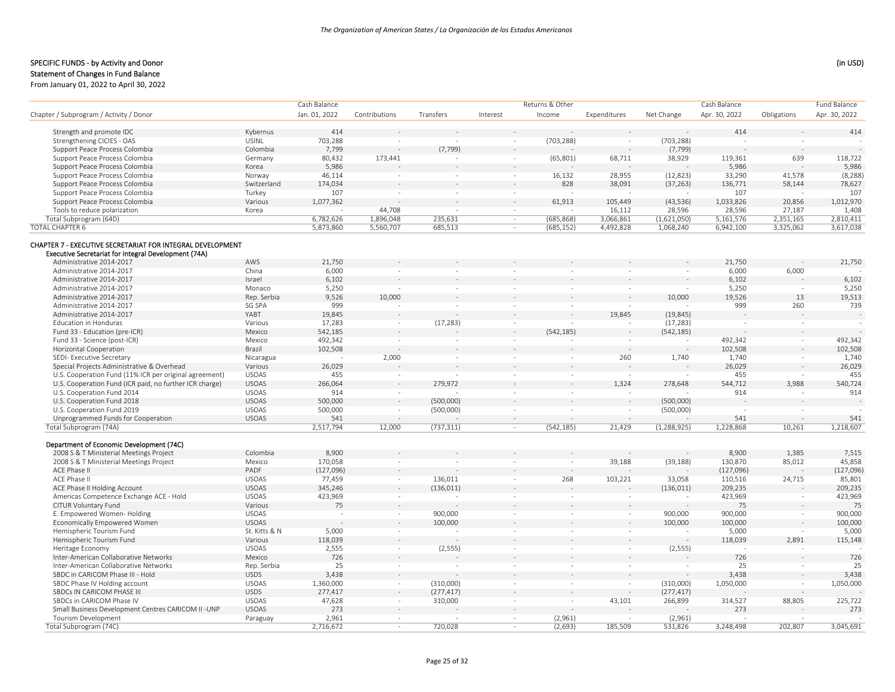SPECIFIC FUNDS - by Activity and Donor (in USD)
Statement of Changes in Fund Balance
From January 01, 2022 to April 30, 2022

| Chapter / Subprogram / Activity / Donor | | Cash Balance Jan. 01, 2022 | Contributions | Transfers | Interest | Returns & Other Income | Expenditures | Net Change | Cash Balance Apr. 30, 2022 | Obligations | Fund Balance Apr. 30, 2022 |
|---|---|---|---|---|---|---|---|---|---|---|---|
| Strength and promote IDC | Kybernus | 414 | - | - | - | - | - | - | 414 | - | 414 |
| Strengthening CICIES - OAS | USINL | 703,288 | - | - | - | (703,288) | - | (703,288) | - | - | - |
| Support Peace Process Colombia | Colombia | 7,799 | - | (7,799) | - | - | - | (7,799) | - | - | - |
| Support Peace Process Colombia | Germany | 80,432 | 173,441 | - | - | (65,801) | 68,711 | 38,929 | 119,361 | 639 | 118,722 |
| Support Peace Process Colombia | Korea | 5,986 | - | - | - | - | - | - | 5,986 | - | 5,986 |
| Support Peace Process Colombia | Norway | 46,114 | - | - | - | 16,132 | 28,955 | (12,823) | 33,290 | 41,578 | (8,288) |
| Support Peace Process Colombia | Switzerland | 174,034 | - | - | - | 828 | 38,091 | (37,263) | 136,771 | 58,144 | 78,627 |
| Support Peace Process Colombia | Turkey | 107 | - | - | - | - | - | - | 107 | - | 107 |
| Support Peace Process Colombia | Various | 1,077,362 | - | - | - | 61,913 | 105,449 | (43,536) | 1,033,826 | 20,856 | 1,012,970 |
| Tools to reduce polarization | Korea | - | 44,708 | - | - | - | 16,112 | 28,596 | 28,596 | 27,187 | 1,408 |
| Total Subprogram (64D) | | 6,782,626 | 1,896,048 | 235,631 | - | (685,868) | 3,066,861 | (1,621,050) | 5,161,576 | 2,351,165 | 2,810,411 |
| TOTAL CHAPTER 6 | | 5,873,860 | 5,560,707 | 685,513 | - | (685,152) | 4,492,828 | 1,068,240 | 6,942,100 | 3,325,062 | 3,617,038 |
| **CHAPTER 7 - EXECUTIVE SECRETARIAT FOR INTEGRAL DEVELOPMENT** | | | | | | | | | | | |
| **Executive Secretariat for Integral Development (74A)** | | | | | | | | | | | |
| Administrative 2014-2017 | AWS | 21,750 | - | - | - | - | - | - | 21,750 | - | 21,750 |
| Administrative 2014-2017 | China | 6,000 | - | - | - | - | - | - | 6,000 | 6,000 | - |
| Administrative 2014-2017 | Israel | 6,102 | - | - | - | - | - | - | 6,102 | - | 6,102 |
| Administrative 2014-2017 | Monaco | 5,250 | - | - | - | - | - | - | 5,250 | - | 5,250 |
| Administrative 2014-2017 | Rep. Serbia | 9,526 | 10,000 | - | - | - | - | 10,000 | 19,526 | 13 | 19,513 |
| Administrative 2014-2017 | SG SPA | 999 | - | - | - | - | - | - | 999 | 260 | 739 |
| Administrative 2014-2017 | YABT | 19,845 | - | - | - | - | 19,845 | (19,845) | - | - | - |
| Education in Honduras | Various | 17,283 | - | (17,283) | - | - | - | (17,283) | - | - | - |
| Fund 33 - Education (pre-ICR) | Mexico | 542,185 | - | - | - | (542,185) | - | (542,185) | - | - | - |
| Fund 33 - Science (post-ICR) | Mexico | 492,342 | - | - | - | - | - | - | 492,342 | - | 492,342 |
| Horizontal Cooperation | Brazil | 102,508 | - | - | - | - | - | - | 102,508 | - | 102,508 |
| SEDI- Executive Secretary | Nicaragua | - | 2,000 | - | - | - | 260 | 1,740 | 1,740 | - | 1,740 |
| Special Projects Administrative & Overhead | Various | 26,029 | - | - | - | - | - | - | 26,029 | - | 26,029 |
| U.S. Cooperation Fund (11% ICR per original agreement) | USOAS | 455 | - | - | - | - | - | - | 455 | - | 455 |
| U.S. Cooperation Fund (ICR paid, no further ICR charge) | USOAS | 266,064 | - | 279,972 | - | - | 1,324 | 278,648 | 544,712 | 3,988 | 540,724 |
| U.S. Cooperation Fund 2014 | USOAS | 914 | - | - | - | - | - | - | 914 | - | 914 |
| U.S. Cooperation Fund 2018 | USOAS | 500,000 | - | (500,000) | - | - | - | (500,000) | - | - | - |
| U.S. Cooperation Fund 2019 | USOAS | 500,000 | - | (500,000) | - | - | - | (500,000) | - | - | - |
| Unprogrammed Funds for Cooperation | USOAS | 541 | - | - | - | - | - | - | 541 | - | 541 |
| Total Subprogram (74A) | | 2,517,794 | 12,000 | (737,311) | - | (542,185) | 21,429 | (1,288,925) | 1,228,868 | 10,261 | 1,218,607 |
| **Department of Economic Development (74C)** | | | | | | | | | | | |
| 2008 S & T Ministerial Meetings Project | Colombia | 8,900 | - | - | - | - | - | - | 8,900 | 1,385 | 7,515 |
| 2008 S & T Ministerial Meetings Project | Mexico | 170,058 | - | - | - | - | 39,188 | (39,188) | 130,870 | 85,012 | 45,858 |
| ACE Phase II | PADF | (127,096) | - | - | - | - | - | - | (127,096) | - | (127,096) |
| ACE Phase II | USOAS | 77,459 | - | 136,011 | - | 268 | 103,221 | 33,058 | 110,516 | 24,715 | 85,801 |
| ACE Phase II Holding Account | USOAS | 345,246 | - | (136,011) | - | - | - | (136,011) | 209,235 | - | 209,235 |
| Americas Competence Exchange ACE - Hold | USOAS | 423,969 | - | - | - | - | - | - | 423,969 | - | 423,969 |
| CITUR Voluntary Fund | Various | 75 | - | - | - | - | - | - | 75 | - | 75 |
| E. Empowered Women- Holding | USOAS | - | - | 900,000 | - | - | - | 900,000 | 900,000 | - | 900,000 |
| Economically Empowered Women | USOAS | - | - | 100,000 | - | - | - | 100,000 | 100,000 | - | 100,000 |
| Hemispheric Tourism Fund | St. Kitts & N | 5,000 | - | - | - | - | - | - | 5,000 | - | 5,000 |
| Hemispheric Tourism Fund | Various | 118,039 | - | - | - | - | - | - | 118,039 | 2,891 | 115,148 |
| Heritage Economy | USOAS | 2,555 | - | (2,555) | - | - | - | (2,555) | - | - | - |
| Inter-American Collaborative Networks | Mexico | 726 | - | - | - | - | - | - | 726 | - | 726 |
| Inter-American Collaborative Networks | Rep. Serbia | 25 | - | - | - | - | - | - | 25 | - | 25 |
| SBDC in CARICOM Phase III - Hold | USDS | 3,438 | - | - | - | - | - | - | 3,438 | - | 3,438 |
| SBDC Phase IV Holding account | USOAS | 1,360,000 | - | (310,000) | - | - | - | (310,000) | 1,050,000 | - | 1,050,000 |
| SBDCs IN CARICOM PHASE III | USDS | 277,417 | - | (277,417) | - | - | - | (277,417) | - | - | - |
| SBDCs in CARICOM Phase IV | USOAS | 47,628 | - | 310,000 | - | - | 43,101 | 266,899 | 314,527 | 88,805 | 225,722 |
| Small Business Development Centres CARICOM II -UNP | USOAS | 273 | - | - | - | - | - | - | 273 | - | 273 |
| Tourism Development | Paraguay | 2,961 | - | - | - | (2,961) | - | (2,961) | - | - | - |
| Total Subprogram (74C) | | 2,716,672 | - | 720,028 | - | (2,693) | 185,509 | 531,826 | 3,248,498 | 202,807 | 3,045,691 |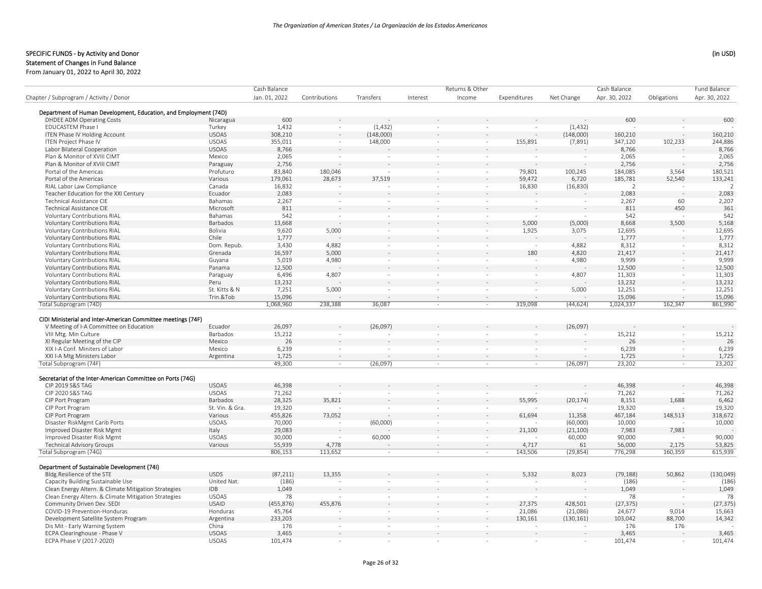SPECIFIC FUNDS - by Activity and Donor

Statement of Changes in Fund Balance

From January 01, 2022 to April 30, 2022

(in USD)

| Chapter / Subprogram / Activity / Donor | | Cash Balance Jan. 01, 2022 | Contributions | Transfers | Interest | Returns & Other Income | Expenditures | Net Change | Cash Balance Apr. 30, 2022 | Obligations | Fund Balance Apr. 30, 2022 |
|---|---|---|---|---|---|---|---|---|---|---|---|
| **Department of Human Development, Education, and Employment (74D)** | | | | | | | | | | | |
| DHDEE ADM Operating Costs | Nicaragua | 600 | - | - | - | - | - | - | 600 | - | 600 |
| EDUCASTEM Phase I | Turkey | 1,432 | - | (1,432) | - | - | - | (1,432) | - | - | - |
| ITEN Phase IV Holding Account | USOAS | 308,210 | - | (148,000) | - | - | - | (148,000) | 160,210 | - | 160,210 |
| ITEN Project Phase IV | USOAS | 355,011 | - | 148,000 | - | - | 155,891 | (7,891) | 347,120 | 102,233 | 244,886 |
| Labor Bilateral Cooperation | USOAS | 8,766 | - | - | - | - | - | - | 8,766 | - | 8,766 |
| Plan & Monitor of XVIII CIMT | Mexico | 2,065 | - | - | - | - | - | - | 2,065 | - | 2,065 |
| Plan & Monitor of XVIII CIMT | Paraguay | 2,756 | - | - | - | - | - | - | 2,756 | - | 2,756 |
| Portal of the Americas | Profuturo | 83,840 | 180,046 | - | - | - | 79,801 | 100,245 | 184,085 | 3,564 | 180,521 |
| Portal of the Americas | Various | 179,061 | 28,673 | 37,519 | - | - | 59,472 | 6,720 | 185,781 | 52,540 | 133,241 |
| RIAL Labor Law Compliance | Canada | 16,832 | - | - | - | - | 16,830 | (16,830) | 2 | - | 2 |
| Teacher Education for the XXI Century | Ecuador | 2,083 | - | - | - | - | - | - | 2,083 | - | 2,083 |
| Technical Assistance CIE | Bahamas | 2,267 | - | - | - | - | - | - | 2,267 | 60 | 2,207 |
| Technical Assistance CIE | Microsoft | 811 | - | - | - | - | - | - | 811 | 450 | 361 |
| Voluntary Contributions RIAL | Bahamas | 542 | - | - | - | - | - | - | 542 | - | 542 |
| Voluntary Contributions RIAL | Barbados | 13,668 | - | - | - | - | 5,000 | (5,000) | 8,668 | 3,500 | 5,168 |
| Voluntary Contributions RIAL | Bolivia | 9,620 | 5,000 | - | - | - | 1,925 | 3,075 | 12,695 | - | 12,695 |
| Voluntary Contributions RIAL | Chile | 1,777 | - | - | - | - | - | - | 1,777 | - | 1,777 |
| Voluntary Contributions RIAL | Dom. Repub. | 3,430 | 4,882 | - | - | - | - | 4,882 | 8,312 | - | 8,312 |
| Voluntary Contributions RIAL | Grenada | 16,597 | 5,000 | - | - | - | 180 | 4,820 | 21,417 | - | 21,417 |
| Voluntary Contributions RIAL | Guyana | 5,019 | 4,980 | - | - | - | - | 4,980 | 9,999 | - | 9,999 |
| Voluntary Contributions RIAL | Panama | 12,500 | - | - | - | - | - | - | 12,500 | - | 12,500 |
| Voluntary Contributions RIAL | Paraguay | 6,496 | 4,807 | - | - | - | - | 4,807 | 11,303 | - | 11,303 |
| Voluntary Contributions RIAL | Peru | 13,232 | - | - | - | - | - | - | 13,232 | - | 13,232 |
| Voluntary Contributions RIAL | St. Kitts & N | 7,251 | 5,000 | - | - | - | - | 5,000 | 12,251 | - | 12,251 |
| Voluntary Contributions RIAL | Trin.&Tob | 15,096 | - | - | - | - | - | - | 15,096 | - | 15,096 |
| Total Subprogram (74D) | | 1,068,960 | 238,388 | 36,087 | - | - | 319,098 | (44,624) | 1,024,337 | 162,347 | 861,990 |
| **CIDI Ministerial and Inter-American Committee meetings (74F)** | | | | | | | | | | | |
| V Meeting of I-A Committee on Education | Ecuador | 26,097 | - | (26,097) | - | - | - | (26,097) | - | - | - |
| VIII Mtg. Min Culture | Barbados | 15,212 | - | - | - | - | - | - | 15,212 | - | 15,212 |
| XI Regular Meeting of the CIP | Mexico | 26 | - | - | - | - | - | - | 26 | - | 26 |
| XIX I-A Conf. Miniters of Labor | Mexico | 6,239 | - | - | - | - | - | - | 6,239 | - | 6,239 |
| XXI I-A Mtg Ministers Labor | Argentina | 1,725 | - | - | - | - | - | - | 1,725 | - | 1,725 |
| Total Subprogram (74F) | | 49,300 | - | (26,097) | - | - | - | (26,097) | 23,202 | - | 23,202 |
| **Secretariat of the Inter-American Committee on Ports (74G)** | | | | | | | | | | | |
| CIP 2019 S&S TAG | USOAS | 46,398 | - | - | - | - | - | - | 46,398 | - | 46,398 |
| CIP 2020 S&S TAG | USOAS | 71,262 | - | - | - | - | - | - | 71,262 | - | 71,262 |
| CIP Port Program | Barbados | 28,325 | 35,821 | - | - | - | 55,995 | (20,174) | 8,151 | 1,688 | 6,462 |
| CIP Port Program | St. Vin. & Gra. | 19,320 | - | - | - | - | - | - | 19,320 | - | 19,320 |
| CIP Port Program | Various | 455,826 | 73,052 | - | - | - | 61,694 | 11,358 | 467,184 | 148,513 | 318,672 |
| Disaster RiskMgmt Carib Ports | USOAS | 70,000 | - | (60,000) | - | - | - | (60,000) | 10,000 | - | 10,000 |
| Improved Disaster Risk Mgmt | Italy | 29,083 | - | - | - | - | 21,100 | (21,100) | 7,983 | 7,983 | - |
| Improved Disaster Risk Mgmt | USOAS | 30,000 | - | 60,000 | - | - | - | 60,000 | 90,000 | - | 90,000 |
| Technical Advisory Groups | Various | 55,939 | 4,778 | - | - | - | 4,717 | 61 | 56,000 | 2,175 | 53,825 |
| Total Subprogram (74G) | | 806,153 | 113,652 | - | - | - | 143,506 | (29,854) | 776,298 | 160,359 | 615,939 |
| **Department of Sustainable Development (74I)** | | | | | | | | | | | |
| Bldg.Resilience of the STE | USDS | (87,211) | 13,355 | - | - | - | 5,332 | 8,023 | (79,188) | 50,862 | (130,049) |
| Capacity Building Sustainable Use | United Nat. | (186) | - | - | - | - | - | - | (186) | - | (186) |
| Clean Energy Altern. & Climate Mitigation Strategies | IDB | 1,049 | - | - | - | - | - | - | 1,049 | - | 1,049 |
| Clean Energy Altern. & Climate Mitigation Strategies | USOAS | 78 | - | - | - | - | - | - | 78 | - | 78 |
| Community Driven Dev. SEDI | USAID | (455,876) | 455,876 | - | - | - | 27,375 | 428,501 | (27,375) | - | (27,375) |
| COVID-19 Prevention-Honduras | Honduras | 45,764 | - | - | - | - | 21,086 | (21,086) | 24,677 | 9,014 | 15,663 |
| Development Satellite System Program | Argentina | 233,203 | - | - | - | - | 130,161 | (130,161) | 103,042 | 88,700 | 14,342 |
| Dis Mit - Early Warning System | China | 176 | - | - | - | - | - | - | 176 | 176 | - |
| ECPA Clearinghouse - Phase V | USOAS | 3,465 | - | - | - | - | - | - | 3,465 | - | 3,465 |
| ECPA Phase V (2017-2020) | USOAS | 101,474 | - | - | - | - | - | - | 101,474 | - | 101,474 |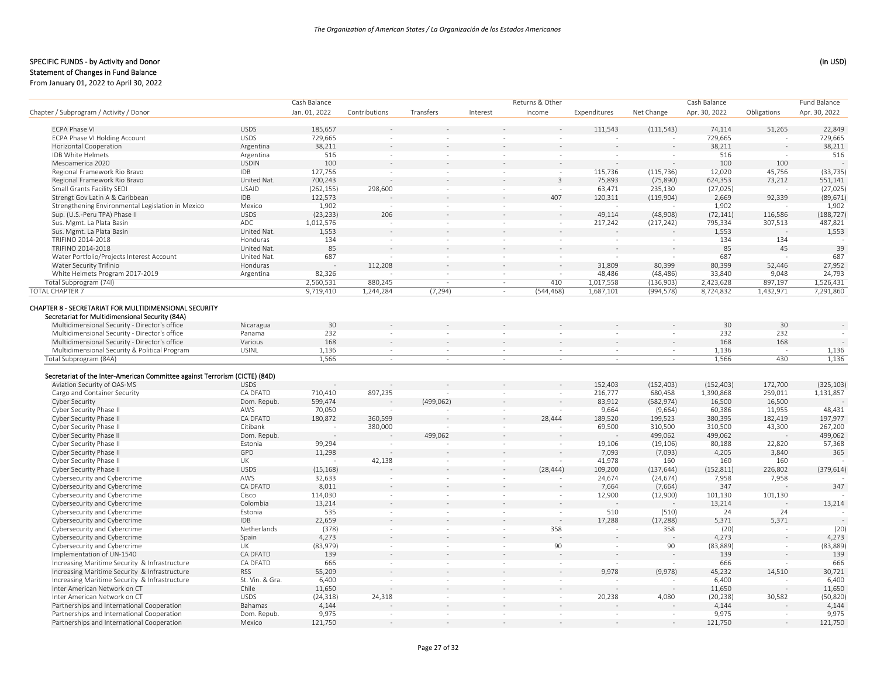SPECIFIC FUNDS - by Activity and Donor

Statement of Changes in Fund Balance

From January 01, 2022 to April 30, 2022

(in USD)

| Chapter / Subprogram / Activity / Donor | | Cash Balance Jan. 01, 2022 | Contributions | Transfers | Interest | Returns & Other Income | Expenditures | Net Change | Cash Balance Apr. 30, 2022 | Obligations | Fund Balance Apr. 30, 2022 |
|---|---|---|---|---|---|---|---|---|---|---|---|
| ECPA Phase VI | USDS | 185,657 | - | - | - | - | 111,543 | (111,543) | 74,114 | 51,265 | 22,849 |
| ECPA Phase VI Holding Account | USDS | 729,665 | - | - | - | - | - | - | 729,665 | - | 729,665 |
| Horizontal Cooperation | Argentina | 38,211 | - | - | - | - | - | - | 38,211 | - | 38,211 |
| IDB White Helmets | Argentina | 516 | - | - | - | - | - | - | 516 | - | 516 |
| Mesoamerica 2020 | USDIN | 100 | - | - | - | - | - | - | 100 | 100 | - |
| Regional Framework Rio Bravo | IDB | 127,756 | - | - | - | - | 115,736 | (115,736) | 12,020 | 45,756 | (33,735) |
| Regional Framework Rio Bravo | United Nat. | 700,243 | - | - | - | 3 | 75,893 | (75,890) | 624,353 | 73,212 | 551,141 |
| Small Grants Facility SEDI | USAID | (262,155) | 298,600 | - | - | - | 63,471 | 235,130 | (27,025) | - | (27,025) |
| Strengt Gov Latin A & Caribbean | IDB | 122,573 | - | - | - | 407 | 120,311 | (119,904) | 2,669 | 92,339 | (89,671) |
| Strengthening Environmental Legislation in Mexico | Mexico | 1,902 | - | - | - | - | - | - | 1,902 | - | 1,902 |
| Sup. (U.S.-Peru TPA) Phase II | USDS | (23,233) | 206 | - | - | - | 49,114 | (48,908) | (72,141) | 116,586 | (188,727) |
| Sus. Mgmt. La Plata Basin | ADC | 1,012,576 | - | - | - | - | 217,242 | (217,242) | 795,334 | 307,513 | 487,821 |
| Sus. Mgmt. La Plata Basin | United Nat. | 1,553 | - | - | - | - | - | - | 1,553 | - | 1,553 |
| TRIFINO 2014-2018 | Honduras | 134 | - | - | - | - | - | - | 134 | 134 | - |
| TRIFINO 2014-2018 | United Nat. | 85 | - | - | - | - | - | - | 85 | 45 | 39 |
| Water Portfolio/Projects Interest Account | United Nat. | 687 | - | - | - | - | - | - | 687 | - | 687 |
| Water Security Trifinio | Honduras | - | 112,208 | - | - | - | 31,809 | 80,399 | 80,399 | 52,446 | 27,952 |
| White Helmets Program 2017-2019 | Argentina | 82,326 | - | - | - | - | 48,486 | (48,486) | 33,840 | 9,048 | 24,793 |
| Total Subprogram (74I) | | 2,560,531 | 880,245 | - | - | 410 | 1,017,558 | (136,903) | 2,423,628 | 897,197 | 1,526,431 |
| TOTAL CHAPTER 7 | | 9,719,410 | 1,244,284 | (7,294) | - | (544,468) | 1,687,101 | (994,578) | 8,724,832 | 1,432,971 | 7,291,860 |
| **CHAPTER 8 - SECRETARIAT FOR MULTIDIMENSIONAL SECURITY** | | | | | | | | | | | |
| **Secretariat for Multidimensional Security (84A)** | | | | | | | | | | | |
| Multidimensional Security - Director's office | Nicaragua | 30 | - | - | - | - | - | - | 30 | 30 | - |
| Multidimensional Security - Director's office | Panama | 232 | - | - | - | - | - | - | 232 | 232 | - |
| Multidimensional Security - Director's office | Various | 168 | - | - | - | - | - | - | 168 | 168 | - |
| Multidimensional Security & Political Program | USINL | 1,136 | - | - | - | - | - | - | 1,136 | - | 1,136 |
| Total Subprogram (84A) | | 1,566 | - | - | - | - | - | - | 1,566 | 430 | 1,136 |
| **Secretariat of the Inter-American Committee against Terrorism (CICTE) (84D)** | | | | | | | | | | | |
| Aviation Security of OAS-MS | USDS | - | - | - | - | - | 152,403 | (152,403) | (152,403) | 172,700 | (325,103) |
| Cargo and Container Security | CA DFATD | 710,410 | 897,235 | - | - | - | 216,777 | 680,458 | 1,390,868 | 259,011 | 1,131,857 |
| Cyber Security | Dom. Repub. | 599,474 | - | (499,062) | - | - | 83,912 | (582,974) | 16,500 | 16,500 | - |
| Cyber Security Phase II | AWS | 70,050 | - | - | - | - | 9,664 | (9,664) | 60,386 | 11,955 | 48,431 |
| Cyber Security Phase II | CA DFATD | 180,872 | 360,599 | - | - | 28,444 | 189,520 | 199,523 | 380,395 | 182,419 | 197,977 |
| Cyber Security Phase II | Citibank | - | 380,000 | - | - | - | 69,500 | 310,500 | 310,500 | 43,300 | 267,200 |
| Cyber Security Phase II | Dom. Repub. | - | - | 499,062 | - | - | - | 499,062 | 499,062 | - | 499,062 |
| Cyber Security Phase II | Estonia | 99,294 | - | - | - | - | 19,106 | (19,106) | 80,188 | 22,820 | 57,368 |
| Cyber Security Phase II | GPD | 11,298 | - | - | - | - | 7,093 | (7,093) | 4,205 | 3,840 | 365 |
| Cyber Security Phase II | UK | - | 42,138 | - | - | - | 41,978 | 160 | 160 | 160 | - |
| Cyber Security Phase II | USDS | (15,168) | - | - | - | (28,444) | 109,200 | (137,644) | (152,811) | 226,802 | (379,614) |
| Cybersecurity and Cybercrime | AWS | 32,633 | - | - | - | - | 24,674 | (24,674) | 7,958 | 7,958 | - |
| Cybersecurity and Cybercrime | CA DFATD | 8,011 | - | - | - | - | 7,664 | (7,664) | 347 | - | 347 |
| Cybersecurity and Cybercrime | Cisco | 114,030 | - | - | - | - | 12,900 | (12,900) | 101,130 | 101,130 | - |
| Cybersecurity and Cybercrime | Colombia | 13,214 | - | - | - | - | - | - | 13,214 | - | 13,214 |
| Cybersecurity and Cybercrime | Estonia | 535 | - | - | - | - | 510 | (510) | 24 | 24 | - |
| Cybersecurity and Cybercrime | IDB | 22,659 | - | - | - | - | 17,288 | (17,288) | 5,371 | 5,371 | - |
| Cybersecurity and Cybercrime | Netherlands | (378) | - | - | - | 358 | - | 358 | (20) | - | (20) |
| Cybersecurity and Cybercrime | Spain | 4,273 | - | - | - | - | - | - | 4,273 | - | 4,273 |
| Cybersecurity and Cybercrime | UK | (83,979) | - | - | - | 90 | - | 90 | (83,889) | - | (83,889) |
| Implementation of UN-1540 | CA DFATD | 139 | - | - | - | - | - | - | 139 | - | 139 |
| Increasing Maritime Security & Infrastructure | CA DFATD | 666 | - | - | - | - | - | - | 666 | - | 666 |
| Increasing Maritime Security & Infrastructure | RSS | 55,209 | - | - | - | - | 9,978 | (9,978) | 45,232 | 14,510 | 30,721 |
| Increasing Maritime Security & Infrastructure | St. Vin. & Gra. | 6,400 | - | - | - | - | - | - | 6,400 | - | 6,400 |
| Inter American Network on CT | Chile | 11,650 | - | - | - | - | - | - | 11,650 | - | 11,650 |
| Inter American Network on CT | USDS | (24,318) | 24,318 | - | - | - | 20,238 | 4,080 | (20,238) | 30,582 | (50,820) |
| Partnerships and International Cooperation | Bahamas | 4,144 | - | - | - | - | - | - | 4,144 | - | 4,144 |
| Partnerships and International Cooperation | Dom. Repub. | 9,975 | - | - | - | - | - | - | 9,975 | - | 9,975 |
| Partnerships and International Cooperation | Mexico | 121,750 | - | - | - | - | - | - | 121,750 | - | 121,750 |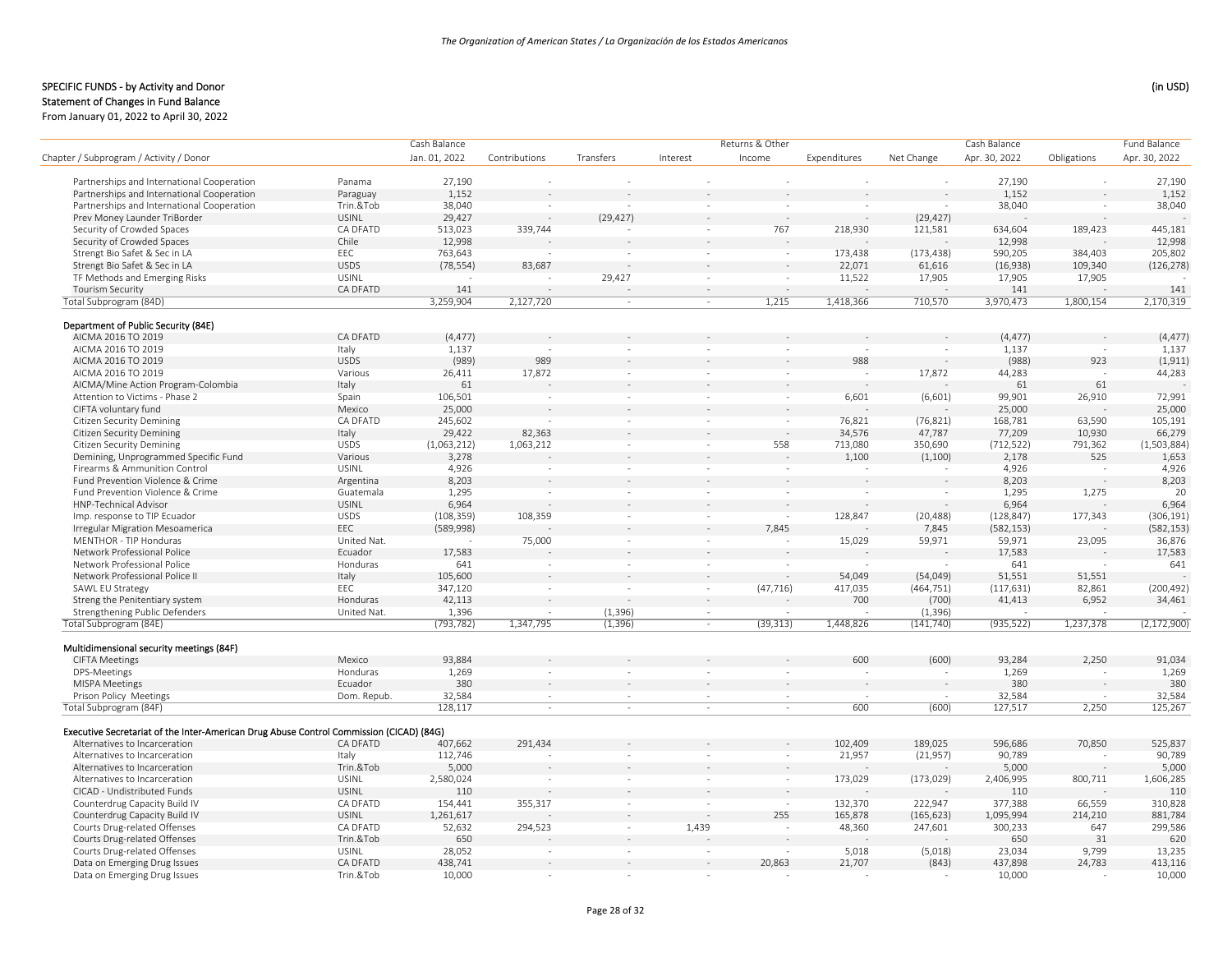SPECIFIC FUNDS - by Activity and Donor

Statement of Changes in Fund Balance

From January 01, 2022 to April 30, 2022

(in USD)

| Chapter / Subprogram / Activity / Donor | | Cash Balance Jan. 01, 2022 | Contributions | Transfers | Interest | Returns & Other Income | Expenditures | Net Change | Cash Balance Apr. 30, 2022 | Obligations | Fund Balance Apr. 30, 2022 |
|---|---|---|---|---|---|---|---|---|---|---|---|
| Partnerships and International Cooperation | Panama | 27,190 | - | - | - | - | - | - | 27,190 | - | 27,190 |
| Partnerships and International Cooperation | Paraguay | 1,152 | - | - | - | - | - | - | 1,152 | - | 1,152 |
| Partnerships and International Cooperation | Trin.&Tob | 38,040 | - | - | - | - | - | - | 38,040 | - | 38,040 |
| Prev Money Launder TriBorder | USINL | 29,427 | - | (29,427) | - | - | - | (29,427) | - | - | - |
| Security of Crowded Spaces | CA DFATD | 513,023 | 339,744 | - | - | 767 | 218,930 | 121,581 | 634,604 | 189,423 | 445,181 |
| Security of Crowded Spaces | Chile | 12,998 | - | - | - | - | - | - | 12,998 | - | 12,998 |
| Strengt Bio Safet & Sec in LA | EEC | 763,643 | - | - | - | - | 173,438 | (173,438) | 590,205 | 384,403 | 205,802 |
| Strengt Bio Safet & Sec in LA | USDS | (78,554) | 83,687 | - | - | - | 22,071 | 61,616 | (16,938) | 109,340 | (126,278) |
| TF Methods and Emerging Risks | USINL | - | - | 29,427 | - | - | 11,522 | 17,905 | 17,905 | 17,905 | - |
| Tourism Security | CA DFATD | 141 | - | - | - | - | - | - | 141 | - | 141 |
| Total Subprogram (84D) | | 3,259,904 | 2,127,720 | - | - | 1,215 | 1,418,366 | 710,570 | 3,970,473 | 1,800,154 | 2,170,319 |
| **Department of Public Security (84E)** | | | | | | | | | | | |
| AICMA 2016 TO 2019 | CA DFATD | (4,477) | - | - | - | - | - | - | (4,477) | - | (4,477) |
| AICMA 2016 TO 2019 | Italy | 1,137 | - | - | - | - | - | - | 1,137 | - | 1,137 |
| AICMA 2016 TO 2019 | USDS | (989) | 989 | - | - | - | 988 | - | (988) | 923 | (1,911) |
| AICMA 2016 TO 2019 | Various | 26,411 | 17,872 | - | - | - | - | 17,872 | 44,283 | - | 44,283 |
| AICMA/Mine Action Program-Colombia | Italy | 61 | - | - | - | - | - | - | 61 | 61 | - |
| Attention to Victims - Phase 2 | Spain | 106,501 | - | - | - | - | 6,601 | (6,601) | 99,901 | 26,910 | 72,991 |
| CIFTA voluntary fund | Mexico | 25,000 | - | - | - | - | - | - | 25,000 | - | 25,000 |
| Citizen Security Demining | CA DFATD | 245,602 | - | - | - | - | 76,821 | (76,821) | 168,781 | 63,590 | 105,191 |
| Citizen Security Demining | Italy | 29,422 | 82,363 | - | - | - | 34,576 | 47,787 | 77,209 | 10,930 | 66,279 |
| Citizen Security Demining | USDS | (1,063,212) | 1,063,212 | - | - | 558 | 713,080 | 350,690 | (712,522) | 791,362 | (1,503,884) |
| Demining, Unprogrammed Specific Fund | Various | 3,278 | - | - | - | - | 1,100 | (1,100) | 2,178 | 525 | 1,653 |
| Firearms & Ammunition Control | USINL | 4,926 | - | - | - | - | - | - | 4,926 | - | 4,926 |
| Fund Prevention Violence & Crime | Argentina | 8,203 | - | - | - | - | - | - | 8,203 | - | 8,203 |
| Fund Prevention Violence & Crime | Guatemala | 1,295 | - | - | - | - | - | - | 1,295 | 1,275 | 20 |
| HNP-Technical Advisor | USINL | 6,964 | - | - | - | - | - | - | 6,964 | - | 6,964 |
| Imp. response to TIP Ecuador | USDS | (108,359) | 108,359 | - | - | - | 128,847 | (20,488) | (128,847) | 177,343 | (306,191) |
| Irregular Migration Mesoamerica | EEC | (589,998) | - | - | - | 7,845 | - | 7,845 | (582,153) | - | (582,153) |
| MENTHOR - TIP Honduras | United Nat. | - | 75,000 | - | - | - | 15,029 | 59,971 | 59,971 | 23,095 | 36,876 |
| Network Professional Police | Ecuador | 17,583 | - | - | - | - | - | - | 17,583 | - | 17,583 |
| Network Professional Police | Honduras | 641 | - | - | - | - | - | - | 641 | - | 641 |
| Network Professional Police II | Italy | 105,600 | - | - | - | - | 54,049 | (54,049) | 51,551 | 51,551 | - |
| SAWL EU Strategy | EEC | 347,120 | - | - | - | (47,716) | 417,035 | (464,751) | (117,631) | 82,861 | (200,492) |
| Streng the Penitentiary system | Honduras | 42,113 | - | - | - | - | 700 | (700) | 41,413 | 6,952 | 34,461 |
| Strengthening Public Defenders | United Nat. | 1,396 | - | (1,396) | - | - | - | (1,396) | - | - | - |
| Total Subprogram (84E) | | (793,782) | 1,347,795 | (1,396) | - | (39,313) | 1,448,826 | (141,740) | (935,522) | 1,237,378 | (2,172,900) |
| **Multidimensional security meetings (84F)** | | | | | | | | | | | |
| CIFTA Meetings | Mexico | 93,884 | - | - | - | - | 600 | (600) | 93,284 | 2,250 | 91,034 |
| DPS-Meetings | Honduras | 1,269 | - | - | - | - | - | - | 1,269 | - | 1,269 |
| MISPA Meetings | Ecuador | 380 | - | - | - | - | - | - | 380 | - | 380 |
| Prison Policy Meetings | Dom. Repub. | 32,584 | - | - | - | - | - | - | 32,584 | - | 32,584 |
| Total Subprogram (84F) | | 128,117 | - | - | - | - | 600 | (600) | 127,517 | 2,250 | 125,267 |
| **Executive Secretariat of the Inter-American Drug Abuse Control Commission (CICAD) (84G)** | | | | | | | | | | | |
| Alternatives to Incarceration | CA DFATD | 407,662 | 291,434 | - | - | - | 102,409 | 189,025 | 596,686 | 70,850 | 525,837 |
| Alternatives to Incarceration | Italy | 112,746 | - | - | - | - | 21,957 | (21,957) | 90,789 | - | 90,789 |
| Alternatives to Incarceration | Trin.&Tob | 5,000 | - | - | - | - | - | - | 5,000 | - | 5,000 |
| Alternatives to Incarceration | USINL | 2,580,024 | - | - | - | - | 173,029 | (173,029) | 2,406,995 | 800,711 | 1,606,285 |
| CICAD - Undistributed Funds | USINL | 110 | - | - | - | - | - | - | 110 | - | 110 |
| Counterdrug Capacity Build IV | CA DFATD | 154,441 | 355,317 | - | - | - | 132,370 | 222,947 | 377,388 | 66,559 | 310,828 |
| Counterdrug Capacity Build IV | USINL | 1,261,617 | - | - | - | 255 | 165,878 | (165,623) | 1,095,994 | 214,210 | 881,784 |
| Courts Drug-related Offenses | CA DFATD | 52,632 | 294,523 | - | 1,439 | - | 48,360 | 247,601 | 300,233 | 647 | 299,586 |
| Courts Drug-related Offenses | Trin.&Tob | 650 | - | - | - | - | - | - | 650 | 31 | 620 |
| Courts Drug-related Offenses | USINL | 28,052 | - | - | - | - | 5,018 | (5,018) | 23,034 | 9,799 | 13,235 |
| Data on Emerging Drug Issues | CA DFATD | 438,741 | - | - | - | 20,863 | 21,707 | (843) | 437,898 | 24,783 | 413,116 |
| Data on Emerging Drug Issues | Trin.&Tob | 10,000 | - | - | - | - | - | - | 10,000 | - | 10,000 |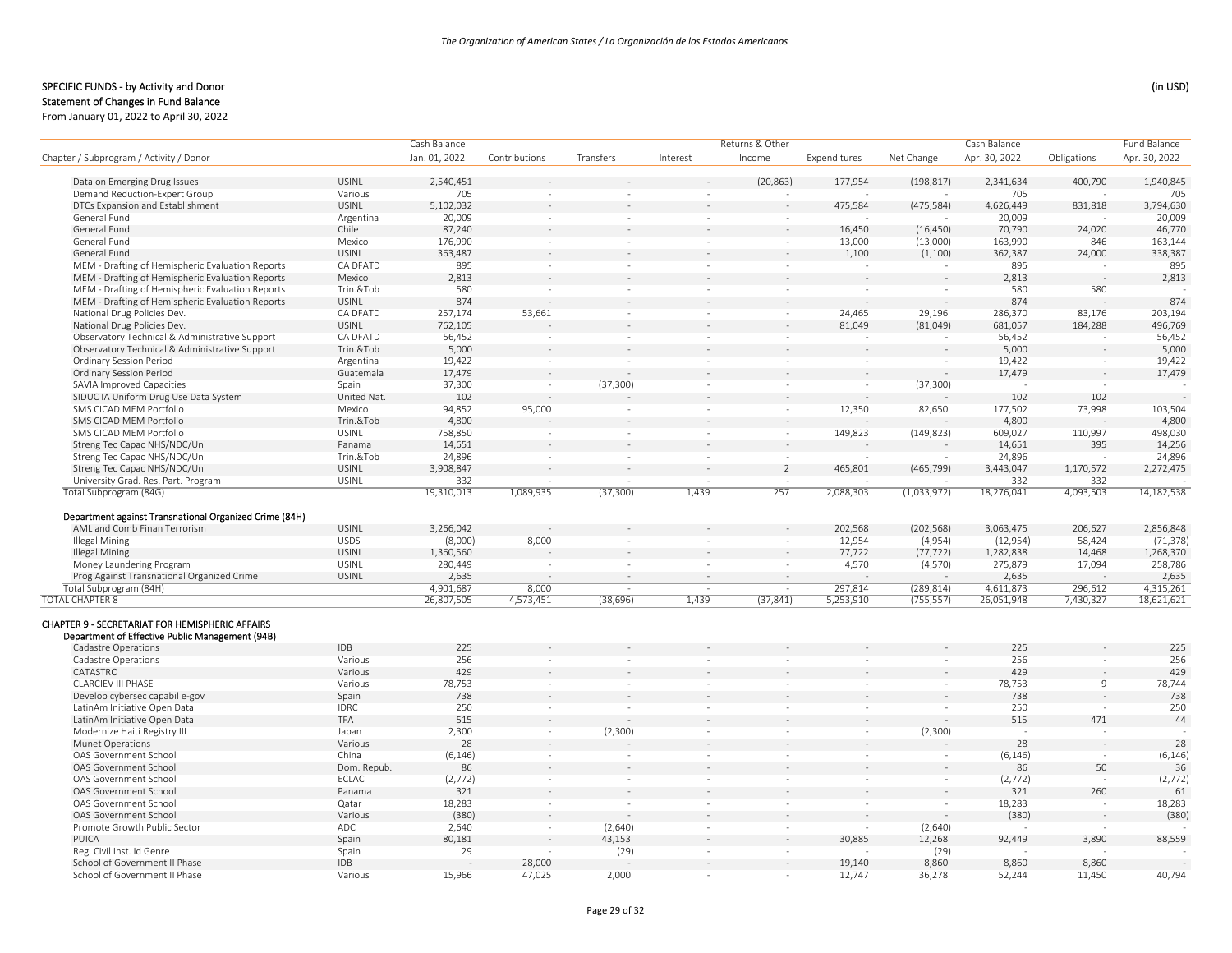## SPECIFIC FUNDS - by Activity and Donor

(in USD)

**Statement of Changes in Fund Balance**

From January 01, 2022 to April 30, 2022

| Chapter / Subprogram / Activity / Donor | | Cash Balance Jan. 01, 2022 | Contributions | Transfers | Interest | Returns & Other Income | Expenditures | Net Change | Cash Balance Apr. 30, 2022 | Obligations | Fund Balance Apr. 30, 2022 |
|---|---|---|---|---|---|---|---|---|---|---|---|
| Data on Emerging Drug Issues | USINL | 2,540,451 | - | - | - | (20,863) | 177,954 | (198,817) | 2,341,634 | 400,790 | 1,940,845 |
| Demand Reduction-Expert Group | Various | 705 | - | - | - | - | - | - | 705 | - | 705 |
| DTCs Expansion and Establishment | USINL | 5,102,032 | - | - | - | - | 475,584 | (475,584) | 4,626,449 | 831,818 | 3,794,630 |
| General Fund | Argentina | 20,009 | - | - | - | - | - | - | 20,009 | - | 20,009 |
| General Fund | Chile | 87,240 | - | - | - | - | 16,450 | (16,450) | 70,790 | 24,020 | 46,770 |
| General Fund | Mexico | 176,990 | - | - | - | - | 13,000 | (13,000) | 163,990 | 846 | 163,144 |
| General Fund | USINL | 363,487 | - | - | - | - | 1,100 | (1,100) | 362,387 | 24,000 | 338,387 |
| MEM - Drafting of Hemispheric Evaluation Reports | CA DFATD | 895 | - | - | - | - | - | - | 895 | - | 895 |
| MEM - Drafting of Hemispheric Evaluation Reports | Mexico | 2,813 | - | - | - | - | - | - | 2,813 | - | 2,813 |
| MEM - Drafting of Hemispheric Evaluation Reports | Trin.&Tob | 580 | - | - | - | - | - | - | 580 | 580 | - |
| MEM - Drafting of Hemispheric Evaluation Reports | USINL | 874 | - | - | - | - | - | - | 874 | - | 874 |
| National Drug Policies Dev. | CA DFATD | 257,174 | 53,661 | - | - | - | 24,465 | 29,196 | 286,370 | 83,176 | 203,194 |
| National Drug Policies Dev. | USINL | 762,105 | - | - | - | - | 81,049 | (81,049) | 681,057 | 184,288 | 496,769 |
| Observatory Technical & Administrative Support | CA DFATD | 56,452 | - | - | - | - | - | - | 56,452 | - | 56,452 |
| Observatory Technical & Administrative Support | Trin.&Tob | 5,000 | - | - | - | - | - | - | 5,000 | - | 5,000 |
| Ordinary Session Period | Argentina | 19,422 | - | - | - | - | - | - | 19,422 | - | 19,422 |
| Ordinary Session Period | Guatemala | 17,479 | - | - | - | - | - | - | 17,479 | - | 17,479 |
| SAVIA Improved Capacities | Spain | 37,300 | - | (37,300) | - | - | - | (37,300) | - | - | - |
| SIDUC IA Uniform Drug Use Data System | United Nat. | 102 | - | - | - | - | - | - | 102 | 102 | - |
| SMS CICAD MEM Portfolio | Mexico | 94,852 | 95,000 | - | - | - | 12,350 | 82,650 | 177,502 | 73,998 | 103,504 |
| SMS CICAD MEM Portfolio | Trin.&Tob | 4,800 | - | - | - | - | - | - | 4,800 | - | 4,800 |
| SMS CICAD MEM Portfolio | USINL | 758,850 | - | - | - | - | 149,823 | (149,823) | 609,027 | 110,997 | 498,030 |
| Streng Tec Capac NHS/NDC/Uni | Panama | 14,651 | - | - | - | - | - | - | 14,651 | 395 | 14,256 |
| Streng Tec Capac NHS/NDC/Uni | Trin.&Tob | 24,896 | - | - | - | - | - | - | 24,896 | - | 24,896 |
| Streng Tec Capac NHS/NDC/Uni | USINL | 3,908,847 | - | - | - | 2 | 465,801 | (465,799) | 3,443,047 | 1,170,572 | 2,272,475 |
| University Grad. Res. Part. Program | USINL | 332 | - | - | - | - | - | - | 332 | 332 | - |
| Total Subprogram (84G) | | 19,310,013 | 1,089,935 | (37,300) | 1,439 | 257 | 2,088,303 | (1,033,972) | 18,276,041 | 4,093,503 | 14,182,538 |
| **Department against Transnational Organized Crime (84H)** | | | | | | | | | | | |
| AML and Comb Finan Terrorism | USINL | 3,266,042 | - | - | - | - | 202,568 | (202,568) | 3,063,475 | 206,627 | 2,856,848 |
| Illegal Mining | USDS | (8,000) | 8,000 | - | - | - | 12,954 | (4,954) | (12,954) | 58,424 | (71,378) |
| Illegal Mining | USINL | 1,360,560 | - | - | - | - | 77,722 | (77,722) | 1,282,838 | 14,468 | 1,268,370 |
| Money Laundering Program | USINL | 280,449 | - | - | - | - | 4,570 | (4,570) | 275,879 | 17,094 | 258,786 |
| Prog Against Transnational Organized Crime | USINL | 2,635 | - | - | - | - | - | - | 2,635 | - | 2,635 |
| Total Subprogram (84H) | | 4,901,687 | 8,000 | - | - | - | 297,814 | (289,814) | 4,611,873 | 296,612 | 4,315,261 |
| TOTAL CHAPTER 8 | | 26,807,505 | 4,573,451 | (38,696) | 1,439 | (37,841) | 5,253,910 | (755,557) | 26,051,948 | 7,430,327 | 18,621,621 |
| **CHAPTER 9 - SECRETARIAT FOR HEMISPHERIC AFFAIRS** | | | | | | | | | | | |
| **Department of Effective Public Management (94B)** | | | | | | | | | | | |
| Cadastre Operations | IDB | 225 | - | - | - | - | - | - | 225 | - | 225 |
| Cadastre Operations | Various | 256 | - | - | - | - | - | - | 256 | - | 256 |
| CATASTRO | Various | 429 | - | - | - | - | - | - | 429 | - | 429 |
| CLARCIEV III PHASE | Various | 78,753 | - | - | - | - | - | - | 78,753 | 9 | 78,744 |
| Develop cybersec capabil e-gov | Spain | 738 | - | - | - | - | - | - | 738 | - | 738 |
| LatinAm Initiative Open Data | IDRC | 250 | - | - | - | - | - | - | 250 | - | 250 |
| LatinAm Initiative Open Data | TFA | 515 | - | - | - | - | - | - | 515 | 471 | 44 |
| Modernize Haiti Registry III | Japan | 2,300 | - | (2,300) | - | - | - | (2,300) | - | - | - |
| Munet Operations | Various | 28 | - | - | - | - | - | - | 28 | - | 28 |
| OAS Government School | China | (6,146) | - | - | - | - | - | - | (6,146) | - | (6,146) |
| OAS Government School | Dom. Repub. | 86 | - | - | - | - | - | - | 86 | 50 | 36 |
| OAS Government School | ECLAC | (2,772) | - | - | - | - | - | - | (2,772) | - | (2,772) |
| OAS Government School | Panama | 321 | - | - | - | - | - | - | 321 | 260 | 61 |
| OAS Government School | Qatar | 18,283 | - | - | - | - | - | - | 18,283 | - | 18,283 |
| OAS Government School | Various | (380) | - | - | - | - | - | - | (380) | - | (380) |
| Promote Growth Public Sector | ADC | 2,640 | - | (2,640) | - | - | - | (2,640) | - | - | - |
| PUICA | Spain | 80,181 | - | 43,153 | - | - | 30,885 | 12,268 | 92,449 | 3,890 | 88,559 |
| Reg. Civil Inst. Id Genre | Spain | 29 | - | (29) | - | - | - | (29) | - | - | - |
| School of Government II Phase | IDB | - | 28,000 | - | - | - | 19,140 | 8,860 | 8,860 | 8,860 | - |
| School of Government II Phase | Various | 15,966 | 47,025 | 2,000 | - | - | 12,747 | 36,278 | 52,244 | 11,450 | 40,794 |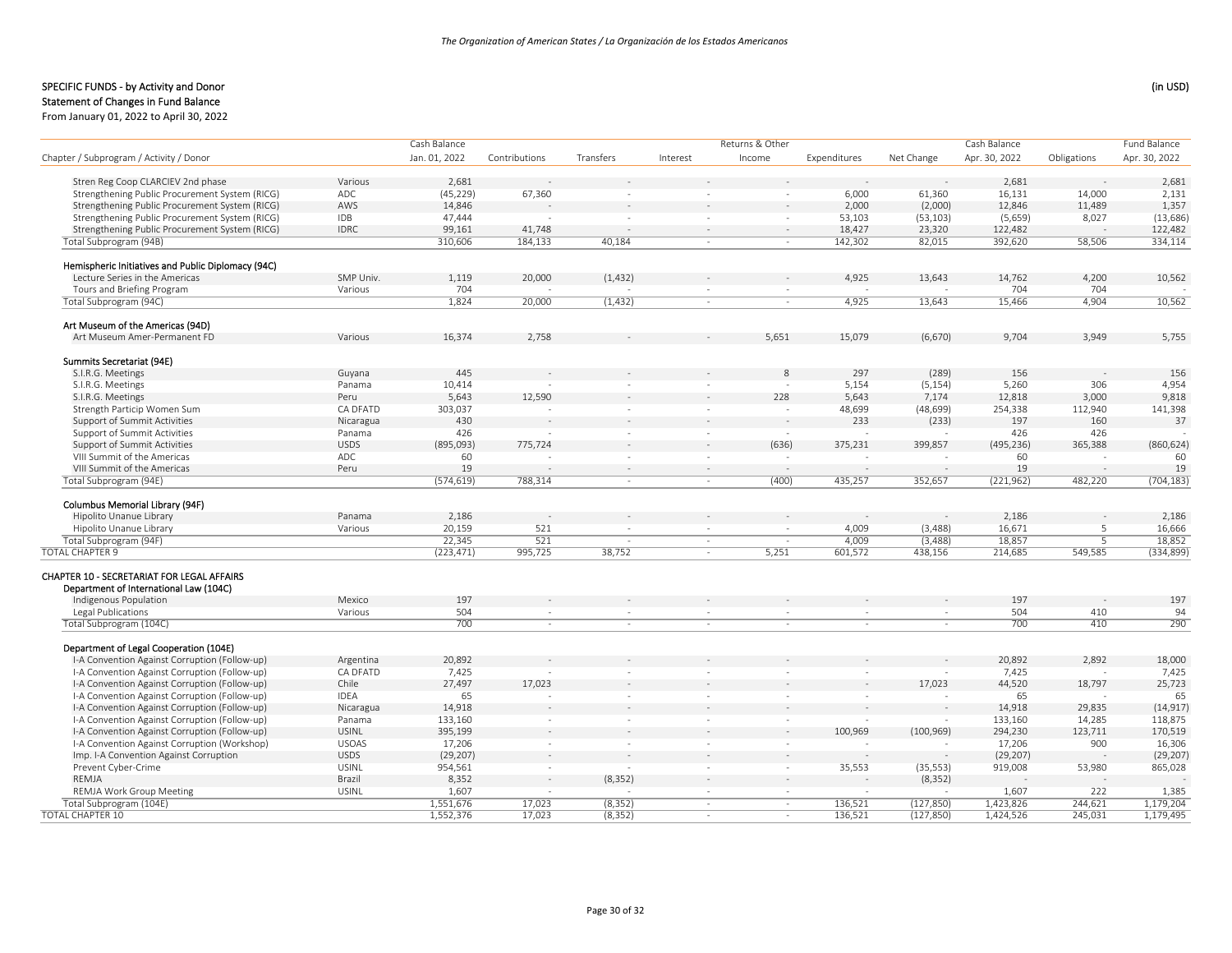SPECIFIC FUNDS - by Activity and Donor

Statement of Changes in Fund Balance

From January 01, 2022 to April 30, 2022

(in USD)

| Chapter / Subprogram / Activity / Donor | | Cash Balance Jan. 01, 2022 | Contributions | Transfers | Interest | Returns & Other Income | Expenditures | Net Change | Cash Balance Apr. 30, 2022 | Obligations | Fund Balance Apr. 30, 2022 |
|---|---|---|---|---|---|---|---|---|---|---|---|
| Stren Reg Coop CLARCIEV 2nd phase | Various | 2,681 | - | - | - | - | - | - | 2,681 | - | 2,681 |
| Strengthening Public Procurement System (RICG) | ADC | (45,229) | 67,360 | - | - | - | 6,000 | 61,360 | 16,131 | 14,000 | 2,131 |
| Strengthening Public Procurement System (RICG) | AWS | 14,846 | - | - | - | - | 2,000 | (2,000) | 12,846 | 11,489 | 1,357 |
| Strengthening Public Procurement System (RICG) | IDB | 47,444 | - | - | - | - | 53,103 | (53,103) | (5,659) | 8,027 | (13,686) |
| Strengthening Public Procurement System (RICG) | IDRC | 99,161 | 41,748 | - | - | - | 18,427 | 23,320 | 122,482 | - | 122,482 |
| Total Subprogram (94B) | | 310,606 | 184,133 | 40,184 | - | - | 142,302 | 82,015 | 392,620 | 58,506 | 334,114 |
| **Hemispheric Initiatives and Public Diplomacy (94C)** | | | | | | | | | | | |
| Lecture Series in the Americas | SMP Univ. | 1,119 | 20,000 | (1,432) | - | - | 4,925 | 13,643 | 14,762 | 4,200 | 10,562 |
| Tours and Briefing Program | Various | 704 | - | - | - | - | - | - | 704 | 704 | - |
| Total Subprogram (94C) | | 1,824 | 20,000 | (1,432) | - | - | 4,925 | 13,643 | 15,466 | 4,904 | 10,562 |
| **Art Museum of the Americas (94D)** | | | | | | | | | | | |
| Art Museum Amer-Permanent FD | Various | 16,374 | 2,758 | - | - | 5,651 | 15,079 | (6,670) | 9,704 | 3,949 | 5,755 |
| **Summits Secretariat (94E)** | | | | | | | | | | | |
| S.I.R.G. Meetings | Guyana | 445 | - | - | - | 8 | 297 | (289) | 156 | - | 156 |
| S.I.R.G. Meetings | Panama | 10,414 | - | - | - | - | 5,154 | (5,154) | 5,260 | 306 | 4,954 |
| S.I.R.G. Meetings | Peru | 5,643 | 12,590 | - | - | 228 | 5,643 | 7,174 | 12,818 | 3,000 | 9,818 |
| Strength Particip Women Sum | CA DFATD | 303,037 | - | - | - | - | 48,699 | (48,699) | 254,338 | 112,940 | 141,398 |
| Support of Summit Activities | Nicaragua | 430 | - | - | - | - | 233 | (233) | 197 | 160 | 37 |
| Support of Summit Activities | Panama | 426 | - | - | - | - | - | - | 426 | 426 | - |
| Support of Summit Activities | USDS | (895,093) | 775,724 | - | - | (636) | 375,231 | 399,857 | (495,236) | 365,388 | (860,624) |
| VIII Summit of the Americas | ADC | 60 | - | - | - | - | - | - | 60 | - | 60 |
| VIII Summit of the Americas | Peru | 19 | - | - | - | - | - | - | 19 | - | 19 |
| Total Subprogram (94E) | | (574,619) | 788,314 | - | - | (400) | 435,257 | 352,657 | (221,962) | 482,220 | (704,183) |
| **Columbus Memorial Library (94F)** | | | | | | | | | | | |
| Hipolito Unanue Library | Panama | 2,186 | - | - | - | - | - | - | 2,186 | - | 2,186 |
| Hipolito Unanue Library | Various | 20,159 | 521 | - | - | - | 4,009 | (3,488) | 16,671 | 5 | 16,666 |
| Total Subprogram (94F) | | 22,345 | 521 | - | - | - | 4,009 | (3,488) | 18,857 | 5 | 18,852 |
| TOTAL CHAPTER 9 | | (223,471) | 995,725 | 38,752 | - | 5,251 | 601,572 | 438,156 | 214,685 | 549,585 | (334,899) |
| **CHAPTER 10 - SECRETARIAT FOR LEGAL AFFAIRS** | | | | | | | | | | | |
| **Department of International Law (104C)** | | | | | | | | | | | |
| Indigenous Population | Mexico | 197 | - | - | - | - | - | - | 197 | - | 197 |
| Legal Publications | Various | 504 | - | - | - | - | - | - | 504 | 410 | 94 |
| Total Subprogram (104C) | | 700 | - | - | - | - | - | - | 700 | 410 | 290 |
| **Department of Legal Cooperation (104E)** | | | | | | | | | | | |
| I-A Convention Against Corruption (Follow-up) | Argentina | 20,892 | - | - | - | - | - | - | 20,892 | 2,892 | 18,000 |
| I-A Convention Against Corruption (Follow-up) | CA DFATD | 7,425 | - | - | - | - | - | - | 7,425 | - | 7,425 |
| I-A Convention Against Corruption (Follow-up) | Chile | 27,497 | 17,023 | - | - | - | - | 17,023 | 44,520 | 18,797 | 25,723 |
| I-A Convention Against Corruption (Follow-up) | IDEA | 65 | - | - | - | - | - | - | 65 | - | 65 |
| I-A Convention Against Corruption (Follow-up) | Nicaragua | 14,918 | - | - | - | - | - | - | 14,918 | 29,835 | (14,917) |
| I-A Convention Against Corruption (Follow-up) | Panama | 133,160 | - | - | - | - | - | - | 133,160 | 14,285 | 118,875 |
| I-A Convention Against Corruption (Follow-up) | USINL | 395,199 | - | - | - | - | 100,969 | (100,969) | 294,230 | 123,711 | 170,519 |
| I-A Convention Against Corruption (Workshop) | USOAS | 17,206 | - | - | - | - | - | - | 17,206 | 900 | 16,306 |
| Imp. I-A Convention Against Corruption | USDS | (29,207) | - | - | - | - | - | - | (29,207) | - | (29,207) |
| Prevent Cyber-Crime | USINL | 954,561 | - | - | - | - | 35,553 | (35,553) | 919,008 | 53,980 | 865,028 |
| REMJA | Brazil | 8,352 | - | (8,352) | - | - | - | (8,352) | - | - | - |
| REMJA Work Group Meeting | USINL | 1,607 | - | - | - | - | - | - | 1,607 | 222 | 1,385 |
| Total Subprogram (104E) | | 1,551,676 | 17,023 | (8,352) | - | - | 136,521 | (127,850) | 1,423,826 | 244,621 | 1,179,204 |
| TOTAL CHAPTER 10 | | 1,552,376 | 17,023 | (8,352) | - | - | 136,521 | (127,850) | 1,424,526 | 245,031 | 1,179,495 |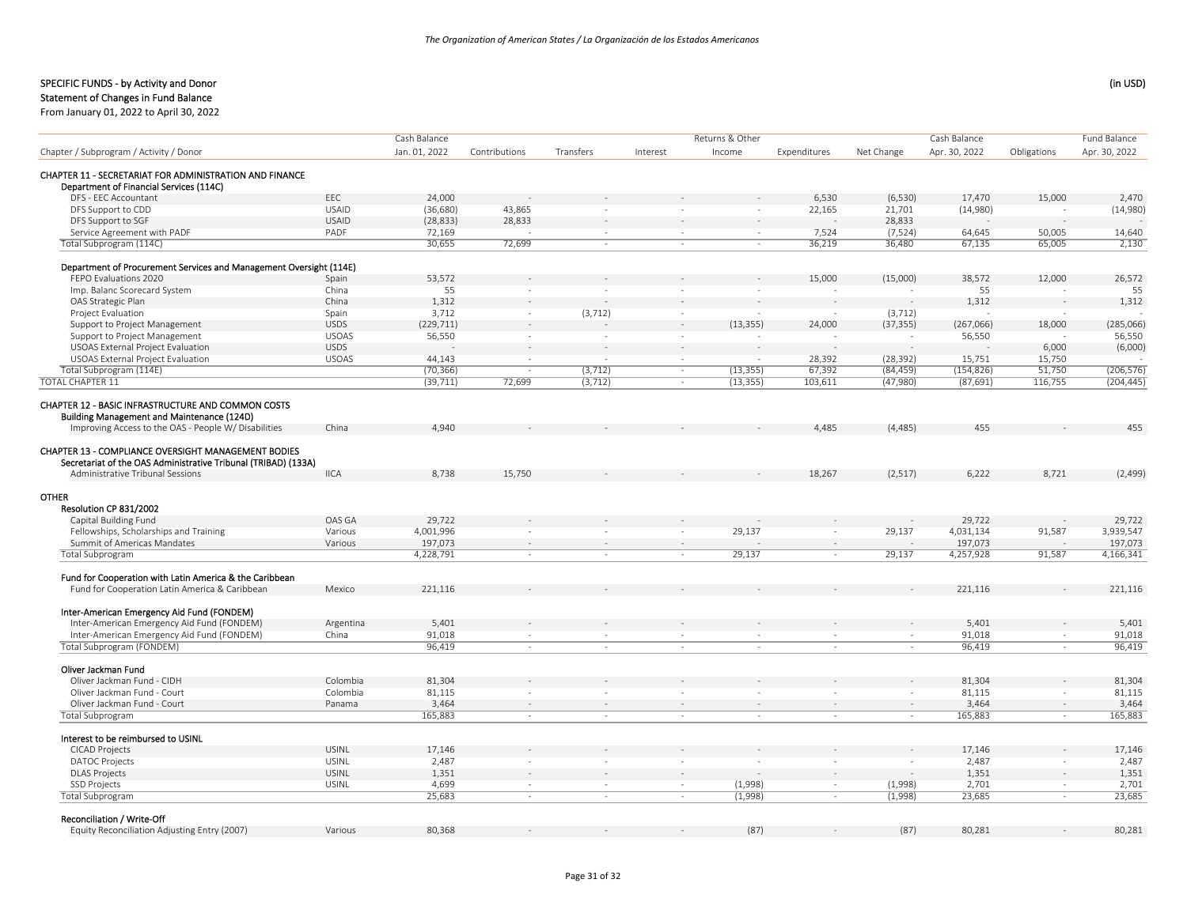SPECIFIC FUNDS - by Activity and Donor

Statement of Changes in Fund Balance

From January 01, 2022 to April 30, 2022

(in USD)

| Chapter / Subprogram / Activity / Donor | | Cash Balance Jan. 01, 2022 | Contributions | Transfers | Interest | Returns & Other Income | Expenditures | Net Change | Cash Balance Apr. 30, 2022 | Obligations | Fund Balance Apr. 30, 2022 |
|---|---|---|---|---|---|---|---|---|---|---|---|
| **CHAPTER 11 - SECRETARIAT FOR ADMINISTRATION AND FINANCE** | | | | | | | | | | | |
| **Department of Financial Services (114C)** | | | | | | | | | | | |
| DFS - EEC Accountant | EEC | 24,000 | - | - | - | - | 6,530 | (6,530) | 17,470 | 15,000 | 2,470 |
| DFS Support to CDD | USAID | (36,680) | 43,865 | - | - | - | 22,165 | 21,701 | (14,980) | - | (14,980) |
| DFS Support to SGF | USAID | (28,833) | 28,833 | - | - | - | - | 28,833 | - | - | - |
| Service Agreement with PADF | PADF | 72,169 | - | - | - | - | 7,524 | (7,524) | 64,645 | 50,005 | 14,640 |
| Total Subprogram (114C) | | 30,655 | 72,699 | - | - | - | 36,219 | 36,480 | 67,135 | 65,005 | 2,130 |
| **Department of Procurement Services and Management Oversight (114E)** | | | | | | | | | | | |
| FEPO Evaluations 2020 | Spain | 53,572 | - | - | - | - | 15,000 | (15,000) | 38,572 | 12,000 | 26,572 |
| Imp. Balanc Scorecard System | China | 55 | - | - | - | - | - | - | 55 | - | 55 |
| OAS Strategic Plan | China | 1,312 | - | - | - | - | - | - | 1,312 | - | 1,312 |
| Project Evaluation | Spain | 3,712 | - | (3,712) | - | - | - | (3,712) | - | - | - |
| Support to Project Management | USDS | (229,711) | - | - | - | (13,355) | 24,000 | (37,355) | (267,066) | 18,000 | (285,066) |
| Support to Project Management | USOAS | 56,550 | - | - | - | - | - | - | 56,550 | - | 56,550 |
| USOAS External Project Evaluation | USDS | - | - | - | - | - | - | - | - | 6,000 | (6,000) |
| USOAS External Project Evaluation | USOAS | 44,143 | - | - | - | - | 28,392 | (28,392) | 15,751 | 15,750 | - |
| Total Subprogram (114E) | | (70,366) | - | (3,712) | - | (13,355) | 67,392 | (84,459) | (154,826) | 51,750 | (206,576) |
| TOTAL CHAPTER 11 | | (39,711) | 72,699 | (3,712) | - | (13,355) | 103,611 | (47,980) | (87,691) | 116,755 | (204,445) |
| **CHAPTER 12 - BASIC INFRASTRUCTURE AND COMMON COSTS** | | | | | | | | | | | |
| **Building Management and Maintenance (124D)** | | | | | | | | | | | |
| Improving Access to the OAS - People W/ Disabilities | China | 4,940 | - | - | - | - | 4,485 | (4,485) | 455 | - | 455 |
| **CHAPTER 13 - COMPLIANCE OVERSIGHT MANAGEMENT BODIES** | | | | | | | | | | | |
| **Secretariat of the OAS Administrative Tribunal (TRIBAD) (133A)** | | | | | | | | | | | |
| Administrative Tribunal Sessions | IICA | 8,738 | 15,750 | - | - | - | 18,267 | (2,517) | 6,222 | 8,721 | (2,499) |
| **OTHER** | | | | | | | | | | | |
| **Resolution CP 831/2002** | | | | | | | | | | | |
| Capital Building Fund | OAS GA | 29,722 | - | - | - | - | - | - | 29,722 | - | 29,722 |
| Fellowships, Scholarships and Training | Various | 4,001,996 | - | - | - | 29,137 | - | 29,137 | 4,031,134 | 91,587 | 3,939,547 |
| Summit of Americas Mandates | Various | 197,073 | - | - | - | - | - | - | 197,073 | - | 197,073 |
| Total Subprogram | | 4,228,791 | - | - | - | 29,137 | - | 29,137 | 4,257,928 | 91,587 | 4,166,341 |
| **Fund for Cooperation with Latin America & the Caribbean** | | | | | | | | | | | |
| Fund for Cooperation Latin America & Caribbean | Mexico | 221,116 | - | - | - | - | - | - | 221,116 | - | 221,116 |
| **Inter-American Emergency Aid Fund (FONDEM)** | | | | | | | | | | | |
| Inter-American Emergency Aid Fund (FONDEM) | Argentina | 5,401 | - | - | - | - | - | - | 5,401 | - | 5,401 |
| Inter-American Emergency Aid Fund (FONDEM) | China | 91,018 | - | - | - | - | - | - | 91,018 | - | 91,018 |
| Total Subprogram (FONDEM) | | 96,419 | - | - | - | - | - | - | 96,419 | - | 96,419 |
| **Oliver Jackman Fund** | | | | | | | | | | | |
| Oliver Jackman Fund - CIDH | Colombia | 81,304 | - | - | - | - | - | - | 81,304 | - | 81,304 |
| Oliver Jackman Fund - Court | Colombia | 81,115 | - | - | - | - | - | - | 81,115 | - | 81,115 |
| Oliver Jackman Fund - Court | Panama | 3,464 | - | - | - | - | - | - | 3,464 | - | 3,464 |
| Total Subprogram | | 165,883 | - | - | - | - | - | - | 165,883 | - | 165,883 |
| **Interest to be reimbursed to USINL** | | | | | | | | | | | |
| CICAD Projects | USINL | 17,146 | - | - | - | - | - | - | 17,146 | - | 17,146 |
| DATOC Projects | USINL | 2,487 | - | - | - | - | - | - | 2,487 | - | 2,487 |
| DLAS Projects | USINL | 1,351 | - | - | - | - | - | - | 1,351 | - | 1,351 |
| SSD Projects | USINL | 4,699 | - | - | - | (1,998) | - | (1,998) | 2,701 | - | 2,701 |
| Total Subprogram | | 25,683 | - | - | - | (1,998) | - | (1,998) | 23,685 | - | 23,685 |
| **Reconciliation / Write-Off** | | | | | | | | | | | |
| Equity Reconciliation Adjusting Entry (2007) | Various | 80,368 | - | - | - | (87) | - | (87) | 80,281 | - | 80,281 |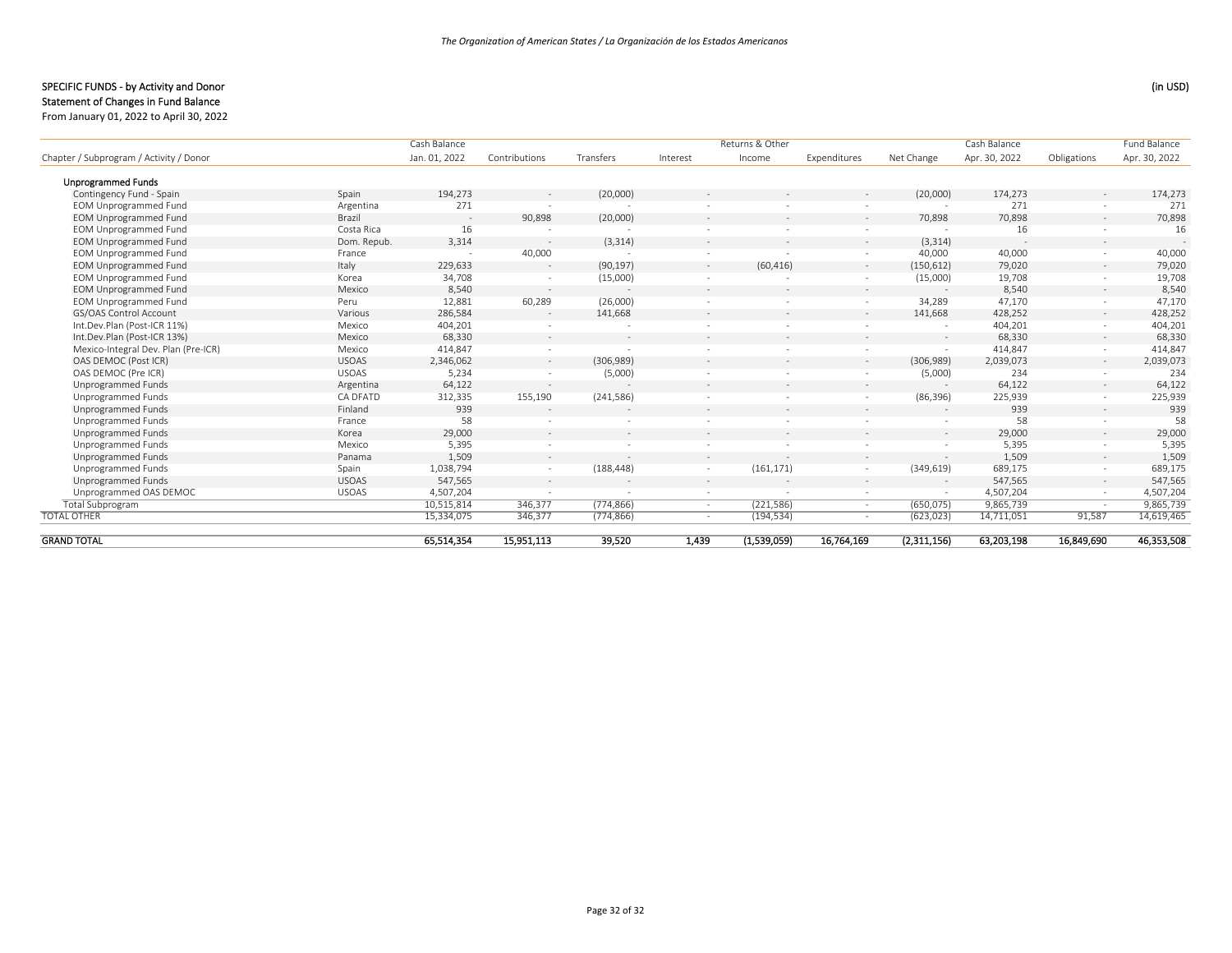SPECIFIC FUNDS - by Activity and Donor

Statement of Changes in Fund Balance

From January 01, 2022 to April 30, 2022

(in USD)

| Chapter / Subprogram / Activity / Donor | | Cash Balance Jan. 01, 2022 | Contributions | Transfers | Interest | Returns & Other Income | Expenditures | Net Change | Cash Balance Apr. 30, 2022 | Obligations | Fund Balance Apr. 30, 2022 |
|---|---|---|---|---|---|---|---|---|---|---|---|
| **Unprogrammed Funds** | | | | | | | | | | | |
| Contingency Fund - Spain | Spain | 194,273 | - | (20,000) | - | - | - | (20,000) | 174,273 | - | 174,273 |
| EOM Unprogrammed Fund | Argentina | 271 | - | - | - | - | - | - | 271 | - | 271 |
| EOM Unprogrammed Fund | Brazil | - | 90,898 | (20,000) | - | - | - | 70,898 | 70,898 | - | 70,898 |
| EOM Unprogrammed Fund | Costa Rica | 16 | - | - | - | - | - | - | 16 | - | 16 |
| EOM Unprogrammed Fund | Dom. Repub. | 3,314 | - | (3,314) | - | - | - | (3,314) | - | - | - |
| EOM Unprogrammed Fund | France | - | 40,000 | - | - | - | - | 40,000 | 40,000 | - | 40,000 |
| EOM Unprogrammed Fund | Italy | 229,633 | - | (90,197) | - | (60,416) | - | (150,612) | 79,020 | - | 79,020 |
| EOM Unprogrammed Fund | Korea | 34,708 | - | (15,000) | - | - | - | (15,000) | 19,708 | - | 19,708 |
| EOM Unprogrammed Fund | Mexico | 8,540 | - | - | - | - | - | - | 8,540 | - | 8,540 |
| EOM Unprogrammed Fund | Peru | 12,881 | 60,289 | (26,000) | - | - | - | 34,289 | 47,170 | - | 47,170 |
| GS/OAS Control Account | Various | 286,584 | - | 141,668 | - | - | - | 141,668 | 428,252 | - | 428,252 |
| Int.Dev.Plan (Post-ICR 11%) | Mexico | 404,201 | - | - | - | - | - | - | 404,201 | - | 404,201 |
| Int.Dev.Plan (Post-ICR 13%) | Mexico | 68,330 | - | - | - | - | - | - | 68,330 | - | 68,330 |
| Mexico-Integral Dev. Plan (Pre-ICR) | Mexico | 414,847 | - | - | - | - | - | - | 414,847 | - | 414,847 |
| OAS DEMOC (Post ICR) | USOAS | 2,346,062 | - | (306,989) | - | - | - | (306,989) | 2,039,073 | - | 2,039,073 |
| OAS DEMOC (Pre ICR) | USOAS | 5,234 | - | (5,000) | - | - | - | (5,000) | 234 | - | 234 |
| Unprogrammed Funds | Argentina | 64,122 | - | - | - | - | - | - | 64,122 | - | 64,122 |
| Unprogrammed Funds | CA DFATD | 312,335 | 155,190 | (241,586) | - | - | - | (86,396) | 225,939 | - | 225,939 |
| Unprogrammed Funds | Finland | 939 | - | - | - | - | - | - | 939 | - | 939 |
| Unprogrammed Funds | France | 58 | - | - | - | - | - | - | 58 | - | 58 |
| Unprogrammed Funds | Korea | 29,000 | - | - | - | - | - | - | 29,000 | - | 29,000 |
| Unprogrammed Funds | Mexico | 5,395 | - | - | - | - | - | - | 5,395 | - | 5,395 |
| Unprogrammed Funds | Panama | 1,509 | - | - | - | - | - | - | 1,509 | - | 1,509 |
| Unprogrammed Funds | Spain | 1,038,794 | - | (188,448) | - | (161,171) | - | (349,619) | 689,175 | - | 689,175 |
| Unprogrammed Funds | USOAS | 547,565 | - | - | - | - | - | - | 547,565 | - | 547,565 |
| Unprogrammed OAS DEMOC | USOAS | 4,507,204 | - | - | - | - | - | - | 4,507,204 | - | 4,507,204 |
| Total Subprogram | | 10,515,814 | 346,377 | (774,866) | - | (221,586) | - | (650,075) | 9,865,739 | - | 9,865,739 |
| TOTAL OTHER | | 15,334,075 | 346,377 | (774,866) | - | (194,534) | - | (623,023) | 14,711,051 | 91,587 | 14,619,465 |
| **GRAND TOTAL** | | **65,514,354** | **15,951,113** | **39,520** | **1,439** | **(1,539,059)** | **16,764,169** | **(2,311,156)** | **63,203,198** | **16,849,690** | **46,353,508** |